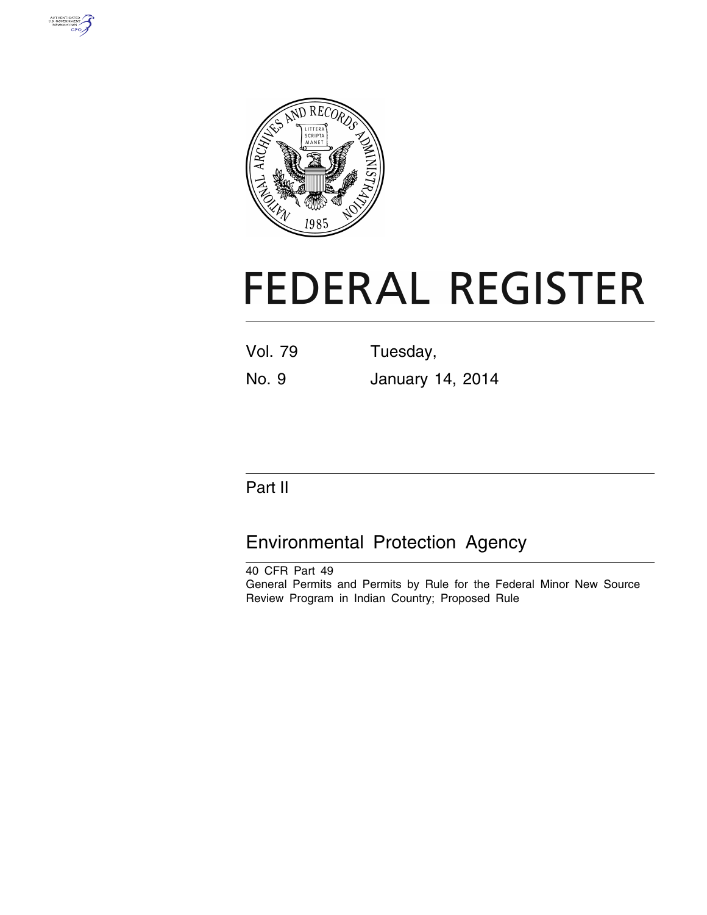# FEDERAL REGISTER

Vol. 79 Tuesday,

No. 9 January 14, 2014

## Part II

## Environmental Protection Agency

40 CFR Part 49

General Permits and Permits by Rule for the Federal Minor New Source Review Program in Indian Country; Proposed Rule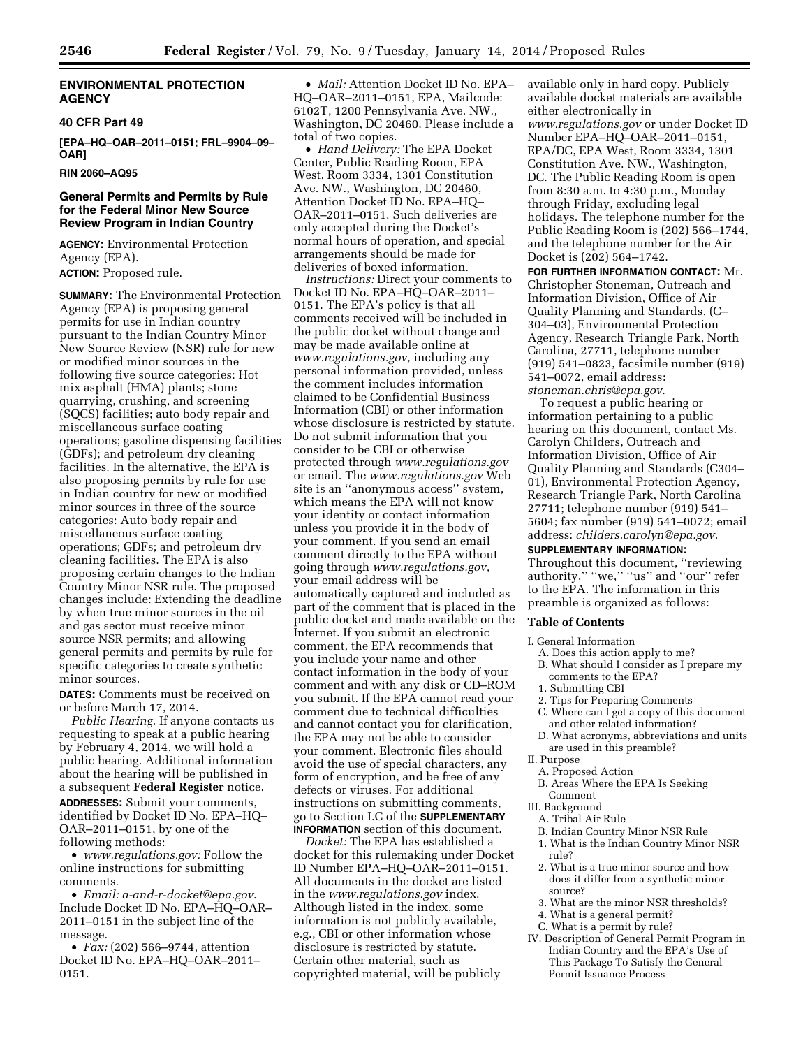## ENVIRONMENTAL PROTECTION AGENCY

### 40 CFR Part 49

**[EPA–HQ–OAR–2011–0151; FRL–9904–09–OAR]**

**RIN 2060–AQ95**

### General Permits and Permits by Rule for the Federal Minor New Source Review Program in Indian Country

**AGENCY:** Environmental Protection Agency (EPA).

**ACTION:** Proposed rule.

**SUMMARY:** The Environmental Protection Agency (EPA) is proposing general permits for use in Indian country pursuant to the Indian Country Minor New Source Review (NSR) rule for new or modified minor sources in the following five source categories: Hot mix asphalt (HMA) plants; stone quarrying, crushing, and screening (SQCS) facilities; auto body repair and miscellaneous surface coating operations; gasoline dispensing facilities (GDFs); and petroleum dry cleaning facilities. In the alternative, the EPA is also proposing permits by rule for use in Indian country for new or modified minor sources in three of the source categories: Auto body repair and miscellaneous surface coating operations; GDFs; and petroleum dry cleaning facilities. The EPA is also proposing certain changes to the Indian Country Minor NSR rule. The proposed changes include: Extending the deadline by when true minor sources in the oil and gas sector must receive minor source NSR permits; and allowing general permits and permits by rule for specific categories to create synthetic minor sources.

**DATES:** Comments must be received on or before March 17, 2014.

*Public Hearing.* If anyone contacts us requesting to speak at a public hearing by February 4, 2014, we will hold a public hearing. Additional information about the hearing will be published in a subsequent **Federal Register** notice.

**ADDRESSES:** Submit your comments, identified by Docket ID No. EPA–HQ–OAR–2011–0151, by one of the following methods:

- *www.regulations.gov:* Follow the online instructions for submitting comments.
- *Email: a-and-r-docket@epa.gov*. Include Docket ID No. EPA–HQ–OAR–2011–0151 in the subject line of the message.
- *Fax:* (202) 566–9744, attention Docket ID No. EPA–HQ–OAR–2011–0151.
- *Mail:* Attention Docket ID No. EPA–HQ–OAR–2011–0151, EPA, Mailcode: 6102T, 1200 Pennsylvania Ave. NW., Washington, DC 20460. Please include a total of two copies.
- *Hand Delivery:* The EPA Docket Center, Public Reading Room, EPA West, Room 3334, 1301 Constitution Ave. NW., Washington, DC 20460, Attention Docket ID No. EPA–HQ–OAR–2011–0151. Such deliveries are only accepted during the Docket's normal hours of operation, and special arrangements should be made for deliveries of boxed information.

*Instructions:* Direct your comments to Docket ID No. EPA–HQ–OAR–2011–0151. The EPA's policy is that all comments received will be included in the public docket without change and may be made available online at *www.regulations.gov,* including any personal information provided, unless the comment includes information claimed to be Confidential Business Information (CBI) or other information whose disclosure is restricted by statute. Do not submit information that you consider to be CBI or otherwise protected through *www.regulations.gov* or email. The *www.regulations.gov* Web site is an ''anonymous access'' system, which means the EPA will not know your identity or contact information unless you provide it in the body of your comment. If you send an email comment directly to the EPA without going through *www.regulations.gov,* your email address will be automatically captured and included as part of the comment that is placed in the public docket and made available on the Internet. If you submit an electronic comment, the EPA recommends that you include your name and other contact information in the body of your comment and with any disk or CD–ROM you submit. If the EPA cannot read your comment due to technical difficulties and cannot contact you for clarification, the EPA may not be able to consider your comment. Electronic files should avoid the use of special characters, any form of encryption, and be free of any defects or viruses. For additional instructions on submitting comments, go to Section I.C of the **SUPPLEMENTARY INFORMATION** section of this document.

*Docket:* The EPA has established a docket for this rulemaking under Docket ID Number EPA–HQ–OAR–2011–0151. All documents in the docket are listed in the *www.regulations.gov* index. Although listed in the index, some information is not publicly available, e.g., CBI or other information whose disclosure is restricted by statute. Certain other material, such as copyrighted material, will be publicly available only in hard copy. Publicly available docket materials are available either electronically in *www.regulations.gov* or under Docket ID Number EPA–HQ–OAR–2011–0151, EPA/DC, EPA West, Room 3334, 1301 Constitution Ave. NW., Washington, DC. The Public Reading Room is open from 8:30 a.m. to 4:30 p.m., Monday through Friday, excluding legal holidays. The telephone number for the Public Reading Room is (202) 566–1744, and the telephone number for the Air Docket is (202) 564–1742.

**FOR FURTHER INFORMATION CONTACT:** Mr. Christopher Stoneman, Outreach and Information Division, Office of Air Quality Planning and Standards, (C–304–03), Environmental Protection Agency, Research Triangle Park, North Carolina, 27711, telephone number (919) 541–0823, facsimile number (919) 541–0072, email address: *stoneman.chris@epa.gov*.

To request a public hearing or information pertaining to a public hearing on this document, contact Ms. Carolyn Childers, Outreach and Information Division, Office of Air Quality Planning and Standards (C304–01), Environmental Protection Agency, Research Triangle Park, North Carolina 27711; telephone number (919) 541–5604; fax number (919) 541–0072; email address: *childers.carolyn@epa.gov*.

**SUPPLEMENTARY INFORMATION:**

Throughout this document, ''reviewing authority,'' ''we,'' ''us'' and ''our'' refer to the EPA. The information in this preamble is organized as follows:

#### Table of Contents

- I. General Information
  - A. Does this action apply to me?
  - B. What should I consider as I prepare my comments to the EPA?
    - 1. Submitting CBI
    - 2. Tips for Preparing Comments
  - C. Where can I get a copy of this document and other related information?
  - D. What acronyms, abbreviations and units are used in this preamble?
- II. Purpose
  - A. Proposed Action
  - B. Areas Where the EPA Is Seeking Comment
- III. Background
  - A. Tribal Air Rule
  - B. Indian Country Minor NSR Rule
    - 1. What is the Indian Country Minor NSR rule?
    - 2. What is a true minor source and how does it differ from a synthetic minor source?
    - 3. What are the minor NSR thresholds?
    - 4. What is a general permit?
  - C. What is a permit by rule?
- IV. Description of General Permit Program in Indian Country and the EPA's Use of This Package To Satisfy the General Permit Issuance Process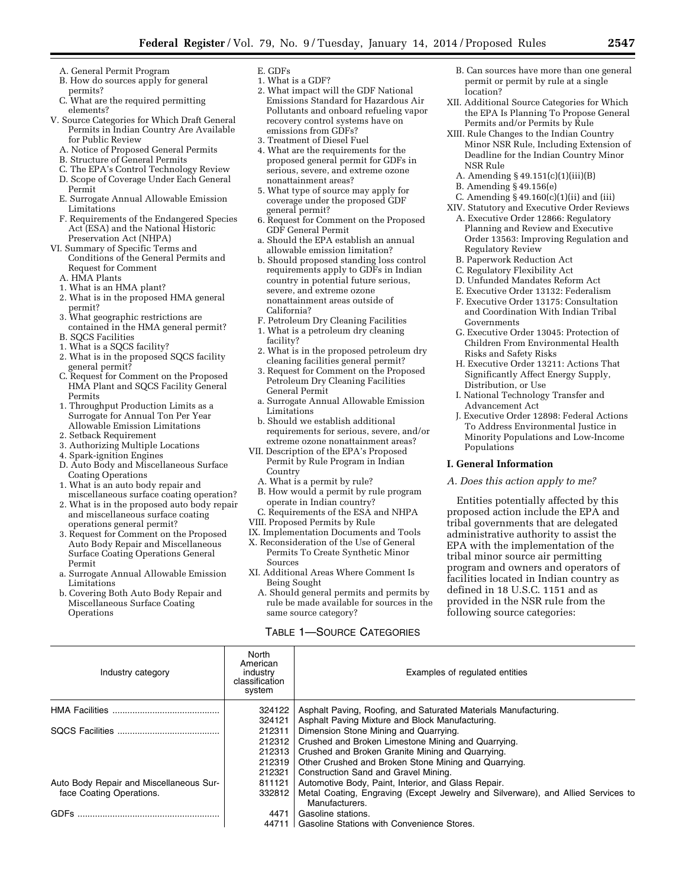A. General Permit Program
B. How do sources apply for general permits?
C. What are the required permitting elements?

V. Source Categories for Which Draft General Permits in Indian Country Are Available for Public Review
A. Notice of Proposed General Permits
B. Structure of General Permits
C. The EPA's Control Technology Review
D. Scope of Coverage Under Each General Permit
E. Surrogate Annual Allowable Emission Limitations
F. Requirements of the Endangered Species Act (ESA) and the National Historic Preservation Act (NHPA)

VI. Summary of Specific Terms and Conditions of the General Permits and Request for Comment
A. HMA Plants
1. What is an HMA plant?
2. What is in the proposed HMA general permit?
3. What geographic restrictions are contained in the HMA general permit?
B. SQCS Facilities
1. What is a SQCS facility?
2. What is in the proposed SQCS facility general permit?
C. Request for Comment on the Proposed HMA Plant and SQCS Facility General Permits
1. Throughput Production Limits as a Surrogate for Annual Ton Per Year Allowable Emission Limitations
2. Setback Requirement
3. Authorizing Multiple Locations
4. Spark-ignition Engines
D. Auto Body and Miscellaneous Surface Coating Operations
1. What is an auto body repair and miscellaneous surface coating operation?
2. What is in the proposed auto body repair and miscellaneous surface coating operations general permit?
3. Request for Comment on the Proposed Auto Body Repair and Miscellaneous Surface Coating Operations General Permit
a. Surrogate Annual Allowable Emission Limitations
b. Covering Both Auto Body Repair and Miscellaneous Surface Coating Operations
E. GDFs
1. What is a GDF?
2. What impact will the GDF National Emissions Standard for Hazardous Air Pollutants and onboard refueling vapor recovery control systems have on emissions from GDFs?
3. Treatment of Diesel Fuel
4. What are the requirements for the proposed general permit for GDFs in serious, severe, and extreme ozone nonattainment areas?
5. What type of source may apply for coverage under the proposed GDF general permit?
6. Request for Comment on the Proposed GDF General Permit
a. Should the EPA establish an annual allowable emission limitation?
b. Should proposed standing loss control requirements apply to GDFs in Indian country in potential future serious, severe, and extreme ozone nonattainment areas outside of California?
F. Petroleum Dry Cleaning Facilities
1. What is a petroleum dry cleaning facility?
2. What is in the proposed petroleum dry cleaning facilities general permit?
3. Request for Comment on the Proposed Petroleum Dry Cleaning Facilities General Permit
a. Surrogate Annual Allowable Emission Limitations
b. Should we establish additional requirements for serious, severe, and/or extreme ozone nonattainment areas?

VII. Description of the EPA's Proposed Permit by Rule Program in Indian Country
A. What is a permit by rule?
B. How would a permit by rule program operate in Indian country?
C. Requirements of the ESA and NHPA

VIII. Proposed Permits by Rule

IX. Implementation Documents and Tools

X. Reconsideration of the Use of General Permits To Create Synthetic Minor Sources

XI. Additional Areas Where Comment Is Being Sought
A. Should general permits and permits by rule be made available for sources in the same source category?
B. Can sources have more than one general permit or permit by rule at a single location?

XII. Additional Source Categories for Which the EPA Is Planning To Propose General Permits and/or Permits by Rule

XIII. Rule Changes to the Indian Country Minor NSR Rule, Including Extension of Deadline for the Indian Country Minor NSR Rule
A. Amending § 49.151(c)(1)(iii)(B)
B. Amending § 49.156(e)
C. Amending § 49.160(c)(1)(ii) and (iii)

XIV. Statutory and Executive Order Reviews
A. Executive Order 12866: Regulatory Planning and Review and Executive Order 13563: Improving Regulation and Regulatory Review
B. Paperwork Reduction Act
C. Regulatory Flexibility Act
D. Unfunded Mandates Reform Act
E. Executive Order 13132: Federalism
F. Executive Order 13175: Consultation and Coordination With Indian Tribal Governments
G. Executive Order 13045: Protection of Children From Environmental Health Risks and Safety Risks
H. Executive Order 13211: Actions That Significantly Affect Energy Supply, Distribution, or Use
I. National Technology Transfer and Advancement Act
J. Executive Order 12898: Federal Actions To Address Environmental Justice in Minority Populations and Low-Income Populations

## I. General Information

### *A. Does this action apply to me?*

Entities potentially affected by this proposed action include the EPA and tribal governments that are delegated administrative authority to assist the EPA with the implementation of the tribal minor source air permitting program and owners and operators of facilities located in Indian country as defined in 18 U.S.C. 1151 and as provided in the NSR rule from the following source categories:

TABLE 1—SOURCE CATEGORIES

| Industry category | North American industry classification system | Examples of regulated entities |
|---|---|---|
| HMA Facilities | 324122 | Asphalt Paving, Roofing, and Saturated Materials Manufacturing. |
| | 324121 | Asphalt Paving Mixture and Block Manufacturing. |
| SQCS Facilities | 212311 | Dimension Stone Mining and Quarrying. |
| | 212312 | Crushed and Broken Limestone Mining and Quarrying. |
| | 212313 | Crushed and Broken Granite Mining and Quarrying. |
| | 212319 | Other Crushed and Broken Stone Mining and Quarrying. |
| | 212321 | Construction Sand and Gravel Mining. |
| Auto Body Repair and Miscellaneous Surface Coating Operations. | 811121 | Automotive Body, Paint, Interior, and Glass Repair. |
| | 332812 | Metal Coating, Engraving (Except Jewelry and Silverware), and Allied Services to Manufacturers. |
| GDFs | 4471 | Gasoline stations. |
| | 44711 | Gasoline Stations with Convenience Stores. |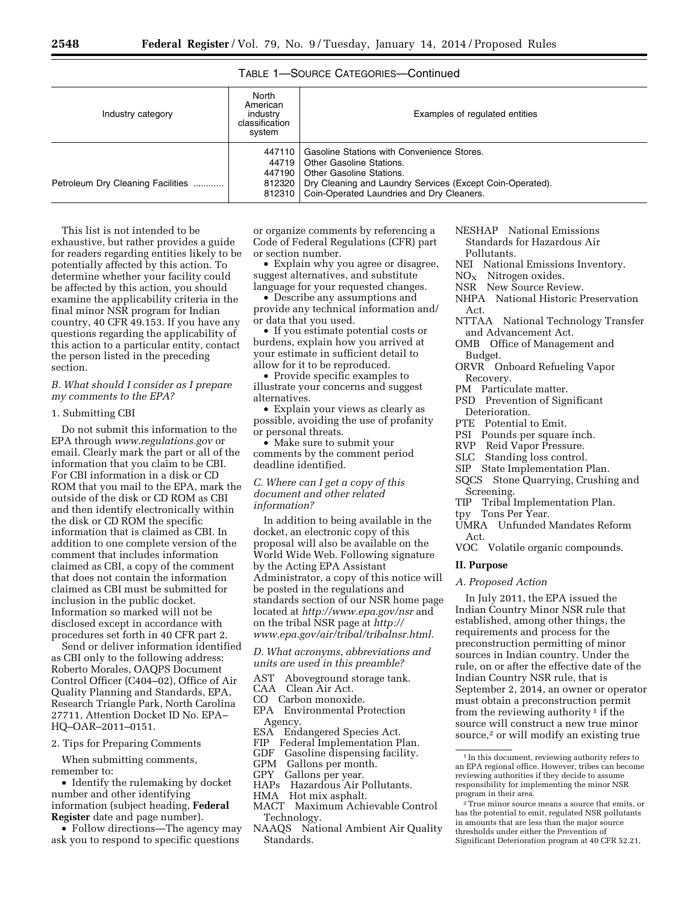TABLE 1—SOURCE CATEGORIES—Continued

| Industry category | North American industry classification system | Examples of regulated entities |
| --- | --- | --- |
| | 447110 | Gasoline Stations with Convenience Stores. |
| | 44719 | Other Gasoline Stations. |
| | 447190 | Other Gasoline Stations. |
| Petroleum Dry Cleaning Facilities ............ | 812320 | Dry Cleaning and Laundry Services (Except Coin-Operated). |
| | 812310 | Coin-Operated Laundries and Dry Cleaners. |

This list is not intended to be exhaustive, but rather provides a guide for readers regarding entities likely to be potentially affected by this action. To determine whether your facility could be affected by this action, you should examine the applicability criteria in the final minor NSR program for Indian country, 40 CFR 49.153. If you have any questions regarding the applicability of this action to a particular entity, contact the person listed in the preceding section.

### *B. What should I consider as I prepare my comments to the EPA?*

1. Submitting CBI

Do not submit this information to the EPA through *www.regulations.gov* or email. Clearly mark the part or all of the information that you claim to be CBI. For CBI information in a disk or CD ROM that you mail to the EPA, mark the outside of the disk or CD ROM as CBI and then identify electronically within the disk or CD ROM the specific information that is claimed as CBI. In addition to one complete version of the comment that includes information claimed as CBI, a copy of the comment that does not contain the information claimed as CBI must be submitted for inclusion in the public docket. Information so marked will not be disclosed except in accordance with procedures set forth in 40 CFR part 2.

Send or deliver information identified as CBI only to the following address: Roberto Morales, OAQPS Document Control Officer (C404–02), Office of Air Quality Planning and Standards, EPA, Research Triangle Park, North Carolina 27711, Attention Docket ID No. EPA–HQ–OAR–2011–0151.

2. Tips for Preparing Comments

When submitting comments, remember to:

- Identify the rulemaking by docket number and other identifying information (subject heading, **Federal Register** date and page number).
- Follow directions—The agency may ask you to respond to specific questions or organize comments by referencing a Code of Federal Regulations (CFR) part or section number.
- Explain why you agree or disagree, suggest alternatives, and substitute language for your requested changes.
- Describe any assumptions and provide any technical information and/or data that you used.
- If you estimate potential costs or burdens, explain how you arrived at your estimate in sufficient detail to allow for it to be reproduced.
- Provide specific examples to illustrate your concerns and suggest alternatives.
- Explain your views as clearly as possible, avoiding the use of profanity or personal threats.
- Make sure to submit your comments by the comment period deadline identified.

### *C. Where can I get a copy of this document and other related information?*

In addition to being available in the docket, an electronic copy of this proposal will also be available on the World Wide Web. Following signature by the Acting EPA Assistant Administrator, a copy of this notice will be posted in the regulations and standards section of our NSR home page located at *http://www.epa.gov/nsr* and on the tribal NSR page at *http://www.epa.gov/air/tribal/tribalnsr.html.*

### *D. What acronyms, abbreviations and units are used in this preamble?*

AST Aboveground storage tank.
CAA Clean Air Act.
CO Carbon monoxide.
EPA Environmental Protection Agency.
ESA Endangered Species Act.
FIP Federal Implementation Plan.
GDF Gasoline dispensing facility.
GPM Gallons per month.
GPY Gallons per year.
HAPs Hazardous Air Pollutants.
HMA Hot mix asphalt.
MACT Maximum Achievable Control Technology.
NAAQS National Ambient Air Quality Standards.
NESHAP National Emissions Standards for Hazardous Air Pollutants.
NEI National Emissions Inventory.
$NO_X$ Nitrogen oxides.
NSR New Source Review.
NHPA National Historic Preservation Act.
NTTAA National Technology Transfer and Advancement Act.
OMB Office of Management and Budget.
ORVR Onboard Refueling Vapor Recovery.
PM Particulate matter.
PSD Prevention of Significant Deterioration.
PTE Potential to Emit.
PSI Pounds per square inch.
RVP Reid Vapor Pressure.
SLC Standing loss control.
SIP State Implementation Plan.
SQCS Stone Quarrying, Crushing and Screening.
TIP Tribal Implementation Plan.
tpy Tons Per Year.
UMRA Unfunded Mandates Reform Act.
VOC Volatile organic compounds.

## II. Purpose

### *A. Proposed Action*

In July 2011, the EPA issued the Indian Country Minor NSR rule that established, among other things, the requirements and process for the preconstruction permitting of minor sources in Indian country. Under the rule, on or after the effective date of the Indian Country NSR rule, that is September 2, 2014, an owner or operator must obtain a preconstruction permit from the reviewing authority[1] if the source will construct a new true minor source,[2] or will modify an existing true

[1] In this document, reviewing authority refers to an EPA regional office. However, tribes can become reviewing authorities if they decide to assume responsibility for implementing the minor NSR program in their area.

[2] True minor source means a source that emits, or has the potential to emit, regulated NSR pollutants in amounts that are less than the major source thresholds under either the Prevention of Significant Deterioration program at 40 CFR 52.21,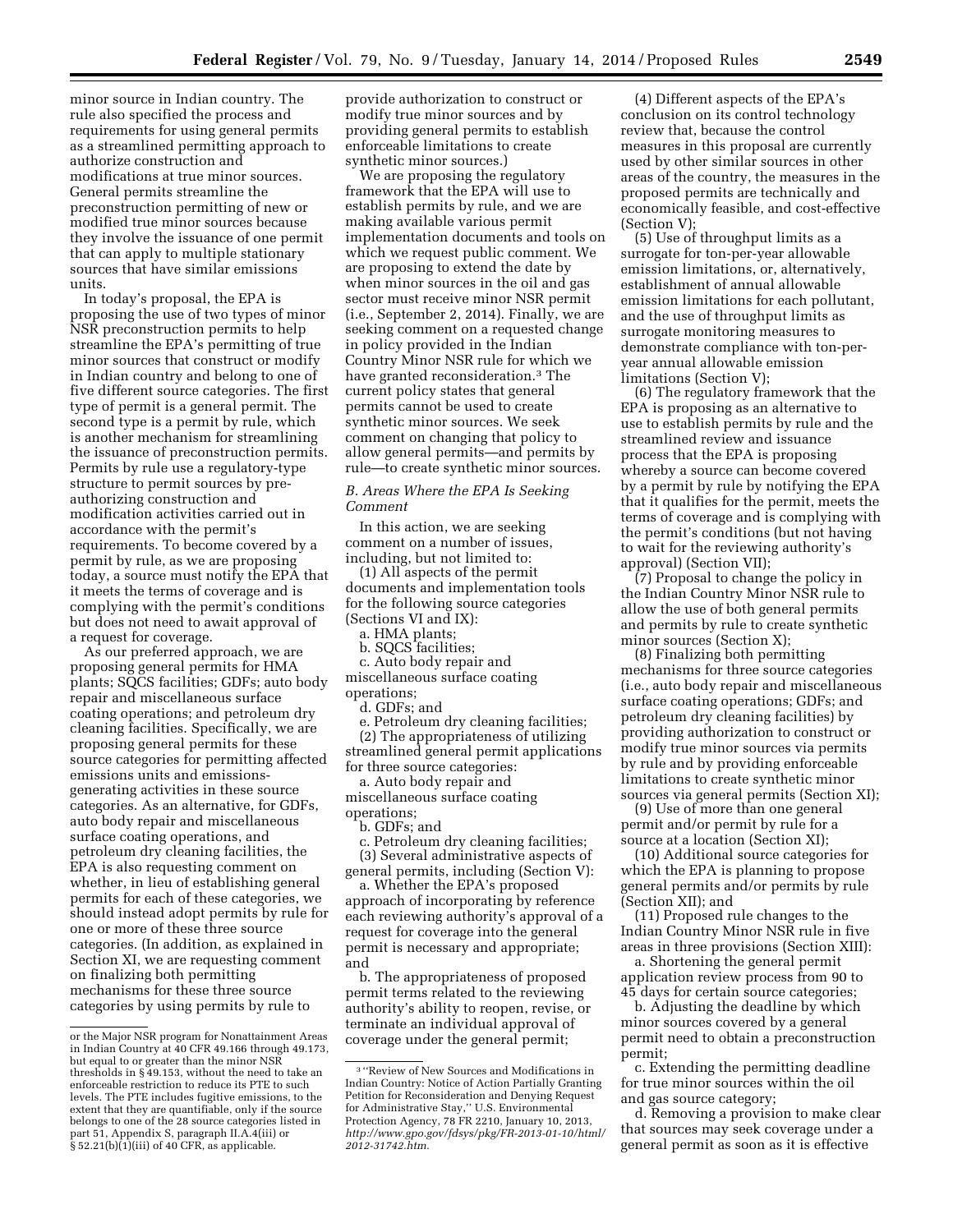minor source in Indian country. The rule also specified the process and requirements for using general permits as a streamlined permitting approach to authorize construction and modifications at true minor sources. General permits streamline the preconstruction permitting of new or modified true minor sources because they involve the issuance of one permit that can apply to multiple stationary sources that have similar emissions units.

In today's proposal, the EPA is proposing the use of two types of minor NSR preconstruction permits to help streamline the EPA's permitting of true minor sources that construct or modify in Indian country and belong to one of five different source categories. The first type of permit is a general permit. The second type is a permit by rule, which is another mechanism for streamlining the issuance of preconstruction permits. Permits by rule use a regulatory-type structure to permit sources by pre-authorizing construction and modification activities carried out in accordance with the permit's requirements. To become covered by a permit by rule, as we are proposing today, a source must notify the EPA that it meets the terms of coverage and is complying with the permit's conditions but does not need to await approval of a request for coverage.

As our preferred approach, we are proposing general permits for HMA plants; SQCS facilities; GDFs; auto body repair and miscellaneous surface coating operations; and petroleum dry cleaning facilities. Specifically, we are proposing general permits for these source categories for permitting affected emissions units and emissions-generating activities in these source categories. As an alternative, for GDFs, auto body repair and miscellaneous surface coating operations, and petroleum dry cleaning facilities, the EPA is also requesting comment on whether, in lieu of establishing general permits for each of these categories, we should instead adopt permits by rule for one or more of these three source categories. (In addition, as explained in Section XI, we are requesting comment on finalizing both permitting mechanisms for these three source categories by using permits by rule to provide authorization to construct or modify true minor sources and by providing general permits to establish enforceable limitations to create synthetic minor sources.)

We are proposing the regulatory framework that the EPA will use to establish permits by rule, and we are making available various permit implementation documents and tools on which we request public comment. We are proposing to extend the date by when minor sources in the oil and gas sector must receive minor NSR permit (i.e., September 2, 2014). Finally, we are seeking comment on a requested change in policy provided in the Indian Country Minor NSR rule for which we have granted reconsideration.[3] The current policy states that general permits cannot be used to create synthetic minor sources. We seek comment on changing that policy to allow general permits—and permits by rule—to create synthetic minor sources.

### *B. Areas Where the EPA Is Seeking Comment*

In this action, we are seeking comment on a number of issues, including, but not limited to:

(1) All aspects of the permit documents and implementation tools for the following source categories (Sections VI and IX):

a. HMA plants;

b. SQCS facilities;

c. Auto body repair and miscellaneous surface coating operations;

d. GDFs; and

e. Petroleum dry cleaning facilities;

(2) The appropriateness of utilizing streamlined general permit applications for three source categories:

a. Auto body repair and miscellaneous surface coating operations;

b. GDFs; and

c. Petroleum dry cleaning facilities;

(3) Several administrative aspects of general permits, including (Section V):

a. Whether the EPA's proposed approach of incorporating by reference each reviewing authority's approval of a request for coverage into the general permit is necessary and appropriate; and

b. The appropriateness of proposed permit terms related to the reviewing authority's ability to reopen, revise, or terminate an individual approval of coverage under the general permit;

(4) Different aspects of the EPA's conclusion on its control technology review that, because the control measures in this proposal are currently used by other similar sources in other areas of the country, the measures in the proposed permits are technically and economically feasible, and cost-effective (Section V);

(5) Use of throughput limits as a surrogate for ton-per-year allowable emission limitations, or, alternatively, establishment of annual allowable emission limitations for each pollutant, and the use of throughput limits as surrogate monitoring measures to demonstrate compliance with ton-per-year annual allowable emission limitations (Section V);

(6) The regulatory framework that the EPA is proposing as an alternative to use to establish permits by rule and the streamlined review and issuance process that the EPA is proposing whereby a source can become covered by a permit by rule by notifying the EPA that it qualifies for the permit, meets the terms of coverage and is complying with the permit's conditions (but not having to wait for the reviewing authority's approval) (Section VII);

(7) Proposal to change the policy in the Indian Country Minor NSR rule to allow the use of both general permits and permits by rule to create synthetic minor sources (Section X);

(8) Finalizing both permitting mechanisms for three source categories (i.e., auto body repair and miscellaneous surface coating operations; GDFs; and petroleum dry cleaning facilities) by providing authorization to construct or modify true minor sources via permits by rule and by providing enforceable limitations to create synthetic minor sources via general permits (Section XI);

(9) Use of more than one general permit and/or permit by rule for a source at a location (Section XI);

(10) Additional source categories for which the EPA is planning to propose general permits and/or permits by rule (Section XII); and

(11) Proposed rule changes to the Indian Country Minor NSR rule in five areas in three provisions (Section XIII):

a. Shortening the general permit application review process from 90 to 45 days for certain source categories;

b. Adjusting the deadline by which minor sources covered by a general permit need to obtain a preconstruction permit;

c. Extending the permitting deadline for true minor sources within the oil and gas source category;

d. Removing a provision to make clear that sources may seek coverage under a general permit as soon as it is effective

---

or the Major NSR program for Nonattainment Areas in Indian Country at 40 CFR 49.166 through 49.173, but equal to or greater than the minor NSR thresholds in § 49.153, without the need to take an enforceable restriction to reduce its PTE to such levels. The PTE includes fugitive emissions, to the extent that they are quantifiable, only if the source belongs to one of the 28 source categories listed in part 51, Appendix S, paragraph II.A.4(iii) or § 52.21(b)(1)(iii) of 40 CFR, as applicable.

[3] "Review of New Sources and Modifications in Indian Country: Notice of Action Partially Granting Petition for Reconsideration and Denying Request for Administrative Stay," U.S. Environmental Protection Agency, 78 FR 2210, January 10, 2013, *http://www.gpo.gov/fdsys/pkg/FR-2013-01-10/html/2012-31742.htm.*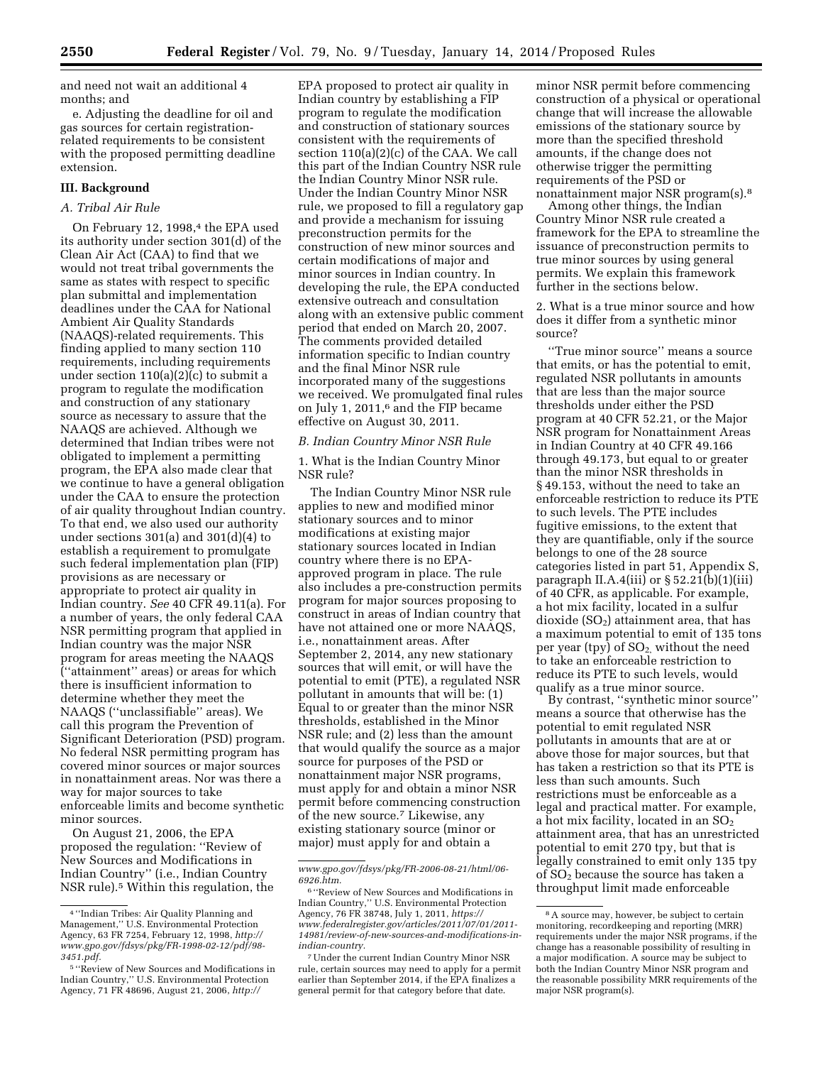and need not wait an additional 4 months; and

e. Adjusting the deadline for oil and gas sources for certain registration-related requirements to be consistent with the proposed permitting deadline extension.

## III. Background

### A. Tribal Air Rule

On February 12, 1998,[4] the EPA used its authority under section 301(d) of the Clean Air Act (CAA) to find that we would not treat tribal governments the same as states with respect to specific plan submittal and implementation deadlines under the CAA for National Ambient Air Quality Standards (NAAQS)-related requirements. This finding applied to many section 110 requirements, including requirements under section 110(a)(2)(c) to submit a program to regulate the modification and construction of any stationary source as necessary to assure that the NAAQS are achieved. Although we determined that Indian tribes were not obligated to implement a permitting program, the EPA also made clear that we continue to have a general obligation under the CAA to ensure the protection of air quality throughout Indian country. To that end, we also used our authority under sections 301(a) and 301(d)(4) to establish a requirement to promulgate such federal implementation plan (FIP) provisions as are necessary or appropriate to protect air quality in Indian country. *See* 40 CFR 49.11(a). For a number of years, the only federal CAA NSR permitting program that applied in Indian country was the major NSR program for areas meeting the NAAQS (''attainment'' areas) or areas for which there is insufficient information to determine whether they meet the NAAQS (''unclassifiable'' areas). We call this program the Prevention of Significant Deterioration (PSD) program. No federal NSR permitting program has covered minor sources or major sources in nonattainment areas. Nor was there a way for major sources to take enforceable limits and become synthetic minor sources.

On August 21, 2006, the EPA proposed the regulation: ''Review of New Sources and Modifications in Indian Country'' (i.e., Indian Country NSR rule).[5] Within this regulation, the EPA proposed to protect air quality in Indian country by establishing a FIP program to regulate the modification and construction of stationary sources consistent with the requirements of section 110(a)(2)(c) of the CAA. We call this part of the Indian Country NSR rule the Indian Country Minor NSR rule. Under the Indian Country Minor NSR rule, we proposed to fill a regulatory gap and provide a mechanism for issuing preconstruction permits for the construction of new minor sources and certain modifications of major and minor sources in Indian country. In developing the rule, the EPA conducted extensive outreach and consultation along with an extensive public comment period that ended on March 20, 2007. The comments provided detailed information specific to Indian country and the final Minor NSR rule incorporated many of the suggestions we received. We promulgated final rules on July 1, 2011,[6] and the FIP became effective on August 30, 2011.

### B. Indian Country Minor NSR Rule

1. What is the Indian Country Minor NSR rule?

The Indian Country Minor NSR rule applies to new and modified minor stationary sources and to minor modifications at existing major stationary sources located in Indian country where there is no EPA-approved program in place. The rule also includes a pre-construction permits program for major sources proposing to construct in areas of Indian country that have not attained one or more NAAQS, i.e., nonattainment areas. After September 2, 2014, any new stationary sources that will emit, or will have the potential to emit (PTE), a regulated NSR pollutant in amounts that will be: (1) Equal to or greater than the minor NSR thresholds, established in the Minor NSR rule; and (2) less than the amount that would qualify the source as a major source for purposes of the PSD or nonattainment major NSR programs, must apply for and obtain a minor NSR permit before commencing construction of the new source.[7] Likewise, any existing stationary source (minor or major) must apply for and obtain a minor NSR permit before commencing construction of a physical or operational change that will increase the allowable emissions of the stationary source by more than the specified threshold amounts, if the change does not otherwise trigger the permitting requirements of the PSD or nonattainment major NSR program(s).[8]

Among other things, the Indian Country Minor NSR rule created a framework for the EPA to streamline the issuance of preconstruction permits to true minor sources by using general permits. We explain this framework further in the sections below.

2. What is a true minor source and how does it differ from a synthetic minor source?

''True minor source'' means a source that emits, or has the potential to emit, regulated NSR pollutants in amounts that are less than the major source thresholds under either the PSD program at 40 CFR 52.21, or the Major NSR program for Nonattainment Areas in Indian Country at 40 CFR 49.166 through 49.173, but equal to or greater than the minor NSR thresholds in § 49.153, without the need to take an enforceable restriction to reduce its PTE to such levels. The PTE includes fugitive emissions, to the extent that they are quantifiable, only if the source belongs to one of the 28 source categories listed in part 51, Appendix S, paragraph II.A.4(iii) or § 52.21(b)(1)(iii) of 40 CFR, as applicable. For example, a hot mix facility, located in a sulfur dioxide ($SO_2$) attainment area, that has a maximum potential to emit of 135 tons per year (tpy) of $SO_2$ without the need to take an enforceable restriction to reduce its PTE to such levels, would qualify as a true minor source.

By contrast, ''synthetic minor source'' means a source that otherwise has the potential to emit regulated NSR pollutants in amounts that are at or above those for major sources, but that has taken a restriction so that its PTE is less than such amounts. Such restrictions must be enforceable as a legal and practical matter. For example, a hot mix facility, located in an $SO_2$ attainment area, that has an unrestricted potential to emit 270 tpy, but that is legally constrained to emit only 135 tpy of $SO_2$ because the source has taken a throughput limit made enforceable

---

[4] ''Indian Tribes: Air Quality Planning and Management,'' U.S. Environmental Protection Agency, 63 FR 7254, February 12, 1998, *http://www.gpo.gov/fdsys/pkg/FR-1998-02-12/pdf/98-3451.pdf.*

[5] ''Review of New Sources and Modifications in Indian Country,'' U.S. Environmental Protection Agency, 71 FR 48696, August 21, 2006, *http://www.gpo.gov/fdsys/pkg/FR-2006-08-21/html/06-6926.htm.*

[6] ''Review of New Sources and Modifications in Indian Country,'' U.S. Environmental Protection Agency, 76 FR 38748, July 1, 2011, *https://www.federalregister.gov/articles/2011/07/01/2011-14981/review-of-new-sources-and-modifications-in-indian-country.*

[7] Under the current Indian Country Minor NSR rule, certain sources may need to apply for a permit earlier than September 2014, if the EPA finalizes a general permit for that category before that date.

[8] A source may, however, be subject to certain monitoring, recordkeeping and reporting (MRR) requirements under the major NSR programs, if the change has a reasonable possibility of resulting in a major modification. A source may be subject to both the Indian Country Minor NSR program and the reasonable possibility MRR requirements of the major NSR program(s).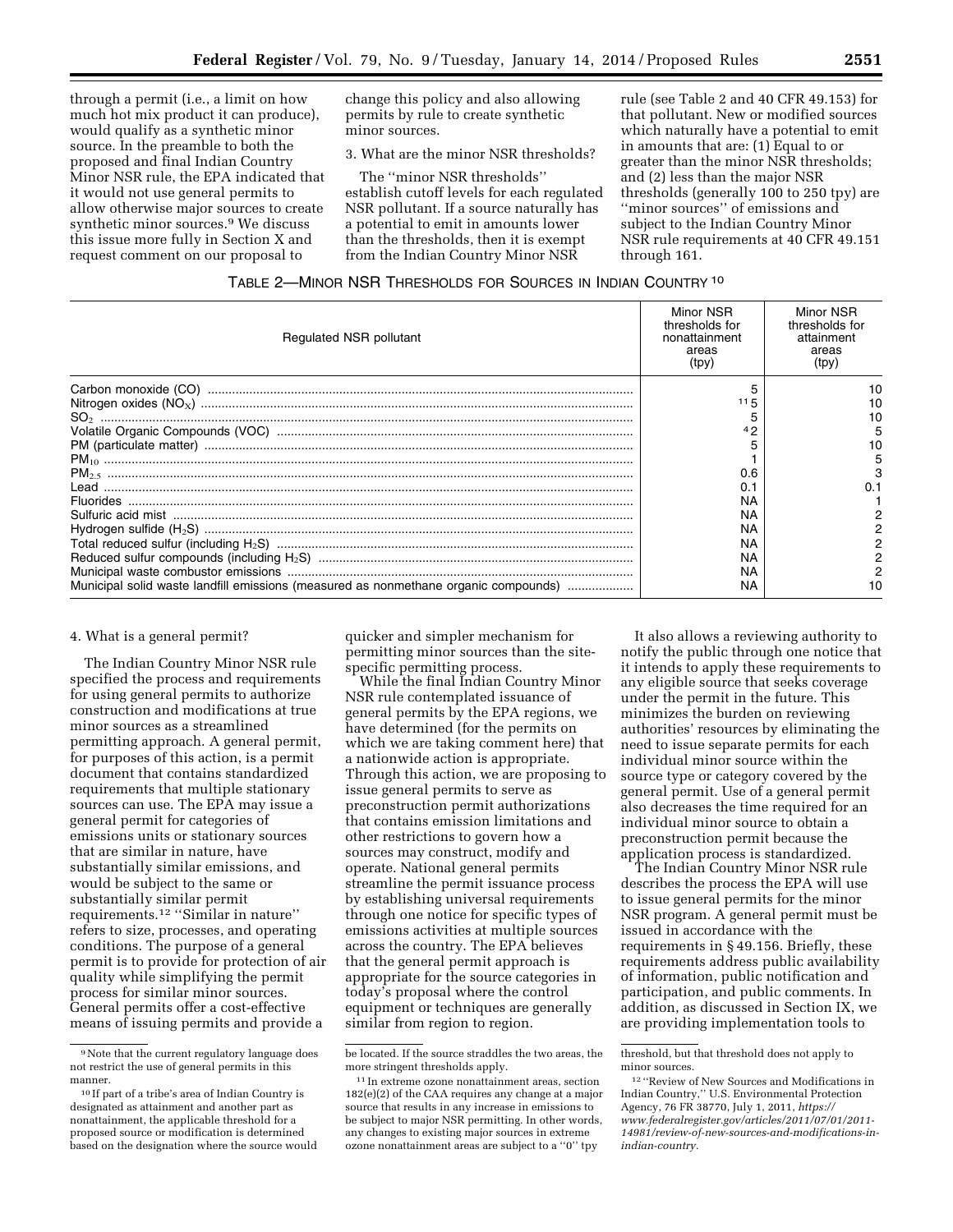through a permit (i.e., a limit on how much hot mix product it can produce), would qualify as a synthetic minor source. In the preamble to both the proposed and final Indian Country Minor NSR rule, the EPA indicated that it would not use general permits to allow otherwise major sources to create synthetic minor sources.[9] We discuss this issue more fully in Section X and request comment on our proposal to change this policy and also allowing permits by rule to create synthetic minor sources.

3. What are the minor NSR thresholds?

The ''minor NSR thresholds'' establish cutoff levels for each regulated NSR pollutant. If a source naturally has a potential to emit in amounts lower than the thresholds, then it is exempt from the Indian Country Minor NSR rule (see Table 2 and 40 CFR 49.153) for that pollutant. New or modified sources which naturally have a potential to emit in amounts that are: (1) Equal to or greater than the minor NSR thresholds; and (2) less than the major NSR thresholds (generally 100 to 250 tpy) are ''minor sources'' of emissions and subject to the Indian Country Minor NSR rule requirements at 40 CFR 49.151 through 161.

TABLE 2—MINOR NSR THRESHOLDS FOR SOURCES IN INDIAN COUNTRY [10]

| Regulated NSR pollutant | Minor NSR thresholds for nonattainment areas (tpy) | Minor NSR thresholds for attainment areas (tpy) |
|---|---|---|
| Carbon monoxide (CO) | 5 | 10 |
| Nitrogen oxides ($NO_X$) | [11] 5 | 10 |
| $SO_2$ | 5 | 10 |
| Volatile Organic Compounds (VOC) | [4] 2 | 5 |
| PM (particulate matter) | 5 | 10 |
| $PM_{10}$ | 1 | 5 |
| $PM_{2.5}$ | 0.6 | 3 |
| Lead | 0.1 | 0.1 |
| Fluorides | NA | 1 |
| Sulfuric acid mist | NA | 2 |
| Hydrogen sulfide ($H_2S$) | NA | 2 |
| Total reduced sulfur (including $H_2S$) | NA | 2 |
| Reduced sulfur compounds (including $H_2S$) | NA | 2 |
| Municipal waste combustor emissions | NA | 2 |
| Municipal solid waste landfill emissions (measured as nonmethane organic compounds) | NA | 10 |

4. What is a general permit?

The Indian Country Minor NSR rule specified the process and requirements for using general permits to authorize construction and modifications at true minor sources as a streamlined permitting approach. A general permit, for purposes of this action, is a permit document that contains standardized requirements that multiple stationary sources can use. The EPA may issue a general permit for categories of emissions units or stationary sources that are similar in nature, have substantially similar emissions, and would be subject to the same or substantially similar permit requirements.[12] ''Similar in nature'' refers to size, processes, and operating conditions. The purpose of a general permit is to provide for protection of air quality while simplifying the permit process for similar minor sources. General permits offer a cost-effective means of issuing permits and provide a quicker and simpler mechanism for permitting minor sources than the site-specific permitting process.

While the final Indian Country Minor NSR rule contemplated issuance of general permits by the EPA regions, we have determined (for the permits on which we are taking comment here) that a nationwide action is appropriate. Through this action, we are proposing to issue general permits to serve as preconstruction permit authorizations that contains emission limitations and other restrictions to govern how a sources may construct, modify and operate. National general permits streamline the permit issuance process by establishing universal requirements through one notice for specific types of emissions activities at multiple sources across the country. The EPA believes that the general permit approach is appropriate for the source categories in today's proposal where the control equipment or techniques are generally similar from region to region.

It also allows a reviewing authority to notify the public through one notice that it intends to apply these requirements to any eligible source that seeks coverage under the permit in the future. This minimizes the burden on reviewing authorities' resources by eliminating the need to issue separate permits for each individual minor source within the source type or category covered by the general permit. Use of a general permit also decreases the time required for an individual minor source to obtain a preconstruction permit because the application process is standardized.

The Indian Country Minor NSR rule describes the process the EPA will use to issue general permits for the minor NSR program. A general permit must be issued in accordance with the requirements in § 49.156. Briefly, these requirements address public availability of information, public notification and participation, and public comments. In addition, as discussed in Section IX, we are providing implementation tools to

---

[9] Note that the current regulatory language does not restrict the use of general permits in this manner.

[10] If part of a tribe's area of Indian Country is designated as attainment and another part as nonattainment, the applicable threshold for a proposed source or modification is determined based on the designation where the source would be located. If the source straddles the two areas, the more stringent thresholds apply.

[11] In extreme ozone nonattainment areas, section 182(e)(2) of the CAA requires any change at a major source that results in any increase in emissions to be subject to major NSR permitting. In other words, any changes to existing major sources in extreme ozone nonattainment areas are subject to a ''0'' tpy threshold, but that threshold does not apply to minor sources.

[12] ''Review of New Sources and Modifications in Indian Country,'' U.S. Environmental Protection Agency, 76 FR 38770, July 1, 2011, *https://www.federalregister.gov/articles/2011/07/01/2011-14981/review-of-new-sources-and-modifications-in-indian-country.*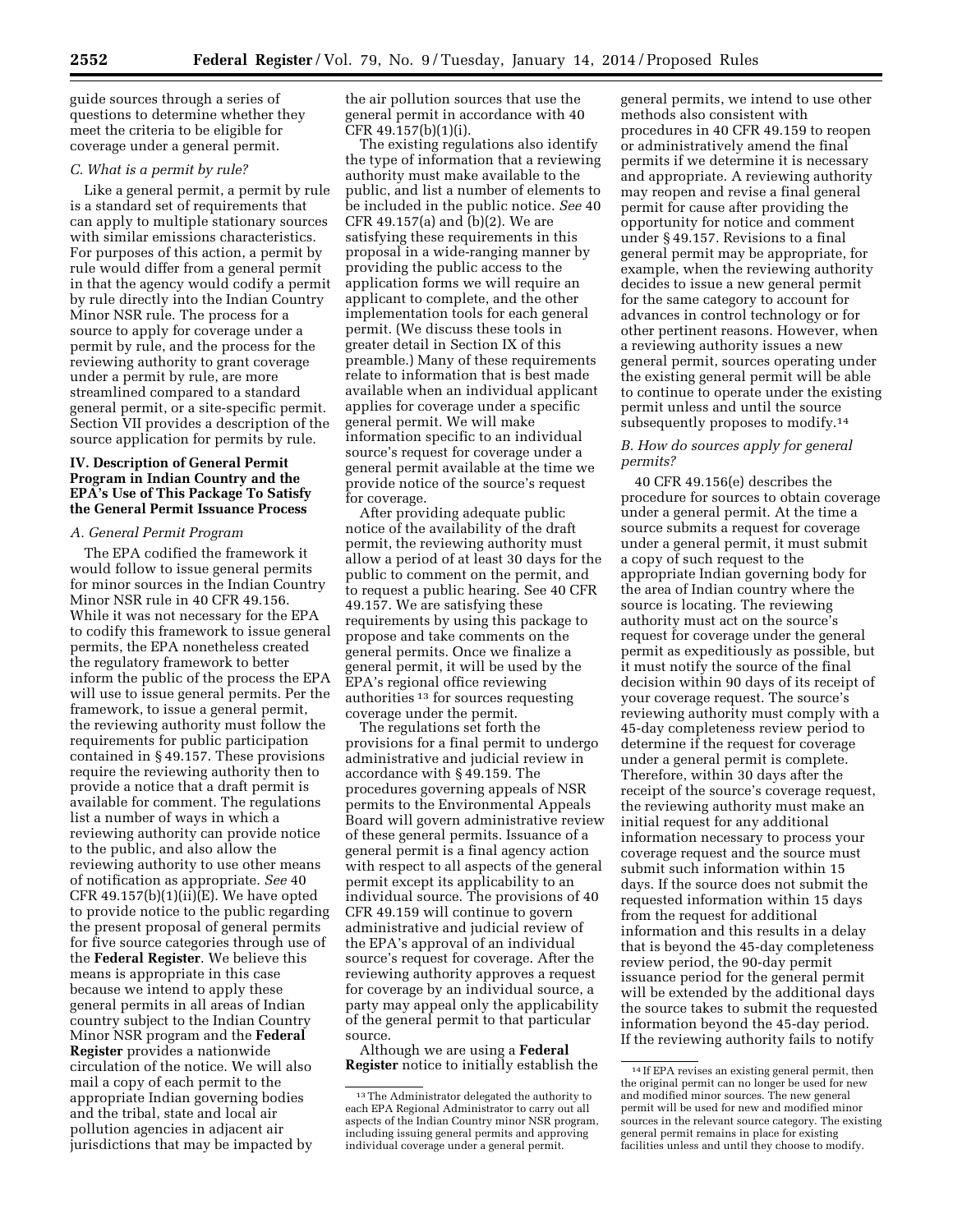guide sources through a series of questions to determine whether they meet the criteria to be eligible for coverage under a general permit.

### C. What is a permit by rule?

Like a general permit, a permit by rule is a standard set of requirements that can apply to multiple stationary sources with similar emissions characteristics. For purposes of this action, a permit by rule would differ from a general permit in that the agency would codify a permit by rule directly into the Indian Country Minor NSR rule. The process for a source to apply for coverage under a permit by rule, and the process for the reviewing authority to grant coverage under a permit by rule, are more streamlined compared to a standard general permit, or a site-specific permit. Section VII provides a description of the source application for permits by rule.

## IV. Description of General Permit Program in Indian Country and the EPA's Use of This Package To Satisfy the General Permit Issuance Process

### A. General Permit Program

The EPA codified the framework it would follow to issue general permits for minor sources in the Indian Country Minor NSR rule in 40 CFR 49.156. While it was not necessary for the EPA to codify this framework to issue general permits, the EPA nonetheless created the regulatory framework to better inform the public of the process the EPA will use to issue general permits. Per the framework, to issue a general permit, the reviewing authority must follow the requirements for public participation contained in § 49.157. These provisions require the reviewing authority then to provide a notice that a draft permit is available for comment. The regulations list a number of ways in which a reviewing authority can provide notice to the public, and also allow the reviewing authority to use other means of notification as appropriate. *See* 40 CFR 49.157(b)(1)(ii)(E). We have opted to provide notice to the public regarding the present proposal of general permits for five source categories through use of the **Federal Register**. We believe this means is appropriate in this case because we intend to apply these general permits in all areas of Indian country subject to the Indian Country Minor NSR program and the **Federal Register** provides a nationwide circulation of the notice. We will also mail a copy of each permit to the appropriate Indian governing bodies and the tribal, state and local air pollution agencies in adjacent air jurisdictions that may be impacted by the air pollution sources that use the general permit in accordance with 40 CFR 49.157(b)(1)(i).

The existing regulations also identify the type of information that a reviewing authority must make available to the public, and list a number of elements to be included in the public notice. *See* 40 CFR 49.157(a) and (b)(2). We are satisfying these requirements in this proposal in a wide-ranging manner by providing the public access to the application forms we will require an applicant to complete, and the other implementation tools for each general permit. (We discuss these tools in greater detail in Section IX of this preamble.) Many of these requirements relate to information that is best made available when an individual applicant applies for coverage under a specific general permit. We will make information specific to an individual source's request for coverage under a general permit available at the time we provide notice of the source's request for coverage.

After providing adequate public notice of the availability of the draft permit, the reviewing authority must allow a period of at least 30 days for the public to comment on the permit, and to request a public hearing. See 40 CFR 49.157. We are satisfying these requirements by using this package to propose and take comments on the general permits. Once we finalize a general permit, it will be used by the EPA's regional office reviewing authorities [13] for sources requesting coverage under the permit.

The regulations set forth the provisions for a final permit to undergo administrative and judicial review in accordance with § 49.159. The procedures governing appeals of NSR permits to the Environmental Appeals Board will govern administrative review of these general permits. Issuance of a general permit is a final agency action with respect to all aspects of the general permit except its applicability to an individual source. The provisions of 40 CFR 49.159 will continue to govern administrative and judicial review of the EPA's approval of an individual source's request for coverage. After the reviewing authority approves a request for coverage by an individual source, a party may appeal only the applicability of the general permit to that particular source.

Although we are using a **Federal Register** notice to initially establish the general permits, we intend to use other methods also consistent with procedures in 40 CFR 49.159 to reopen or administratively amend the final permits if we determine it is necessary and appropriate. A reviewing authority may reopen and revise a final general permit for cause after providing the opportunity for notice and comment under § 49.157. Revisions to a final general permit may be appropriate, for example, when the reviewing authority decides to issue a new general permit for the same category to account for advances in control technology or for other pertinent reasons. However, when a reviewing authority issues a new general permit, sources operating under the existing general permit will be able to continue to operate under the existing permit unless and until the source subsequently proposes to modify.[14]

### B. How do sources apply for general permits?

40 CFR 49.156(e) describes the procedure for sources to obtain coverage under a general permit. At the time a source submits a request for coverage under a general permit, it must submit a copy of such request to the appropriate Indian governing body for the area of Indian country where the source is locating. The reviewing authority must act on the source's request for coverage under the general permit as expeditiously as possible, but it must notify the source of the final decision within 90 days of its receipt of your coverage request. The source's reviewing authority must comply with a 45-day completeness review period to determine if the request for coverage under a general permit is complete. Therefore, within 30 days after the receipt of the source's coverage request, the reviewing authority must make an initial request for any additional information necessary to process your coverage request and the source must submit such information within 15 days. If the source does not submit the requested information within 15 days from the request for additional information and this results in a delay that is beyond the 45-day completeness review period, the 90-day permit issuance period for the general permit will be extended by the additional days the source takes to submit the requested information beyond the 45-day period. If the reviewing authority fails to notify

---

[13] The Administrator delegated the authority to each EPA Regional Administrator to carry out all aspects of the Indian Country minor NSR program, including issuing general permits and approving individual coverage under a general permit.

[14] If EPA revises an existing general permit, then the original permit can no longer be used for new and modified minor sources. The new general permit will be used for new and modified minor sources in the relevant source category. The existing general permit remains in place for existing facilities unless and until they choose to modify.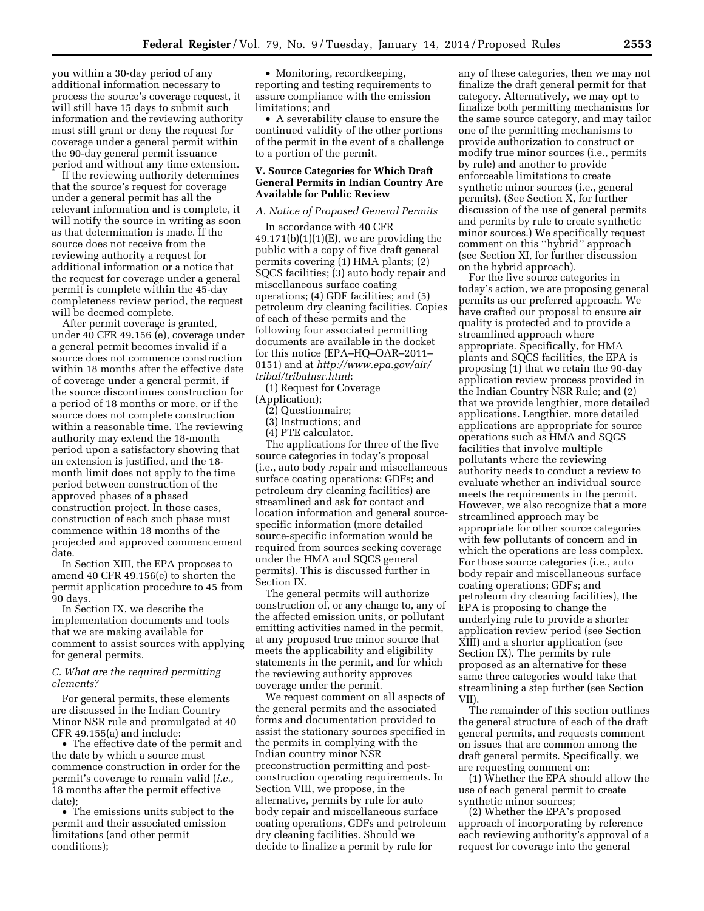you within a 30-day period of any additional information necessary to process the source's coverage request, it will still have 15 days to submit such information and the reviewing authority must still grant or deny the request for coverage under a general permit within the 90-day general permit issuance period and without any time extension.

If the reviewing authority determines that the source's request for coverage under a general permit has all the relevant information and is complete, it will notify the source in writing as soon as that determination is made. If the source does not receive from the reviewing authority a request for additional information or a notice that the request for coverage under a general permit is complete within the 45-day completeness review period, the request will be deemed complete.

After permit coverage is granted, under 40 CFR 49.156 (e), coverage under a general permit becomes invalid if a source does not commence construction within 18 months after the effective date of coverage under a general permit, if the source discontinues construction for a period of 18 months or more, or if the source does not complete construction within a reasonable time. The reviewing authority may extend the 18-month period upon a satisfactory showing that an extension is justified, and the 18-month limit does not apply to the time period between construction of the approved phases of a phased construction project. In those cases, construction of each such phase must commence within 18 months of the projected and approved commencement date.

In Section XIII, the EPA proposes to amend 40 CFR 49.156(e) to shorten the permit application procedure to 45 from 90 days.

In Section IX, we describe the implementation documents and tools that we are making available for comment to assist sources with applying for general permits.

*C. What are the required permitting elements?*

For general permits, these elements are discussed in the Indian Country Minor NSR rule and promulgated at 40 CFR 49.155(a) and include:

- The effective date of the permit and the date by which a source must commence construction in order for the permit's coverage to remain valid (*i.e.,* 18 months after the permit effective date);
- The emissions units subject to the permit and their associated emission limitations (and other permit conditions);
- Monitoring, recordkeeping, reporting and testing requirements to assure compliance with the emission limitations; and
- A severability clause to ensure the continued validity of the other portions of the permit in the event of a challenge to a portion of the permit.

## V. Source Categories for Which Draft General Permits in Indian Country Are Available for Public Review

*A. Notice of Proposed General Permits*

In accordance with 40 CFR 49.171(b)(1)(1)(E), we are providing the public with a copy of five draft general permits covering (1) HMA plants; (2) SQCS facilities; (3) auto body repair and miscellaneous surface coating operations; (4) GDF facilities; and (5) petroleum dry cleaning facilities. Copies of each of these permits and the following four associated permitting documents are available in the docket for this notice (EPA–HQ–OAR–2011–0151) and at *http://www.epa.gov/air/tribal/tribalnsr.html*:

(1) Request for Coverage (Application);
(2) Questionnaire;
(3) Instructions; and
(4) PTE calculator.

The applications for three of the five source categories in today's proposal (i.e., auto body repair and miscellaneous surface coating operations; GDFs; and petroleum dry cleaning facilities) are streamlined and ask for contact and location information and general source-specific information (more detailed source-specific information would be required from sources seeking coverage under the HMA and SQCS general permits). This is discussed further in Section IX.

The general permits will authorize construction of, or any change to, any of the affected emission units, or pollutant emitting activities named in the permit, at any proposed true minor source that meets the applicability and eligibility statements in the permit, and for which the reviewing authority approves coverage under the permit.

We request comment on all aspects of the general permits and the associated forms and documentation provided to assist the stationary sources specified in the permits in complying with the Indian country minor NSR preconstruction permitting and post-construction operating requirements. In Section VIII, we propose, in the alternative, permits by rule for auto body repair and miscellaneous surface coating operations, GDFs and petroleum dry cleaning facilities. Should we decide to finalize a permit by rule for any of these categories, then we may not finalize the draft general permit for that category. Alternatively, we may opt to finalize both permitting mechanisms for the same source category, and may tailor one of the permitting mechanisms to provide authorization to construct or modify true minor sources (i.e., permits by rule) and another to provide enforceable limitations to create synthetic minor sources (i.e., general permits). (See Section X, for further discussion of the use of general permits and permits by rule to create synthetic minor sources.) We specifically request comment on this ''hybrid'' approach (see Section XI, for further discussion on the hybrid approach).

For the five source categories in today's action, we are proposing general permits as our preferred approach. We have crafted our proposal to ensure air quality is protected and to provide a streamlined approach where appropriate. Specifically, for HMA plants and SQCS facilities, the EPA is proposing (1) that we retain the 90-day application review process provided in the Indian Country NSR Rule; and (2) that we provide lengthier, more detailed applications. Lengthier, more detailed applications are appropriate for source operations such as HMA and SQCS facilities that involve multiple pollutants where the reviewing authority needs to conduct a review to evaluate whether an individual source meets the requirements in the permit. However, we also recognize that a more streamlined approach may be appropriate for other source categories with few pollutants of concern and in which the operations are less complex. For those source categories (i.e., auto body repair and miscellaneous surface coating operations; GDFs; and petroleum dry cleaning facilities), the EPA is proposing to change the underlying rule to provide a shorter application review period (see Section XIII) and a shorter application (see Section IX). The permits by rule proposed as an alternative for these same three categories would take that streamlining a step further (see Section VII).

The remainder of this section outlines the general structure of each of the draft general permits, and requests comment on issues that are common among the draft general permits. Specifically, we are requesting comment on:

(1) Whether the EPA should allow the use of each general permit to create synthetic minor sources;

(2) Whether the EPA's proposed approach of incorporating by reference each reviewing authority's approval of a request for coverage into the general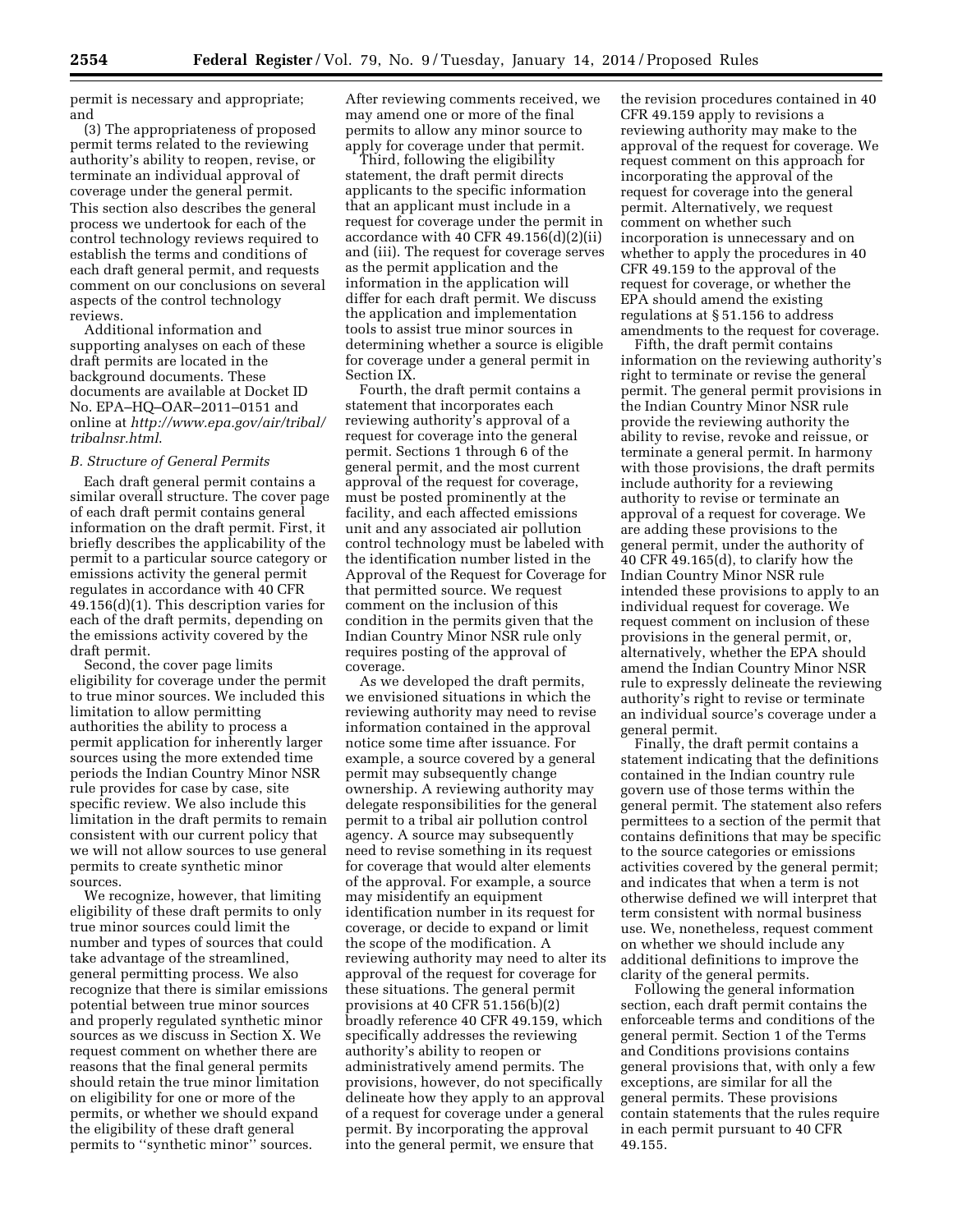permit is necessary and appropriate; and

(3) The appropriateness of proposed permit terms related to the reviewing authority's ability to reopen, revise, or terminate an individual approval of coverage under the general permit. This section also describes the general process we undertook for each of the control technology reviews required to establish the terms and conditions of each draft general permit, and requests comment on our conclusions on several aspects of the control technology reviews.

Additional information and supporting analyses on each of these draft permits are located in the background documents. These documents are available at Docket ID No. EPA–HQ–OAR–2011–0151 and online at *http://www.epa.gov/air/tribal/tribalnsr.html*.

### B. Structure of General Permits

Each draft general permit contains a similar overall structure. The cover page of each draft permit contains general information on the draft permit. First, it briefly describes the applicability of the permit to a particular source category or emissions activity the general permit regulates in accordance with 40 CFR 49.156(d)(1). This description varies for each of the draft permits, depending on the emissions activity covered by the draft permit.

Second, the cover page limits eligibility for coverage under the permit to true minor sources. We included this limitation to allow permitting authorities the ability to process a permit application for inherently larger sources using the more extended time periods the Indian Country Minor NSR rule provides for case by case, site specific review. We also include this limitation in the draft permits to remain consistent with our current policy that we will not allow sources to use general permits to create synthetic minor sources.

We recognize, however, that limiting eligibility of these draft permits to only true minor sources could limit the number and types of sources that could take advantage of the streamlined, general permitting process. We also recognize that there is similar emissions potential between true minor sources and properly regulated synthetic minor sources as we discuss in Section X. We request comment on whether there are reasons that the final general permits should retain the true minor limitation on eligibility for one or more of the permits, or whether we should expand the eligibility of these draft general permits to ''synthetic minor'' sources.

After reviewing comments received, we may amend one or more of the final permits to allow any minor source to apply for coverage under that permit.

Third, following the eligibility statement, the draft permit directs applicants to the specific information that an applicant must include in a request for coverage under the permit in accordance with 40 CFR 49.156(d)(2)(ii) and (iii). The request for coverage serves as the permit application and the information in the application will differ for each draft permit. We discuss the application and implementation tools to assist true minor sources in determining whether a source is eligible for coverage under a general permit in Section IX.

Fourth, the draft permit contains a statement that incorporates each reviewing authority's approval of a request for coverage into the general permit. Sections 1 through 6 of the general permit, and the most current approval of the request for coverage, must be posted prominently at the facility, and each affected emissions unit and any associated air pollution control technology must be labeled with the identification number listed in the Approval of the Request for Coverage for that permitted source. We request comment on the inclusion of this condition in the permits given that the Indian Country Minor NSR rule only requires posting of the approval of coverage.

As we developed the draft permits, we envisioned situations in which the reviewing authority may need to revise information contained in the approval notice some time after issuance. For example, a source covered by a general permit may subsequently change ownership. A reviewing authority may delegate responsibilities for the general permit to a tribal air pollution control agency. A source may subsequently need to revise something in its request for coverage that would alter elements of the approval. For example, a source may misidentify an equipment identification number in its request for coverage, or decide to expand or limit the scope of the modification. A reviewing authority may need to alter its approval of the request for coverage for these situations. The general permit provisions at 40 CFR 51.156(b)(2) broadly reference 40 CFR 49.159, which specifically addresses the reviewing authority's ability to reopen or administratively amend permits. The provisions, however, do not specifically delineate how they apply to an approval of a request for coverage under a general permit. By incorporating the approval into the general permit, we ensure that the revision procedures contained in 40 CFR 49.159 apply to revisions a reviewing authority may make to the approval of the request for coverage. We request comment on this approach for incorporating the approval of the request for coverage into the general permit. Alternatively, we request comment on whether such incorporation is unnecessary and on whether to apply the procedures in 40 CFR 49.159 to the approval of the request for coverage, or whether the EPA should amend the existing regulations at § 51.156 to address amendments to the request for coverage.

Fifth, the draft permit contains information on the reviewing authority's right to terminate or revise the general permit. The general permit provisions in the Indian Country Minor NSR rule provide the reviewing authority the ability to revise, revoke and reissue, or terminate a general permit. In harmony with those provisions, the draft permits include authority for a reviewing authority to revise or terminate an approval of a request for coverage. We are adding these provisions to the general permit, under the authority of 40 CFR 49.165(d), to clarify how the Indian Country Minor NSR rule intended these provisions to apply to an individual request for coverage. We request comment on inclusion of these provisions in the general permit, or, alternatively, whether the EPA should amend the Indian Country Minor NSR rule to expressly delineate the reviewing authority's right to revise or terminate an individual source's coverage under a general permit.

Finally, the draft permit contains a statement indicating that the definitions contained in the Indian country rule govern use of those terms within the general permit. The statement also refers permittees to a section of the permit that contains definitions that may be specific to the source categories or emissions activities covered by the general permit; and indicates that when a term is not otherwise defined we will interpret that term consistent with normal business use. We, nonetheless, request comment on whether we should include any additional definitions to improve the clarity of the general permits.

Following the general information section, each draft permit contains the enforceable terms and conditions of the general permit. Section 1 of the Terms and Conditions provisions contains general provisions that, with only a few exceptions, are similar for all the general permits. These provisions contain statements that the rules require in each permit pursuant to 40 CFR 49.155.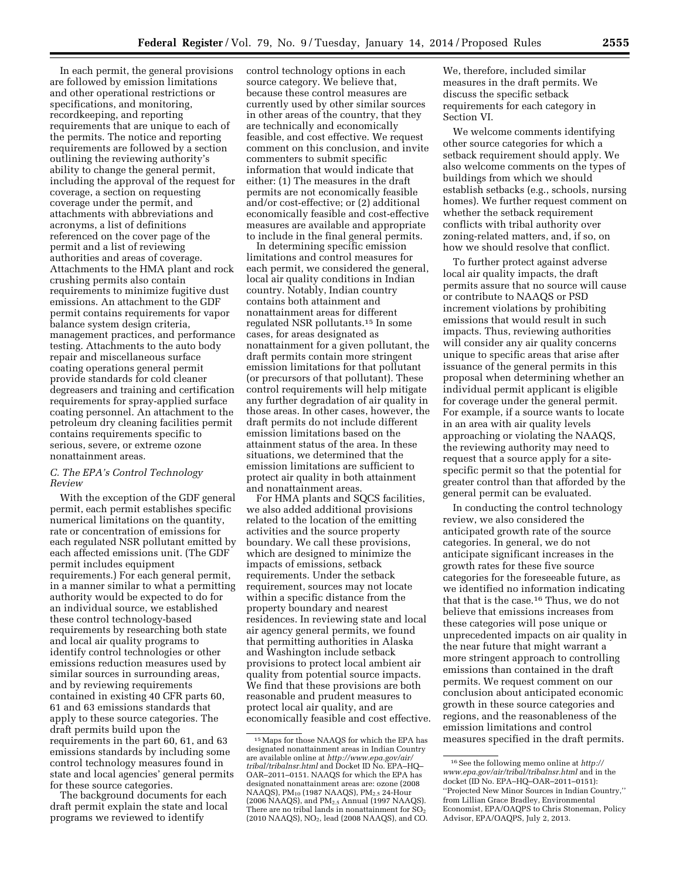In each permit, the general provisions are followed by emission limitations and other operational restrictions or specifications, and monitoring, recordkeeping, and reporting requirements that are unique to each of the permits. The notice and reporting requirements are followed by a section outlining the reviewing authority's ability to change the general permit, including the approval of the request for coverage, a section on requesting coverage under the permit, and attachments with abbreviations and acronyms, a list of definitions referenced on the cover page of the permit and a list of reviewing authorities and areas of coverage. Attachments to the HMA plant and rock crushing permits also contain requirements to minimize fugitive dust emissions. An attachment to the GDF permit contains requirements for vapor balance system design criteria, management practices, and performance testing. Attachments to the auto body repair and miscellaneous surface coating operations general permit provide standards for cold cleaner degreasers and training and certification requirements for spray-applied surface coating personnel. An attachment to the petroleum dry cleaning facilities permit contains requirements specific to serious, severe, or extreme ozone nonattainment areas.

### *C. The EPA's Control Technology Review*

With the exception of the GDF general permit, each permit establishes specific numerical limitations on the quantity, rate or concentration of emissions for each regulated NSR pollutant emitted by each affected emissions unit. (The GDF permit includes equipment requirements.) For each general permit, in a manner similar to what a permitting authority would be expected to do for an individual source, we established these control technology-based requirements by researching both state and local air quality programs to identify control technologies or other emissions reduction measures used by similar sources in surrounding areas, and by reviewing requirements contained in existing 40 CFR parts 60, 61 and 63 emissions standards that apply to these source categories. The draft permits build upon the requirements in the part 60, 61, and 63 emissions standards by including some control technology measures found in state and local agencies' general permits for these source categories.

The background documents for each draft permit explain the state and local programs we reviewed to identify control technology options in each source category. We believe that, because these control measures are currently used by other similar sources in other areas of the country, that they are technically and economically feasible, and cost effective. We request comment on this conclusion, and invite commenters to submit specific information that would indicate that either: (1) The measures in the draft permits are not economically feasible and/or cost-effective; or (2) additional economically feasible and cost-effective measures are available and appropriate to include in the final general permits.

In determining specific emission limitations and control measures for each permit, we considered the general, local air quality conditions in Indian country. Notably, Indian country contains both attainment and nonattainment areas for different regulated NSR pollutants.[15] In some cases, for areas designated as nonattainment for a given pollutant, the draft permits contain more stringent emission limitations for that pollutant (or precursors of that pollutant). These control requirements will help mitigate any further degradation of air quality in those areas. In other cases, however, the draft permits do not include different emission limitations based on the attainment status of the area. In these situations, we determined that the emission limitations are sufficient to protect air quality in both attainment and nonattainment areas.

For HMA plants and SQCS facilities, we also added additional provisions related to the location of the emitting activities and the source property boundary. We call these provisions, which are designed to minimize the impacts of emissions, setback requirements. Under the setback requirement, sources may not locate within a specific distance from the property boundary and nearest residences. In reviewing state and local air agency general permits, we found that permitting authorities in Alaska and Washington include setback provisions to protect local ambient air quality from potential source impacts. We find that these provisions are both reasonable and prudent measures to protect local air quality, and are economically feasible and cost effective. We, therefore, included similar measures in the draft permits. We discuss the specific setback requirements for each category in Section VI.

We welcome comments identifying other source categories for which a setback requirement should apply. We also welcome comments on the types of buildings from which we should establish setbacks (e.g., schools, nursing homes). We further request comment on whether the setback requirement conflicts with tribal authority over zoning-related matters, and, if so, on how we should resolve that conflict.

To further protect against adverse local air quality impacts, the draft permits assure that no source will cause or contribute to NAAQS or PSD increment violations by prohibiting emissions that would result in such impacts. Thus, reviewing authorities will consider any air quality concerns unique to specific areas that arise after issuance of the general permits in this proposal when determining whether an individual permit applicant is eligible for coverage under the general permit. For example, if a source wants to locate in an area with air quality levels approaching or violating the NAAQS, the reviewing authority may need to request that a source apply for a site-specific permit so that the potential for greater control than that afforded by the general permit can be evaluated.

In conducting the control technology review, we also considered the anticipated growth rate of the source categories. In general, we do not anticipate significant increases in the growth rates for these five source categories for the foreseeable future, as we identified no information indicating that that is the case.[16] Thus, we do not believe that emissions increases from these categories will pose unique or unprecedented impacts on air quality in the near future that might warrant a more stringent approach to controlling emissions than contained in the draft permits. We request comment on our conclusion about anticipated economic growth in these source categories and regions, and the reasonableness of the emission limitations and control measures specified in the draft permits.

---

[15] Maps for those NAAQS for which the EPA has designated nonattainment areas in Indian Country are available online at *http://www.epa.gov/air/tribal/tribalnsr.html* and Docket ID No. EPA–HQ–OAR–2011–0151. NAAQS for which the EPA has designated nonattainment areas are: ozone (2008 NAAQS), $PM_{10}$ (1987 NAAQS), $PM_{2.5}$ 24-Hour (2006 NAAQS), and $PM_{2.5}$ Annual (1997 NAAQS). There are no tribal lands in nonattainment for $SO_2$ (2010 NAAQS), $NO_2$, lead (2008 NAAQS), and CO.

[16] See the following memo online at *http://www.epa.gov/air/tribal/tribalnsr.html* and in the docket (ID No. EPA–HQ–OAR–2011–0151): ''Projected New Minor Sources in Indian Country,'' from Lillian Grace Bradley, Environmental Economist, EPA/OAQPS to Chris Stoneman, Policy Advisor, EPA/OAQPS, July 2, 2013.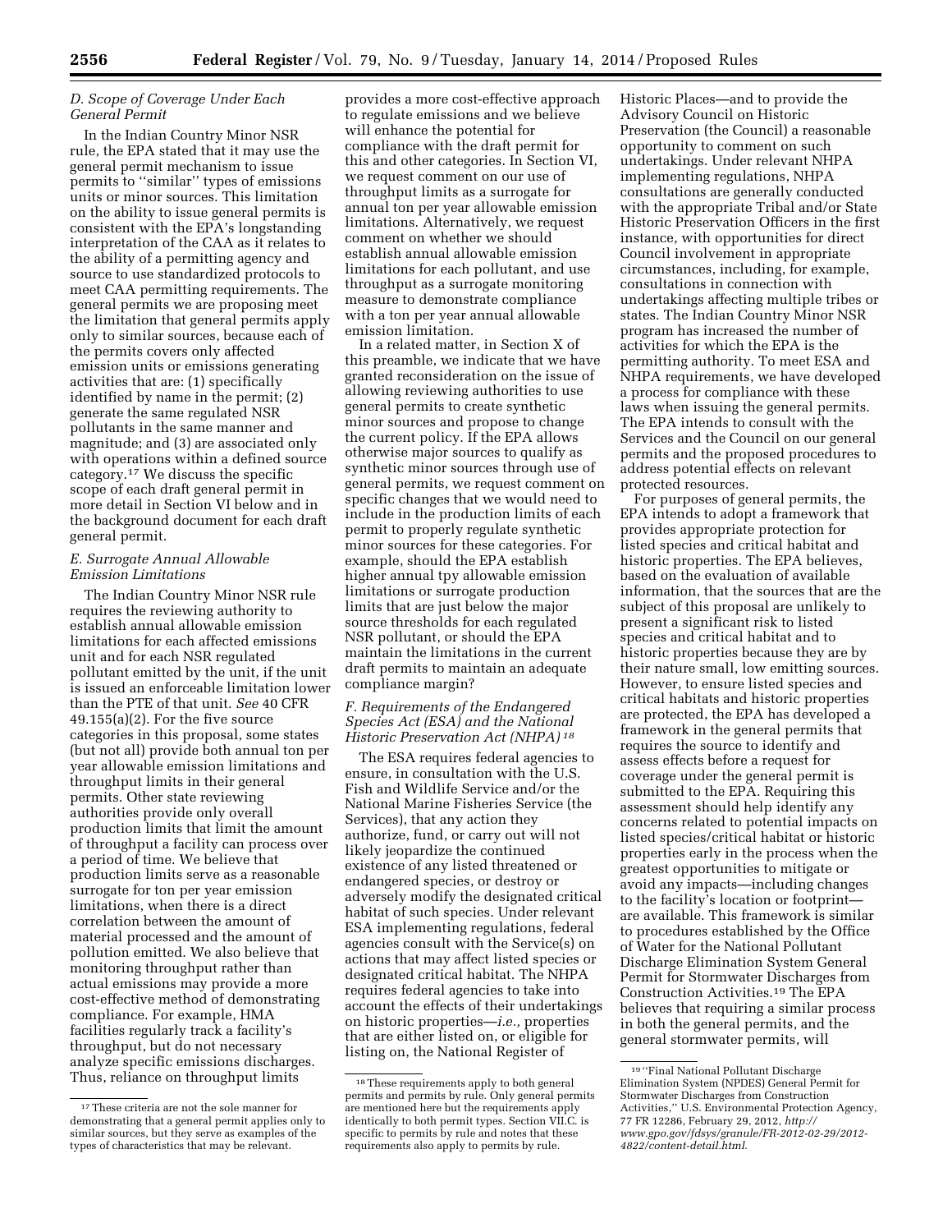### *D. Scope of Coverage Under Each General Permit*

In the Indian Country Minor NSR rule, the EPA stated that it may use the general permit mechanism to issue permits to ''similar'' types of emissions units or minor sources. This limitation on the ability to issue general permits is consistent with the EPA's longstanding interpretation of the CAA as it relates to the ability of a permitting agency and source to use standardized protocols to meet CAA permitting requirements. The general permits we are proposing meet the limitation that general permits apply only to similar sources, because each of the permits covers only affected emission units or emissions generating activities that are: (1) specifically identified by name in the permit; (2) generate the same regulated NSR pollutants in the same manner and magnitude; and (3) are associated only with operations within a defined source category.[17] We discuss the specific scope of each draft general permit in more detail in Section VI below and in the background document for each draft general permit.

### *E. Surrogate Annual Allowable Emission Limitations*

The Indian Country Minor NSR rule requires the reviewing authority to establish annual allowable emission limitations for each affected emissions unit and for each NSR regulated pollutant emitted by the unit, if the unit is issued an enforceable limitation lower than the PTE of that unit. *See* 40 CFR 49.155(a)(2). For the five source categories in this proposal, some states (but not all) provide both annual ton per year allowable emission limitations and throughput limits in their general permits. Other state reviewing authorities provide only overall production limits that limit the amount of throughput a facility can process over a period of time. We believe that production limits serve as a reasonable surrogate for ton per year emission limitations, when there is a direct correlation between the amount of material processed and the amount of pollution emitted. We also believe that monitoring throughput rather than actual emissions may provide a more cost-effective method of demonstrating compliance. For example, HMA facilities regularly track a facility's throughput, but do not necessary analyze specific emissions discharges. Thus, reliance on throughput limits provides a more cost-effective approach to regulate emissions and we believe will enhance the potential for compliance with the draft permit for this and other categories. In Section VI, we request comment on our use of throughput limits as a surrogate for annual ton per year allowable emission limitations. Alternatively, we request comment on whether we should establish annual allowable emission limitations for each pollutant, and use throughput as a surrogate monitoring measure to demonstrate compliance with a ton per year annual allowable emission limitation.

In a related matter, in Section X of this preamble, we indicate that we have granted reconsideration on the issue of allowing reviewing authorities to use general permits to create synthetic minor sources and propose to change the current policy. If the EPA allows otherwise major sources to qualify as synthetic minor sources through use of general permits, we request comment on specific changes that we would need to include in the production limits of each permit to properly regulate synthetic minor sources for these categories. For example, should the EPA establish higher annual tpy allowable emission limitations or surrogate production limits that are just below the major source thresholds for each regulated NSR pollutant, or should the EPA maintain the limitations in the current draft permits to maintain an adequate compliance margin?

### *F. Requirements of the Endangered Species Act (ESA) and the National Historic Preservation Act (NHPA)*[18]

The ESA requires federal agencies to ensure, in consultation with the U.S. Fish and Wildlife Service and/or the National Marine Fisheries Service (the Services), that any action they authorize, fund, or carry out will not likely jeopardize the continued existence of any listed threatened or endangered species, or destroy or adversely modify the designated critical habitat of such species. Under relevant ESA implementing regulations, federal agencies consult with the Service(s) on actions that may affect listed species or designated critical habitat. The NHPA requires federal agencies to take into account the effects of their undertakings on historic properties—*i.e.,* properties that are either listed on, or eligible for listing on, the National Register of Historic Places—and to provide the Advisory Council on Historic Preservation (the Council) a reasonable opportunity to comment on such undertakings. Under relevant NHPA implementing regulations, NHPA consultations are generally conducted with the appropriate Tribal and/or State Historic Preservation Officers in the first instance, with opportunities for direct Council involvement in appropriate circumstances, including, for example, consultations in connection with undertakings affecting multiple tribes or states. The Indian Country Minor NSR program has increased the number of activities for which the EPA is the permitting authority. To meet ESA and NHPA requirements, we have developed a process for compliance with these laws when issuing the general permits. The EPA intends to consult with the Services and the Council on our general permits and the proposed procedures to address potential effects on relevant protected resources.

For purposes of general permits, the EPA intends to adopt a framework that provides appropriate protection for listed species and critical habitat and historic properties. The EPA believes, based on the evaluation of available information, that the sources that are the subject of this proposal are unlikely to present a significant risk to listed species and critical habitat and to historic properties because they are by their nature small, low emitting sources. However, to ensure listed species and critical habitats and historic properties are protected, the EPA has developed a framework in the general permits that requires the source to identify and assess effects before a request for coverage under the general permit is submitted to the EPA. Requiring this assessment should help identify any concerns related to potential impacts on listed species/critical habitat or historic properties early in the process when the greatest opportunities to mitigate or avoid any impacts—including changes to the facility's location or footprint—are available. This framework is similar to procedures established by the Office of Water for the National Pollutant Discharge Elimination System General Permit for Stormwater Discharges from Construction Activities.[19] The EPA believes that requiring a similar process in both the general permits, and the general stormwater permits, will

---

[17] These criteria are not the sole manner for demonstrating that a general permit applies only to similar sources, but they serve as examples of the types of characteristics that may be relevant.

[18] These requirements apply to both general permits and permits by rule. Only general permits are mentioned here but the requirements apply identically to both permit types. Section VII.C. is specific to permits by rule and notes that these requirements also apply to permits by rule.

[19] ''Final National Pollutant Discharge Elimination System (NPDES) General Permit for Stormwater Discharges from Construction Activities,'' U.S. Environmental Protection Agency, 77 FR 12286, February 29, 2012, *http://www.gpo.gov/fdsys/granule/FR-2012-02-29/2012-4822/content-detail.html.*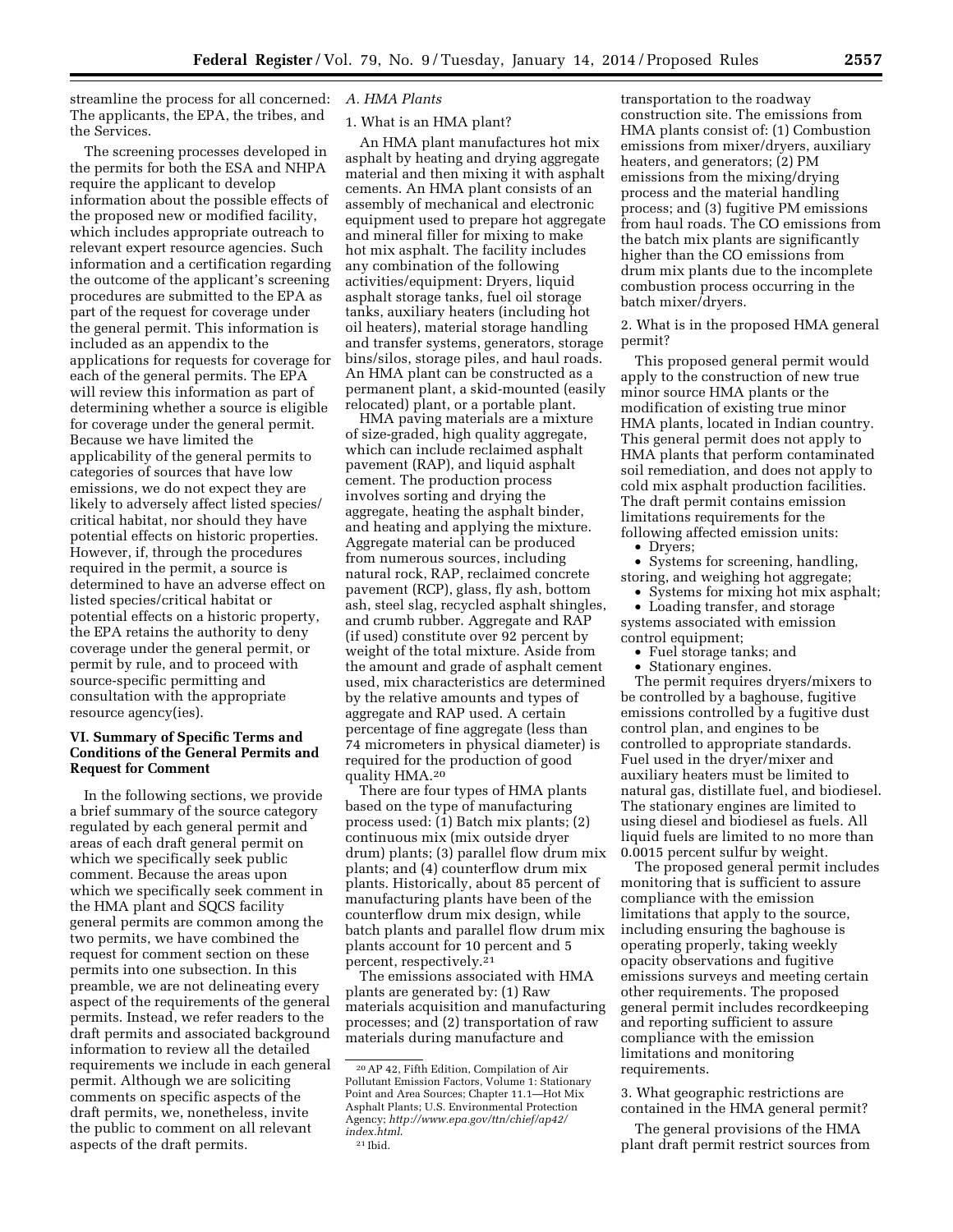streamline the process for all concerned: The applicants, the EPA, the tribes, and the Services.

The screening processes developed in the permits for both the ESA and NHPA require the applicant to develop information about the possible effects of the proposed new or modified facility, which includes appropriate outreach to relevant expert resource agencies. Such information and a certification regarding the outcome of the applicant's screening procedures are submitted to the EPA as part of the request for coverage under the general permit. This information is included as an appendix to the applications for requests for coverage for each of the general permits. The EPA will review this information as part of determining whether a source is eligible for coverage under the general permit. Because we have limited the applicability of the general permits to categories of sources that have low emissions, we do not expect they are likely to adversely affect listed species/critical habitat, nor should they have potential effects on historic properties. However, if, through the procedures required in the permit, a source is determined to have an adverse effect on listed species/critical habitat or potential effects on a historic property, the EPA retains the authority to deny coverage under the general permit, or permit by rule, and to proceed with source-specific permitting and consultation with the appropriate resource agency(ies).

## VI. Summary of Specific Terms and Conditions of the General Permits and Request for Comment

In the following sections, we provide a brief summary of the source category regulated by each general permit and areas of each draft general permit on which we specifically seek public comment. Because the areas upon which we specifically seek comment in the HMA plant and SQCS facility general permits are common among the two permits, we have combined the request for comment section on these permits into one subsection. In this preamble, we are not delineating every aspect of the requirements of the general permits. Instead, we refer readers to the draft permits and associated background information to review all the detailed requirements we include in each general permit. Although we are soliciting comments on specific aspects of the draft permits, we, nonetheless, invite the public to comment on all relevant aspects of the draft permits.

### *A. HMA Plants*

1. What is an HMA plant?

An HMA plant manufactures hot mix asphalt by heating and drying aggregate material and then mixing it with asphalt cements. An HMA plant consists of an assembly of mechanical and electronic equipment used to prepare hot aggregate and mineral filler for mixing to make hot mix asphalt. The facility includes any combination of the following activities/equipment: Dryers, liquid asphalt storage tanks, fuel oil storage tanks, auxiliary heaters (including hot oil heaters), material storage handling and transfer systems, generators, storage bins/silos, storage piles, and haul roads. An HMA plant can be constructed as a permanent plant, a skid-mounted (easily relocated) plant, or a portable plant.

HMA paving materials are a mixture of size-graded, high quality aggregate, which can include reclaimed asphalt pavement (RAP), and liquid asphalt cement. The production process involves sorting and drying the aggregate, heating the asphalt binder, and heating and applying the mixture. Aggregate material can be produced from numerous sources, including natural rock, RAP, reclaimed concrete pavement (RCP), glass, fly ash, bottom ash, steel slag, recycled asphalt shingles, and crumb rubber. Aggregate and RAP (if used) constitute over 92 percent by weight of the total mixture. Aside from the amount and grade of asphalt cement used, mix characteristics are determined by the relative amounts and types of aggregate and RAP used. A certain percentage of fine aggregate (less than 74 micrometers in physical diameter) is required for the production of good quality HMA.[20]

There are four types of HMA plants based on the type of manufacturing process used: (1) Batch mix plants; (2) continuous mix (mix outside dryer drum) plants; (3) parallel flow drum mix plants; and (4) counterflow drum mix plants. Historically, about 85 percent of manufacturing plants have been of the counterflow drum mix design, while batch plants and parallel flow drum mix plants account for 10 percent and 5 percent, respectively.[21]

The emissions associated with HMA plants are generated by: (1) Raw materials acquisition and manufacturing processes; and (2) transportation of raw materials during manufacture and transportation to the roadway construction site. The emissions from HMA plants consist of: (1) Combustion emissions from mixer/dryers, auxiliary heaters, and generators; (2) PM emissions from the mixing/drying process and the material handling process; and (3) fugitive PM emissions from haul roads. The CO emissions from the batch mix plants are significantly higher than the CO emissions from drum mix plants due to the incomplete combustion process occurring in the batch mixer/dryers.

2. What is in the proposed HMA general permit?

This proposed general permit would apply to the construction of new true minor source HMA plants or the modification of existing true minor HMA plants, located in Indian country. This general permit does not apply to HMA plants that perform contaminated soil remediation, and does not apply to cold mix asphalt production facilities. The draft permit contains emission limitations requirements for the following affected emission units:

- Dryers;
- Systems for screening, handling, storing, and weighing hot aggregate;
- Systems for mixing hot mix asphalt;
- Loading transfer, and storage systems associated with emission control equipment;
- Fuel storage tanks; and
- Stationary engines.

The permit requires dryers/mixers to be controlled by a baghouse, fugitive emissions controlled by a fugitive dust control plan, and engines to be controlled to appropriate standards. Fuel used in the dryer/mixer and auxiliary heaters must be limited to natural gas, distillate fuel, and biodiesel. The stationary engines are limited to using diesel and biodiesel as fuels. All liquid fuels are limited to no more than 0.0015 percent sulfur by weight.

The proposed general permit includes monitoring that is sufficient to assure compliance with the emission limitations that apply to the source, including ensuring the baghouse is operating properly, taking weekly opacity observations and fugitive emissions surveys and meeting certain other requirements. The proposed general permit includes recordkeeping and reporting sufficient to assure compliance with the emission limitations and monitoring requirements.

3. What geographic restrictions are contained in the HMA general permit?

The general provisions of the HMA plant draft permit restrict sources from

---

[20] AP 42, Fifth Edition, Compilation of Air Pollutant Emission Factors, Volume 1: Stationary Point and Area Sources; Chapter 11.1—Hot Mix Asphalt Plants; U.S. Environmental Protection Agency; *http://www.epa.gov/ttn/chief/ap42/index.html*.

[21] Ibid.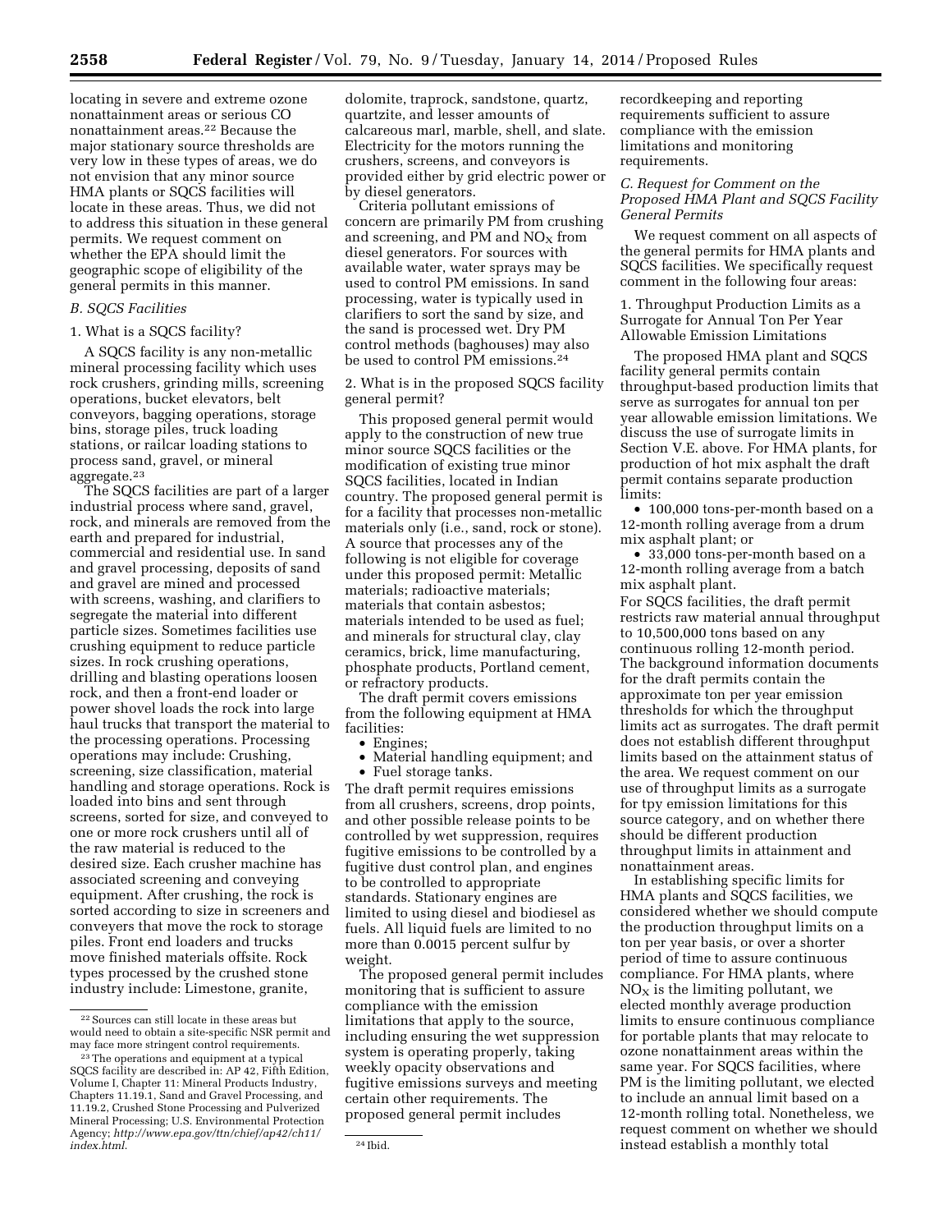locating in severe and extreme ozone nonattainment areas or serious CO nonattainment areas.[22] Because the major stationary source thresholds are very low in these types of areas, we do not envision that any minor source HMA plants or SQCS facilities will locate in these areas. Thus, we did not to address this situation in these general permits. We request comment on whether the EPA should limit the geographic scope of eligibility of the general permits in this manner.

### B. SQCS Facilities

#### 1. What is a SQCS facility?

A SQCS facility is any non-metallic mineral processing facility which uses rock crushers, grinding mills, screening operations, bucket elevators, belt conveyors, bagging operations, storage bins, storage piles, truck loading stations, or railcar loading stations to process sand, gravel, or mineral aggregate.[23]

The SQCS facilities are part of a larger industrial process where sand, gravel, rock, and minerals are removed from the earth and prepared for industrial, commercial and residential use. In sand and gravel processing, deposits of sand and gravel are mined and processed with screens, washing, and clarifiers to segregate the material into different particle sizes. Sometimes facilities use crushing equipment to reduce particle sizes. In rock crushing operations, drilling and blasting operations loosen rock, and then a front-end loader or power shovel loads the rock into large haul trucks that transport the material to the processing operations. Processing operations may include: Crushing, screening, size classification, material handling and storage operations. Rock is loaded into bins and sent through screens, sorted for size, and conveyed to one or more rock crushers until all of the raw material is reduced to the desired size. Each crusher machine has associated screening and conveying equipment. After crushing, the rock is sorted according to size in screeners and conveyors that move the rock to storage piles. Front end loaders and trucks move finished materials offsite. Rock types processed by the crushed stone industry include: Limestone, granite, dolomite, traprock, sandstone, quartz, quartzite, and lesser amounts of calcareous marl, marble, shell, and slate. Electricity for the motors running the crushers, screens, and conveyors is provided either by grid electric power or by diesel generators.

Criteria pollutant emissions of concern are primarily PM from crushing and screening, and PM and $NO_X$ from diesel generators. For sources with available water, water sprays may be used to control PM emissions. In sand processing, water is typically used in clarifiers to sort the sand by size, and the sand is processed wet. Dry PM control methods (baghouses) may also be used to control PM emissions.[24]

#### 2. What is in the proposed SQCS facility general permit?

This proposed general permit would apply to the construction of new true minor source SQCS facilities or the modification of existing true minor SQCS facilities, located in Indian country. The proposed general permit is for a facility that processes non-metallic materials only (i.e., sand, rock or stone). A source that processes any of the following is not eligible for coverage under this proposed permit: Metallic materials; radioactive materials; materials that contain asbestos; materials intended to be used as fuel; and minerals for structural clay, clay ceramics, brick, lime manufacturing, phosphate products, Portland cement, or refractory products.

The draft permit covers emissions from the following equipment at HMA facilities:

- Engines;
- Material handling equipment; and
- Fuel storage tanks.

The draft permit requires emissions from all crushers, screens, drop points, and other possible release points to be controlled by wet suppression, requires fugitive emissions to be controlled by a fugitive dust control plan, and engines to be controlled to appropriate standards. Stationary engines are limited to using diesel and biodiesel as fuels. All liquid fuels are limited to no more than 0.0015 percent sulfur by weight.

The proposed general permit includes monitoring that is sufficient to assure compliance with the emission limitations that apply to the source, including ensuring the wet suppression system is operating properly, taking weekly opacity observations and fugitive emissions surveys and meeting certain other requirements. The proposed general permit includes recordkeeping and reporting requirements sufficient to assure compliance with the emission limitations and monitoring requirements.

### C. Request for Comment on the Proposed HMA Plant and SQCS Facility General Permits

We request comment on all aspects of the general permits for HMA plants and SQCS facilities. We specifically request comment in the following four areas:

#### 1. Throughput Production Limits as a Surrogate for Annual Ton Per Year Allowable Emission Limitations

The proposed HMA plant and SQCS facility general permits contain throughput-based production limits that serve as surrogates for annual ton per year allowable emission limitations. We discuss the use of surrogate limits in Section V.E. above. For HMA plants, for production of hot mix asphalt the draft permit contains separate production limits:

- 100,000 tons-per-month based on a 12-month rolling average from a drum mix asphalt plant; or
- 33,000 tons-per-month based on a 12-month rolling average from a batch mix asphalt plant.

For SQCS facilities, the draft permit restricts raw material annual throughput to 10,500,000 tons based on any continuous rolling 12-month period. The background information documents for the draft permits contain the approximate ton per year emission thresholds for which the throughput limits act as surrogates. The draft permit does not establish different throughput limits based on the attainment status of the area. We request comment on our use of throughput limits as a surrogate for tpy emission limitations for this source category, and on whether there should be different production throughput limits in attainment and nonattainment areas.

In establishing specific limits for HMA plants and SQCS facilities, we considered whether we should compute the production throughput limits on a ton per year basis, or over a shorter period of time to assure continuous compliance. For HMA plants, where $NO_X$ is the limiting pollutant, we elected monthly average production limits to ensure continuous compliance for portable plants that may relocate to ozone nonattainment areas within the same year. For SQCS facilities, where PM is the limiting pollutant, we elected to include an annual limit based on a 12-month rolling total. Nonetheless, we request comment on whether we should instead establish a monthly total

---

[22] Sources can still locate in these areas but would need to obtain a site-specific NSR permit and may face more stringent control requirements.

[23] The operations and equipment at a typical SQCS facility are described in: AP 42, Fifth Edition, Volume I, Chapter 11: Mineral Products Industry, Chapters 11.19.1, Sand and Gravel Processing, and 11.19.2, Crushed Stone Processing and Pulverized Mineral Processing; U.S. Environmental Protection Agency; *http://www.epa.gov/ttn/chief/ap42/ch11/index.html.*

[24] Ibid.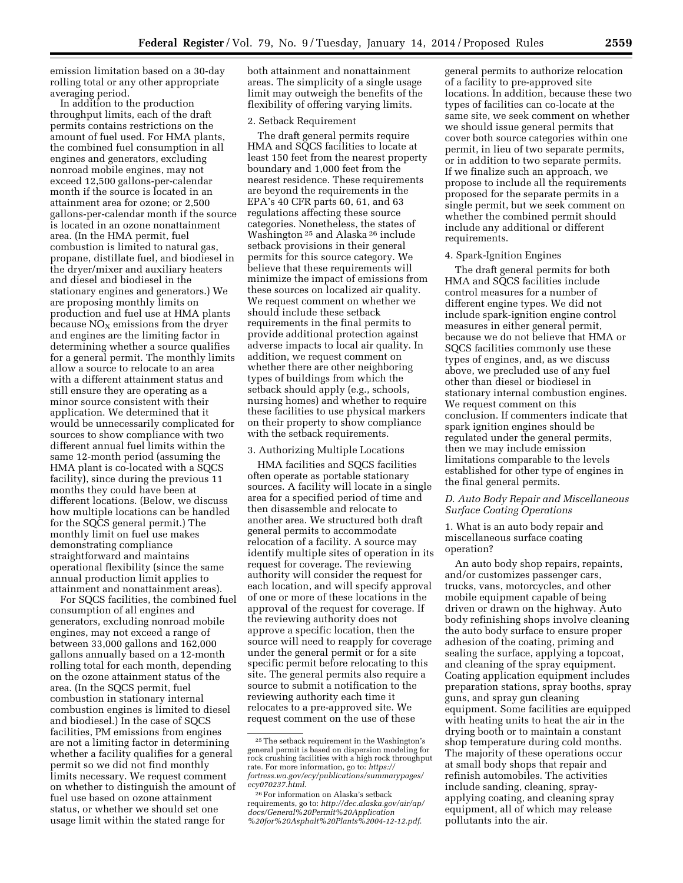emission limitation based on a 30-day rolling total or any other appropriate averaging period.

In addition to the production throughput limits, each of the draft permits contains restrictions on the amount of fuel used. For HMA plants, the combined fuel consumption in all engines and generators, excluding nonroad mobile engines, may not exceed 12,500 gallons-per-calendar month if the source is located in an attainment area for ozone; or 2,500 gallons-per-calendar month if the source is located in an ozone nonattainment area. (In the HMA permit, fuel combustion is limited to natural gas, propane, distillate fuel, and biodiesel in the dryer/mixer and auxiliary heaters and diesel and biodiesel in the stationary engines and generators.) We are proposing monthly limits on production and fuel use at HMA plants because $NO_X$ emissions from the dryer and engines are the limiting factor in determining whether a source qualifies for a general permit. The monthly limits allow a source to relocate to an area with a different attainment status and still ensure they are operating as a minor source consistent with their application. We determined that it would be unnecessarily complicated for sources to show compliance with two different annual fuel limits within the same 12-month period (assuming the HMA plant is co-located with a SQCS facility), since during the previous 11 months they could have been at different locations. (Below, we discuss how multiple locations can be handled for the SQCS general permit.) The monthly limit on fuel use makes demonstrating compliance straightforward and maintains operational flexibility (since the same annual production limit applies to attainment and nonattainment areas).

For SQCS facilities, the combined fuel consumption of all engines and generators, excluding nonroad mobile engines, may not exceed a range of between 33,000 gallons and 162,000 gallons annually based on a 12-month rolling total for each month, depending on the ozone attainment status of the area. (In the SQCS permit, fuel combustion in stationary internal combustion engines is limited to diesel and biodiesel.) In the case of SQCS facilities, PM emissions from engines are not a limiting factor in determining whether a facility qualifies for a general permit so we did not find monthly limits necessary. We request comment on whether to distinguish the amount of fuel use based on ozone attainment status, or whether we should set one usage limit within the stated range for both attainment and nonattainment areas. The simplicity of a single usage limit may outweigh the benefits of the flexibility of offering varying limits.

2. Setback Requirement

The draft general permits require HMA and SQCS facilities to locate at least 150 feet from the nearest property boundary and 1,000 feet from the nearest residence. These requirements are beyond the requirements in the EPA's 40 CFR parts 60, 61, and 63 regulations affecting these source categories. Nonetheless, the states of Washington [25] and Alaska [26] include setback provisions in their general permits for this source category. We believe that these requirements will minimize the impact of emissions from these sources on localized air quality. We request comment on whether we should include these setback requirements in the final permits to provide additional protection against adverse impacts to local air quality. In addition, we request comment on whether there are other neighboring types of buildings from which the setback should apply (e.g., schools, nursing homes) and whether to require these facilities to use physical markers on their property to show compliance with the setback requirements.

3. Authorizing Multiple Locations

HMA facilities and SQCS facilities often operate as portable stationary sources. A facility will locate in a single area for a specified period of time and then disassemble and relocate to another area. We structured both draft general permits to accommodate relocation of a facility. A source may identify multiple sites of operation in its request for coverage. The reviewing authority will consider the request for each location, and will specify approval of one or more of these locations in the approval of the request for coverage. If the reviewing authority does not approve a specific location, then the source will need to reapply for coverage under the general permit or for a site specific permit before relocating to this site. The general permits also require a source to submit a notification to the reviewing authority each time it relocates to a pre-approved site. We request comment on the use of these general permits to authorize relocation of a facility to pre-approved site locations. In addition, because these two types of facilities can co-locate at the same site, we seek comment on whether we should issue general permits that cover both source categories within one permit, in lieu of two separate permits, or in addition to two separate permits. If we finalize such an approach, we propose to include all the requirements proposed for the separate permits in a single permit, but we seek comment on whether the combined permit should include any additional or different requirements.

4. Spark-Ignition Engines

The draft general permits for both HMA and SQCS facilities include control measures for a number of different engine types. We did not include spark-ignition engine control measures in either general permit, because we do not believe that HMA or SQCS facilities commonly use these types of engines, and, as we discuss above, we precluded use of any fuel other than diesel or biodiesel in stationary internal combustion engines. We request comment on this conclusion. If commenters indicate that spark ignition engines should be regulated under the general permits, then we may include emission limitations comparable to the levels established for other type of engines in the final general permits.

*D. Auto Body Repair and Miscellaneous Surface Coating Operations*

1. What is an auto body repair and miscellaneous surface coating operation?

An auto body shop repairs, repaints, and/or customizes passenger cars, trucks, vans, motorcycles, and other mobile equipment capable of being driven or drawn on the highway. Auto body refinishing shops involve cleaning the auto body surface to ensure proper adhesion of the coating, priming and sealing the surface, applying a topcoat, and cleaning of the spray equipment. Coating application equipment includes preparation stations, spray booths, spray guns, and spray gun cleaning equipment. Some facilities are equipped with heating units to heat the air in the drying booth or to maintain a constant shop temperature during cold months. The majority of these operations occur at small body shops that repair and refinish automobiles. The activities include sanding, cleaning, spray-applying coating, and cleaning spray equipment, all of which may release pollutants into the air.

---

[25] The setback requirement in the Washington's general permit is based on dispersion modeling for rock crushing facilities with a high rock throughput rate. For more information, go to: *https://fortress.wa.gov/ecy/publications/summarypages/ecy070237.html.*

[26] For information on Alaska's setback requirements, go to: *http://dec.alaska.gov/air/ap/docs/General%20Permit%20Application%20for%20Asphalt%20Plants%2004-12-12.pdf.*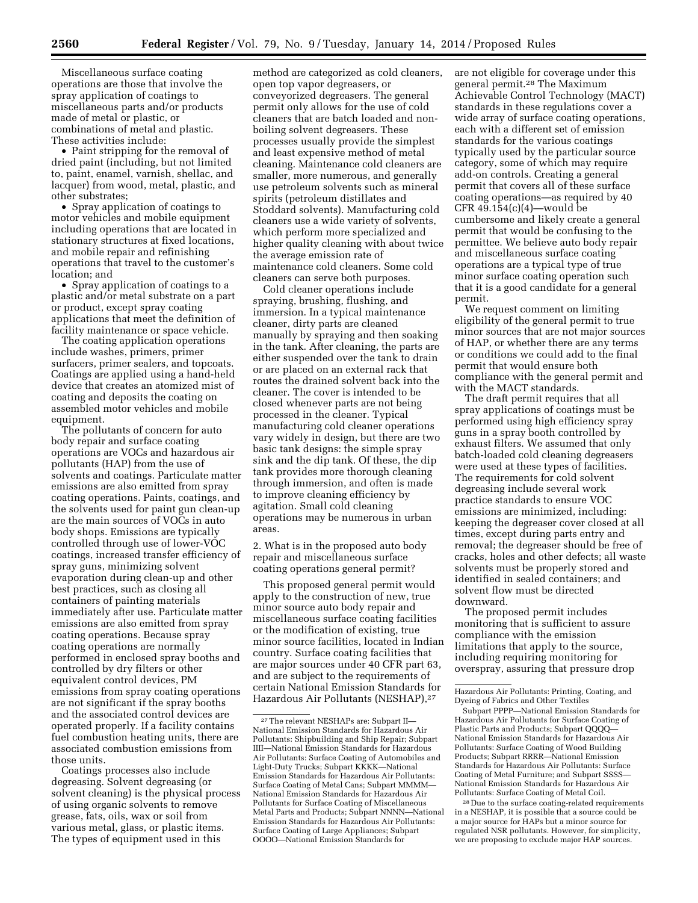Miscellaneous surface coating operations are those that involve the spray application of coatings to miscellaneous parts and/or products made of metal or plastic, or combinations of metal and plastic. These activities include:

- Paint stripping for the removal of dried paint (including, but not limited to, paint, enamel, varnish, shellac, and lacquer) from wood, metal, plastic, and other substrates;
- Spray application of coatings to motor vehicles and mobile equipment including operations that are located in stationary structures at fixed locations, and mobile repair and refinishing operations that travel to the customer's location; and
- Spray application of coatings to a plastic and/or metal substrate on a part or product, except spray coating applications that meet the definition of facility maintenance or space vehicle.

The coating application operations include washes, primers, primer surfacers, primer sealers, and topcoats. Coatings are applied using a hand-held device that creates an atomized mist of coating and deposits the coating on assembled motor vehicles and mobile equipment.

The pollutants of concern for auto body repair and surface coating operations are VOCs and hazardous air pollutants (HAP) from the use of solvents and coatings. Particulate matter emissions are also emitted from spray coating operations. Paints, coatings, and the solvents used for paint gun clean-up are the main sources of VOCs in auto body shops. Emissions are typically controlled through use of lower-VOC coatings, increased transfer efficiency of spray guns, minimizing solvent evaporation during clean-up and other best practices, such as closing all containers of painting materials immediately after use. Particulate matter emissions are also emitted from spray coating operations. Because spray coating operations are normally performed in enclosed spray booths and controlled by dry filters or other equivalent control devices, PM emissions from spray coating operations are not significant if the spray booths and the associated control devices are operated properly. If a facility contains fuel combustion heating units, there are associated combustion emissions from those units.

Coatings processes also include degreasing. Solvent degreasing (or solvent cleaning) is the physical process of using organic solvents to remove grease, fats, oils, wax or soil from various metal, glass, or plastic items. The types of equipment used in this method are categorized as cold cleaners, open top vapor degreasers, or conveyorized degreasers. The general permit only allows for the use of cold cleaners that are batch loaded and non-boiling solvent degreasers. These processes usually provide the simplest and least expensive method of metal cleaning. Maintenance cold cleaners are smaller, more numerous, and generally use petroleum solvents such as mineral spirits (petroleum distillates and Stoddard solvents). Manufacturing cold cleaners use a wide variety of solvents, which perform more specialized and higher quality cleaning with about twice the average emission rate of maintenance cold cleaners. Some cold cleaners can serve both purposes.

Cold cleaner operations include spraying, brushing, flushing, and immersion. In a typical maintenance cleaner, dirty parts are cleaned manually by spraying and then soaking in the tank. After cleaning, the parts are either suspended over the tank to drain or are placed on an external rack that routes the drained solvent back into the cleaner. The cover is intended to be closed whenever parts are not being processed in the cleaner. Typical manufacturing cold cleaner operations vary widely in design, but there are two basic tank designs: the simple spray sink and the dip tank. Of these, the dip tank provides more thorough cleaning through immersion, and often is made to improve cleaning efficiency by agitation. Small cold cleaning operations may be numerous in urban areas.

2. What is in the proposed auto body repair and miscellaneous surface coating operations general permit?

This proposed general permit would apply to the construction of new, true minor source auto body repair and miscellaneous surface coating facilities or the modification of existing, true minor source facilities, located in Indian country. Surface coating facilities that are major sources under 40 CFR part 63, and are subject to the requirements of certain National Emission Standards for Hazardous Air Pollutants (NESHAP),[27] are not eligible for coverage under this general permit.[28] The Maximum Achievable Control Technology (MACT) standards in these regulations cover a wide array of surface coating operations, each with a different set of emission standards for the various coatings typically used by the particular source category, some of which may require add-on controls. Creating a general permit that covers all of these surface coating operations—as required by 40 CFR 49.154(c)(4)—would be cumbersome and likely create a general permit that would be confusing to the permittee. We believe auto body repair and miscellaneous surface coating operations are a typical type of true minor surface coating operation such that it is a good candidate for a general permit.

We request comment on limiting eligibility of the general permit to true minor sources that are not major sources of HAP, or whether there are any terms or conditions we could add to the final permit that would ensure both compliance with the general permit and with the MACT standards.

The draft permit requires that all spray applications of coatings must be performed using high efficiency spray guns in a spray booth controlled by exhaust filters. We assumed that only batch-loaded cold cleaning degreasers were used at these types of facilities. The requirements for cold solvent degreasing include several work practice standards to ensure VOC emissions are minimized, including: keeping the degreaser cover closed at all times, except during parts entry and removal; the degreaser should be free of cracks, holes and other defects; all waste solvents must be properly stored and identified in sealed containers; and solvent flow must be directed downward.

The proposed permit includes monitoring that is sufficient to assure compliance with the emission limitations that apply to the source, including requiring monitoring for overspray, assuring that pressure drop

---

[27] The relevant NESHAPs are: Subpart II—National Emission Standards for Hazardous Air Pollutants: Shipbuilding and Ship Repair; Subpart IIII—National Emission Standards for Hazardous Air Pollutants: Surface Coating of Automobiles and Light-Duty Trucks; Subpart KKKK—National Emission Standards for Hazardous Air Pollutants: Surface Coating of Metal Cans; Subpart MMMM—National Emission Standards for Hazardous Air Pollutants for Surface Coating of Miscellaneous Metal Parts and Products; Subpart NNNN—National Emission Standards for Hazardous Air Pollutants: Surface Coating of Large Appliances; Subpart OOOO—National Emission Standards for Hazardous Air Pollutants: Printing, Coating, and Dyeing of Fabrics and Other Textiles

Subpart PPPP—National Emission Standards for Hazardous Air Pollutants for Surface Coating of Plastic Parts and Products; Subpart QQQQ—National Emission Standards for Hazardous Air Pollutants: Surface Coating of Wood Building Products; Subpart RRRR—National Emission Standards for Hazardous Air Pollutants: Surface Coating of Metal Furniture; and Subpart SSSS—National Emission Standards for Hazardous Air Pollutants: Surface Coating of Metal Coil.

[28] Due to the surface coating-related requirements in a NESHAP, it is possible that a source could be a major source for HAPs but a minor source for regulated NSR pollutants. However, for simplicity, we are proposing to exclude major HAP sources.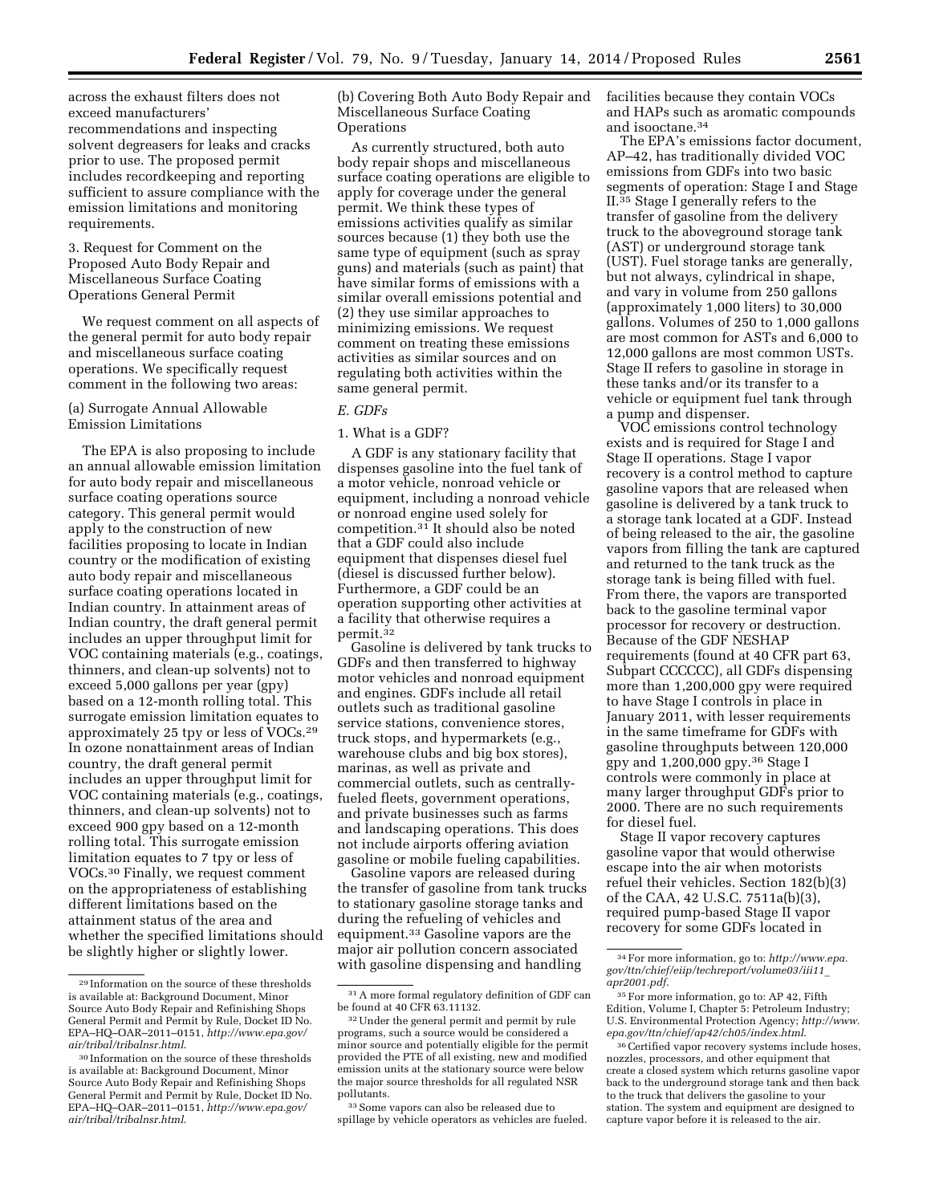across the exhaust filters does not exceed manufacturers' recommendations and inspecting solvent degreasers for leaks and cracks prior to use. The proposed permit includes recordkeeping and reporting sufficient to assure compliance with the emission limitations and monitoring requirements.

3. Request for Comment on the Proposed Auto Body Repair and Miscellaneous Surface Coating Operations General Permit

We request comment on all aspects of the general permit for auto body repair and miscellaneous surface coating operations. We specifically request comment in the following two areas:

(a) Surrogate Annual Allowable Emission Limitations

The EPA is also proposing to include an annual allowable emission limitation for auto body repair and miscellaneous surface coating operations source category. This general permit would apply to the construction of new facilities proposing to locate in Indian country or the modification of existing auto body repair and miscellaneous surface coating operations located in Indian country. In attainment areas of Indian country, the draft general permit includes an upper throughput limit for VOC containing materials (e.g., coatings, thinners, and clean-up solvents) not to exceed 5,000 gallons per year (gpy) based on a 12-month rolling total. This surrogate emission limitation equates to approximately 25 tpy or less of VOCs.[29] In ozone nonattainment areas of Indian country, the draft general permit includes an upper throughput limit for VOC containing materials (e.g., coatings, thinners, and clean-up solvents) not to exceed 900 gpy based on a 12-month rolling total. This surrogate emission limitation equates to 7 tpy or less of VOCs.[30] Finally, we request comment on the appropriateness of establishing different limitations based on the attainment status of the area and whether the specified limitations should be slightly higher or slightly lower.

(b) Covering Both Auto Body Repair and Miscellaneous Surface Coating Operations

As currently structured, both auto body repair shops and miscellaneous surface coating operations are eligible to apply for coverage under the general permit. We think these types of emissions activities qualify as similar sources because (1) they both use the same type of equipment (such as spray guns) and materials (such as paint) that have similar forms of emissions with a similar overall emissions potential and (2) they use similar approaches to minimizing emissions. We request comment on treating these emissions activities as similar sources and on regulating both activities within the same general permit.

*E. GDFs*

1. What is a GDF?

A GDF is any stationary facility that dispenses gasoline into the fuel tank of a motor vehicle, nonroad vehicle or equipment, including a nonroad vehicle or nonroad engine used solely for competition.[31] It should also be noted that a GDF could also include equipment that dispenses diesel fuel (diesel is discussed further below). Furthermore, a GDF could be an operation supporting other activities at a facility that otherwise requires a permit.[32]

Gasoline is delivered by tank trucks to GDFs and then transferred to highway motor vehicles and nonroad equipment and engines. GDFs include all retail outlets such as traditional gasoline service stations, convenience stores, truck stops, and hypermarkets (e.g., warehouse clubs and big box stores), marinas, as well as private and commercial outlets, such as centrally-fueled fleets, government operations, and private businesses such as farms and landscaping operations. This does not include airports offering aviation gasoline or mobile fueling capabilities.

Gasoline vapors are released during the transfer of gasoline from tank trucks to stationary gasoline storage tanks and during the refueling of vehicles and equipment.[33] Gasoline vapors are the major air pollution concern associated with gasoline dispensing and handling facilities because they contain VOCs and HAPs such as aromatic compounds and isooctane.[34]

The EPA's emissions factor document, AP–42, has traditionally divided VOC emissions from GDFs into two basic segments of operation: Stage I and Stage II.[35] Stage I generally refers to the transfer of gasoline from the delivery truck to the aboveground storage tank (AST) or underground storage tank (UST). Fuel storage tanks are generally, but not always, cylindrical in shape, and vary in volume from 250 gallons (approximately 1,000 liters) to 30,000 gallons. Volumes of 250 to 1,000 gallons are most common for ASTs and 6,000 to 12,000 gallons are most common USTs. Stage II refers to gasoline in storage in these tanks and/or its transfer to a vehicle or equipment fuel tank through a pump and dispenser.

VOC emissions control technology exists and is required for Stage I and Stage II operations. Stage I vapor recovery is a control method to capture gasoline vapors that are released when gasoline is delivered by a tank truck to a storage tank located at a GDF. Instead of being released to the air, the gasoline vapors from filling the tank are captured and returned to the tank truck as the storage tank is being filled with fuel. From there, the vapors are transported back to the gasoline terminal vapor processor for recovery or destruction. Because of the GDF NESHAP requirements (found at 40 CFR part 63, Subpart CCCCCC), all GDFs dispensing more than 1,200,000 gpy were required to have Stage I controls in place in January 2011, with lesser requirements in the same timeframe for GDFs with gasoline throughputs between 120,000 gpy and 1,200,000 gpy.[36] Stage I controls were commonly in place at many larger throughput GDFs prior to 2000. There are no such requirements for diesel fuel.

Stage II vapor recovery captures gasoline vapor that would otherwise escape into the air when motorists refuel their vehicles. Section 182(b)(3) of the CAA, 42 U.S.C. 7511a(b)(3), required pump-based Stage II vapor recovery for some GDFs located in

---

[29] Information on the source of these thresholds is available at: Background Document, Minor Source Auto Body Repair and Refinishing Shops General Permit and Permit by Rule, Docket ID No. EPA–HQ–OAR–2011–0151, *http://www.epa.gov/air/tribal/tribalnsr.html*.

[30] Information on the source of these thresholds is available at: Background Document, Minor Source Auto Body Repair and Refinishing Shops General Permit and Permit by Rule, Docket ID No. EPA–HQ–OAR–2011–0151, *http://www.epa.gov/air/tribal/tribalnsr.html*.

[31] A more formal regulatory definition of GDF can be found at 40 CFR 63.11132.

[32] Under the general permit and permit by rule programs, such a source would be considered a minor source and potentially eligible for the permit provided the PTE of all existing, new and modified emission units at the stationary source were below the major source thresholds for all regulated NSR pollutants.

[33] Some vapors can also be released due to spillage by vehicle operators as vehicles are fueled.

[34] For more information, go to: *http://www.epa.gov/ttn/chief/eiip/techreport/volume03/iii11_apr2001.pdf*.

[35] For more information, go to: AP 42, Fifth Edition, Volume I, Chapter 5: Petroleum Industry; U.S. Environmental Protection Agency; *http://www.epa.gov/ttn/chief/ap42/ch05/index.html*.

[36] Certified vapor recovery systems include hoses, nozzles, processors, and other equipment that create a closed system which returns gasoline vapor back to the underground storage tank and then back to the truck that delivers the gasoline to your station. The system and equipment are designed to capture vapor before it is released to the air.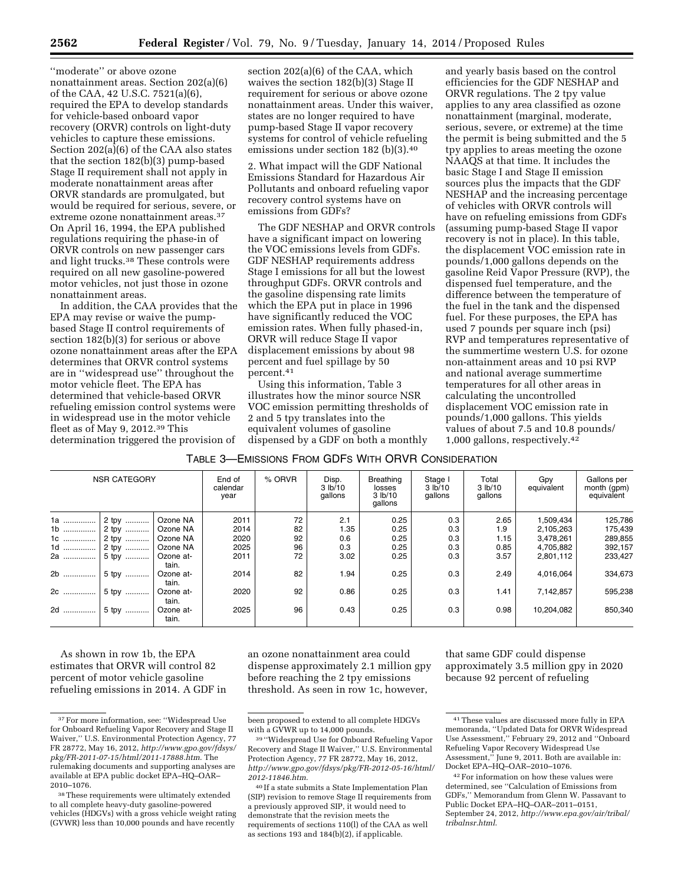''moderate'' or above ozone nonattainment areas. Section 202(a)(6) of the CAA, 42 U.S.C. 7521(a)(6), required the EPA to develop standards for vehicle-based onboard vapor recovery (ORVR) controls on light-duty vehicles to capture these emissions. Section 202(a)(6) of the CAA also states that the section 182(b)(3) pump-based Stage II requirement shall not apply in moderate nonattainment areas after ORVR standards are promulgated, but would be required for serious, severe, or extreme ozone nonattainment areas.[37] On April 16, 1994, the EPA published regulations requiring the phase-in of ORVR controls on new passenger cars and light trucks.[38] These controls were required on all new gasoline-powered motor vehicles, not just those in ozone nonattainment areas.

In addition, the CAA provides that the EPA may revise or waive the pump-based Stage II control requirements of section 182(b)(3) for serious or above ozone nonattainment areas after the EPA determines that ORVR control systems are in ''widespread use'' throughout the motor vehicle fleet. The EPA has determined that vehicle-based ORVR refueling emission control systems were in widespread use in the motor vehicle fleet as of May 9, 2012.[39] This determination triggered the provision of section 202(a)(6) of the CAA, which waives the section 182(b)(3) Stage II requirement for serious or above ozone nonattainment areas. Under this waiver, states are no longer required to have pump-based Stage II vapor recovery systems for control of vehicle refueling emissions under section 182 (b)(3).[40]

2. What impact will the GDF National Emissions Standard for Hazardous Air Pollutants and onboard refueling vapor recovery control systems have on emissions from GDFs?

The GDF NESHAP and ORVR controls have a significant impact on lowering the VOC emissions levels from GDFs. GDF NESHAP requirements address Stage I emissions for all but the lowest throughput GDFs. ORVR controls and the gasoline dispensing rate limits which the EPA put in place in 1996 have significantly reduced the VOC emission rates. When fully phased-in, ORVR will reduce Stage II vapor displacement emissions by about 98 percent and fuel spillage by 50 percent.[41]

Using this information, Table 3 illustrates how the minor source NSR VOC emission permitting thresholds of 2 and 5 tpy translates into the equivalent volumes of gasoline dispensed by a GDF on both a monthly and yearly basis based on the control efficiencies for the GDF NESHAP and ORVR regulations. The 2 tpy value applies to any area classified as ozone nonattainment (marginal, moderate, serious, severe, or extreme) at the time the permit is being submitted and the 5 tpy applies to areas meeting the ozone NAAQS at that time. It includes the basic Stage I and Stage II emission sources plus the impacts that the GDF NESHAP and the increasing percentage of vehicles with ORVR controls will have on refueling emissions from GDFs (assuming pump-based Stage II vapor recovery is not in place). In this table, the displacement VOC emission rate in pounds/1,000 gallons depends on the gasoline Reid Vapor Pressure (RVP), the dispensed fuel temperature, and the difference between the temperature of the fuel in the tank and the dispensed fuel. For these purposes, the EPA has used 7 pounds per square inch (psi) RVP and temperatures representative of the summertime western U.S. for ozone non-attainment areas and 10 psi RVP and national average summertime temperatures for all other areas in calculating the uncontrolled displacement VOC emission rate in pounds/1,000 gallons. This yields values of about 7.5 and 10.8 pounds/1,000 gallons, respectively.[42]

TABLE 3—EMISSIONS FROM GDFS WITH ORVR CONSIDERATION

| NSR CATEGORY | | | End of calendar year | % ORVR | Disp. 3 lb/10 3 gallons | Breathing losses 3 lb/10 3 gallons | Stage I 3 lb/10 3 gallons | Total 3 lb/10 3 gallons | Gpy equivalent | Gallons per month (gpm) equivalent |
|---|---|---|---|---|---|---|---|---|---|---|
| 1a | 2 tpy | Ozone NA | 2011 | 72 | 2.1 | 0.25 | 0.3 | 2.65 | 1,509,434 | 125,786 |
| 1b | 2 tpy | Ozone NA | 2014 | 82 | 1.35 | 0.25 | 0.3 | 1.9 | 2,105,263 | 175,439 |
| 1c | 2 tpy | Ozone NA | 2020 | 92 | 0.6 | 0.25 | 0.3 | 1.15 | 3,478,261 | 289,855 |
| 1d | 2 tpy | Ozone NA | 2025 | 96 | 0.3 | 0.25 | 0.3 | 0.85 | 4,705,882 | 392,157 |
| 2a | 5 tpy | Ozone attain. | 2011 | 72 | 3.02 | 0.25 | 0.3 | 3.57 | 2,801,112 | 233,427 |
| 2b | 5 tpy | Ozone attain. | 2014 | 82 | 1.94 | 0.25 | 0.3 | 2.49 | 4,016,064 | 334,673 |
| 2c | 5 tpy | Ozone attain. | 2020 | 92 | 0.86 | 0.25 | 0.3 | 1.41 | 7,142,857 | 595,238 |
| 2d | 5 tpy | Ozone attain. | 2025 | 96 | 0.43 | 0.25 | 0.3 | 0.98 | 10,204,082 | 850,340 |

As shown in row 1b, the EPA estimates that ORVR will control 82 percent of motor vehicle gasoline refueling emissions in 2014. A GDF in an ozone nonattainment area could dispense approximately 2.1 million gpy before reaching the 2 tpy emissions threshold. As seen in row 1c, however, that same GDF could dispense approximately 3.5 million gpy in 2020 because 92 percent of refueling

---

[37] For more information, see: ''Widespread Use for Onboard Refueling Vapor Recovery and Stage II Waiver,'' U.S. Environmental Protection Agency, 77 FR 28772, May 16, 2012, *http://www.gpo.gov/fdsys/pkg/FR-2011-07-15/html/2011-17888.htm*. The rulemaking documents and supporting analyses are available at EPA public docket EPA–HQ–OAR–2010–1076.

[38] These requirements were ultimately extended to all complete heavy-duty gasoline-powered vehicles (HDGVs) with a gross vehicle weight rating (GVWR) less than 10,000 pounds and have recently been proposed to extend to all complete HDGVs with a GVWR up to 14,000 pounds.

[39] ''Widespread Use for Onboard Refueling Vapor Recovery and Stage II Waiver,'' U.S. Environmental Protection Agency, 77 FR 28772, May 16, 2012, *http://www.gpo.gov/fdsys/pkg/FR-2012-05-16/html/2012-11846.htm*.

[40] If a state submits a State Implementation Plan (SIP) revision to remove Stage II requirements from a previously approved SIP, it would need to demonstrate that the revision meets the requirements of sections 110(l) of the CAA as well as sections 193 and 184(b)(2), if applicable.

[41] These values are discussed more fully in EPA memoranda, ''Updated Data for ORVR Widespread Use Assessment,'' February 29, 2012 and ''Onboard Refueling Vapor Recovery Widespread Use Assessment,'' June 9, 2011. Both are available in: Docket EPA–HQ–OAR–2010–1076.

[42] For information on how these values were determined, see ''Calculation of Emissions from GDFs,'' Memorandum from Glenn W. Passavant to Public Docket EPA–HQ–OAR–2011–0151, September 24, 2012, *http://www.epa.gov/air/tribal/tribalnsr.html*.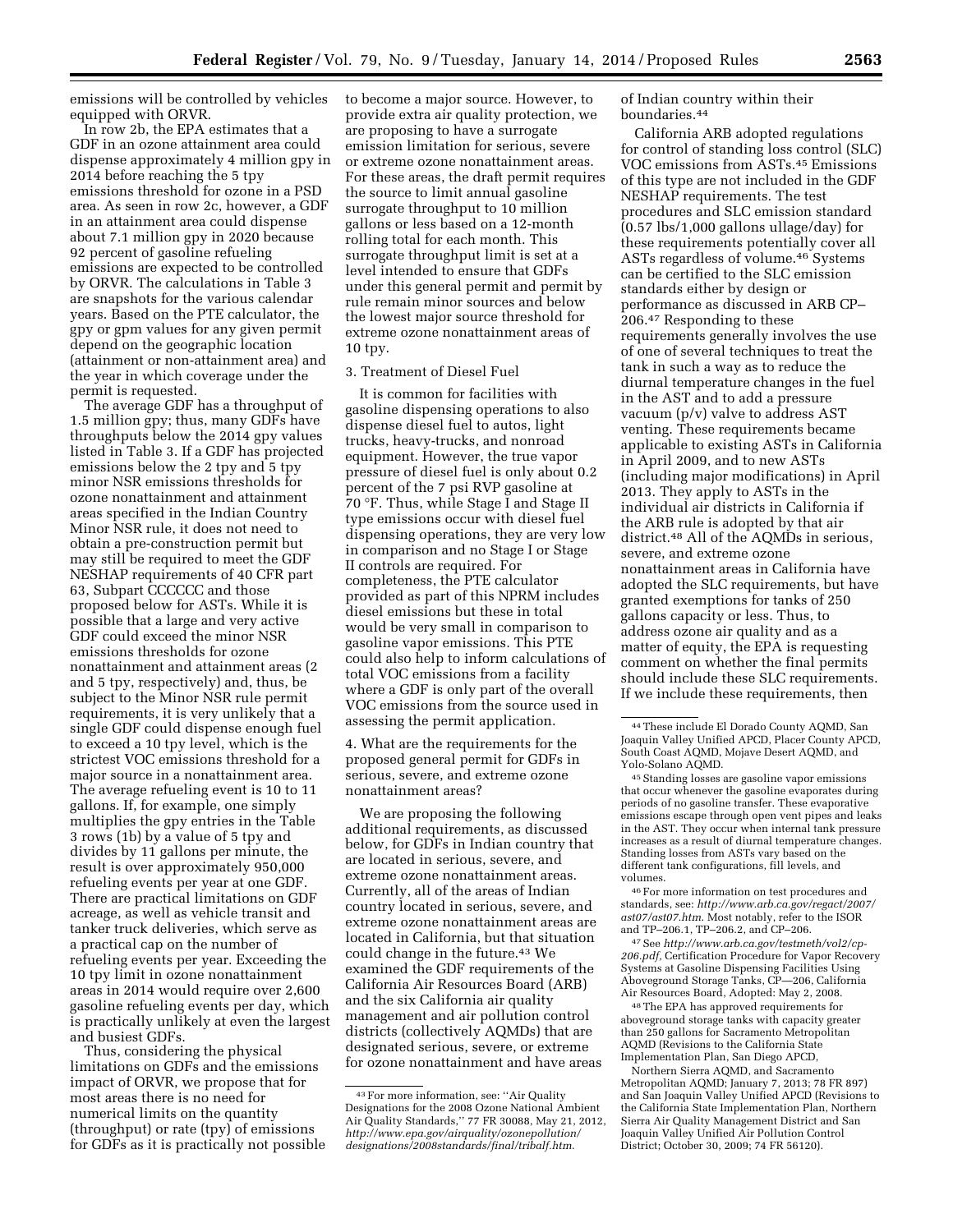emissions will be controlled by vehicles equipped with ORVR.

In row 2b, the EPA estimates that a GDF in an ozone attainment area could dispense approximately 4 million gpy in 2014 before reaching the 5 tpy emissions threshold for ozone in a PSD area. As seen in row 2c, however, a GDF in an attainment area could dispense about 7.1 million gpy in 2020 because 92 percent of gasoline refueling emissions are expected to be controlled by ORVR. The calculations in Table 3 are snapshots for the various calendar years. Based on the PTE calculator, the gpy or gpm values for any given permit depend on the geographic location (attainment or non-attainment area) and the year in which coverage under the permit is requested.

The average GDF has a throughput of 1.5 million gpy; thus, many GDFs have throughputs below the 2014 gpy values listed in Table 3. If a GDF has projected emissions below the 2 tpy and 5 tpy minor NSR emissions thresholds for ozone nonattainment and attainment areas specified in the Indian Country Minor NSR rule, it does not need to obtain a pre-construction permit but may still be required to meet the GDF NESHAP requirements of 40 CFR part 63, Subpart CCCCCC and those proposed below for ASTs. While it is possible that a large and very active GDF could exceed the minor NSR emissions thresholds for ozone nonattainment and attainment areas (2 and 5 tpy, respectively) and, thus, be subject to the Minor NSR rule permit requirements, it is very unlikely that a single GDF could dispense enough fuel to exceed a 10 tpy level, which is the strictest VOC emissions threshold for a major source in a nonattainment area. The average refueling event is 10 to 11 gallons. If, for example, one simply multiplies the gpy entries in the Table 3 rows (1b) by a value of 5 tpy and divides by 11 gallons per minute, the result is over approximately 950,000 refueling events per year at one GDF. There are practical limitations on GDF acreage, as well as vehicle transit and tanker truck deliveries, which serve as a practical cap on the number of refueling events per year. Exceeding the 10 tpy limit in ozone nonattainment areas in 2014 would require over 2,600 gasoline refueling events per day, which is practically unlikely at even the largest and busiest GDFs.

Thus, considering the physical limitations on GDFs and the emissions impact of ORVR, we propose that for most areas there is no need for numerical limits on the quantity (throughput) or rate (tpy) of emissions for GDFs as it is practically not possible to become a major source. However, to provide extra air quality protection, we are proposing to have a surrogate emission limitation for serious, severe or extreme ozone nonattainment areas. For these areas, the draft permit requires the source to limit annual gasoline surrogate throughput to 10 million gallons or less based on a 12-month rolling total for each month. This surrogate throughput limit is set at a level intended to ensure that GDFs under this general permit and permit by rule remain minor sources and below the lowest major source threshold for extreme ozone nonattainment areas of 10 tpy.

3. Treatment of Diesel Fuel

It is common for facilities with gasoline dispensing operations to also dispense diesel fuel to autos, light trucks, heavy-trucks, and nonroad equipment. However, the true vapor pressure of diesel fuel is only about 0.2 percent of the 7 psi RVP gasoline at 70 °F. Thus, while Stage I and Stage II type emissions occur with diesel fuel dispensing operations, they are very low in comparison and no Stage I or Stage II controls are required. For completeness, the PTE calculator provided as part of this NPRM includes diesel emissions but these in total would be very small in comparison to gasoline vapor emissions. This PTE could also help to inform calculations of total VOC emissions from a facility where a GDF is only part of the overall VOC emissions from the source used in assessing the permit application.

4. What are the requirements for the proposed general permit for GDFs in serious, severe, and extreme ozone nonattainment areas?

We are proposing the following additional requirements, as discussed below, for GDFs in Indian country that are located in serious, severe, and extreme ozone nonattainment areas. Currently, all of the areas of Indian country located in serious, severe, and extreme ozone nonattainment areas are located in California, but that situation could change in the future.[43] We examined the GDF requirements of the California Air Resources Board (ARB) and the six California air quality management and air pollution control districts (collectively AQMDs) that are designated serious, severe, or extreme for ozone nonattainment and have areas of Indian country within their boundaries.[44]

California ARB adopted regulations for control of standing loss control (SLC) VOC emissions from ASTs.[45] Emissions of this type are not included in the GDF NESHAP requirements. The test procedures and SLC emission standard (0.57 lbs/1,000 gallons ullage/day) for these requirements potentially cover all ASTs regardless of volume.[46] Systems can be certified to the SLC emission standards either by design or performance as discussed in ARB CP–206.[47] Responding to these requirements generally involves the use of one of several techniques to treat the tank in such a way as to reduce the diurnal temperature changes in the fuel in the AST and to add a pressure vacuum (p/v) valve to address AST venting. These requirements became applicable to existing ASTs in California in April 2009, and to new ASTs (including major modifications) in April 2013. They apply to ASTs in the individual air districts in California if the ARB rule is adopted by that air district.[48] All of the AQMDs in serious, severe, and extreme ozone nonattainment areas in California have adopted the SLC requirements, but have granted exemptions for tanks of 250 gallons capacity or less. Thus, to address ozone air quality and as a matter of equity, the EPA is requesting comment on whether the final permits should include these SLC requirements. If we include these requirements, then

---

[43] For more information, see: "Air Quality Designations for the 2008 Ozone National Ambient Air Quality Standards," 77 FR 30088, May 21, 2012, *http://www.epa.gov/airquality/ozonepollution/designations/2008standards/final/tribalf.htm*.

[44] These include El Dorado County AQMD, San Joaquin Valley Unified APCD, Placer County APCD, South Coast AQMD, Mojave Desert AQMD, and Yolo-Solano AQMD.

[45] Standing losses are gasoline vapor emissions that occur whenever the gasoline evaporates during periods of no gasoline transfer. These evaporative emissions escape through open vent pipes and leaks in the AST. They occur when internal tank pressure increases as a result of diurnal temperature changes. Standing losses from ASTs vary based on the different tank configurations, fill levels, and volumes.

[46] For more information on test procedures and standards, see: *http://www.arb.ca.gov/regact/2007/ast07/ast07.htm*. Most notably, refer to the ISOR and TP–206.1, TP–206.2, and CP–206.

[47] See *http://www.arb.ca.gov/testmeth/vol2/cp-206.pdf*, Certification Procedure for Vapor Recovery Systems at Gasoline Dispensing Facilities Using Aboveground Storage Tanks, CP—206, California Air Resources Board, Adopted: May 2, 2008.

[48] The EPA has approved requirements for aboveground storage tanks with capacity greater than 250 gallons for Sacramento Metropolitan AQMD (Revisions to the California State Implementation Plan, San Diego APCD, Northern Sierra AQMD, and Sacramento Metropolitan AQMD; January 7, 2013; 78 FR 897) and San Joaquin Valley Unified APCD (Revisions to the California State Implementation Plan, Northern Sierra Air Quality Management District and San Joaquin Valley Unified Air Pollution Control District; October 30, 2009; 74 FR 56120).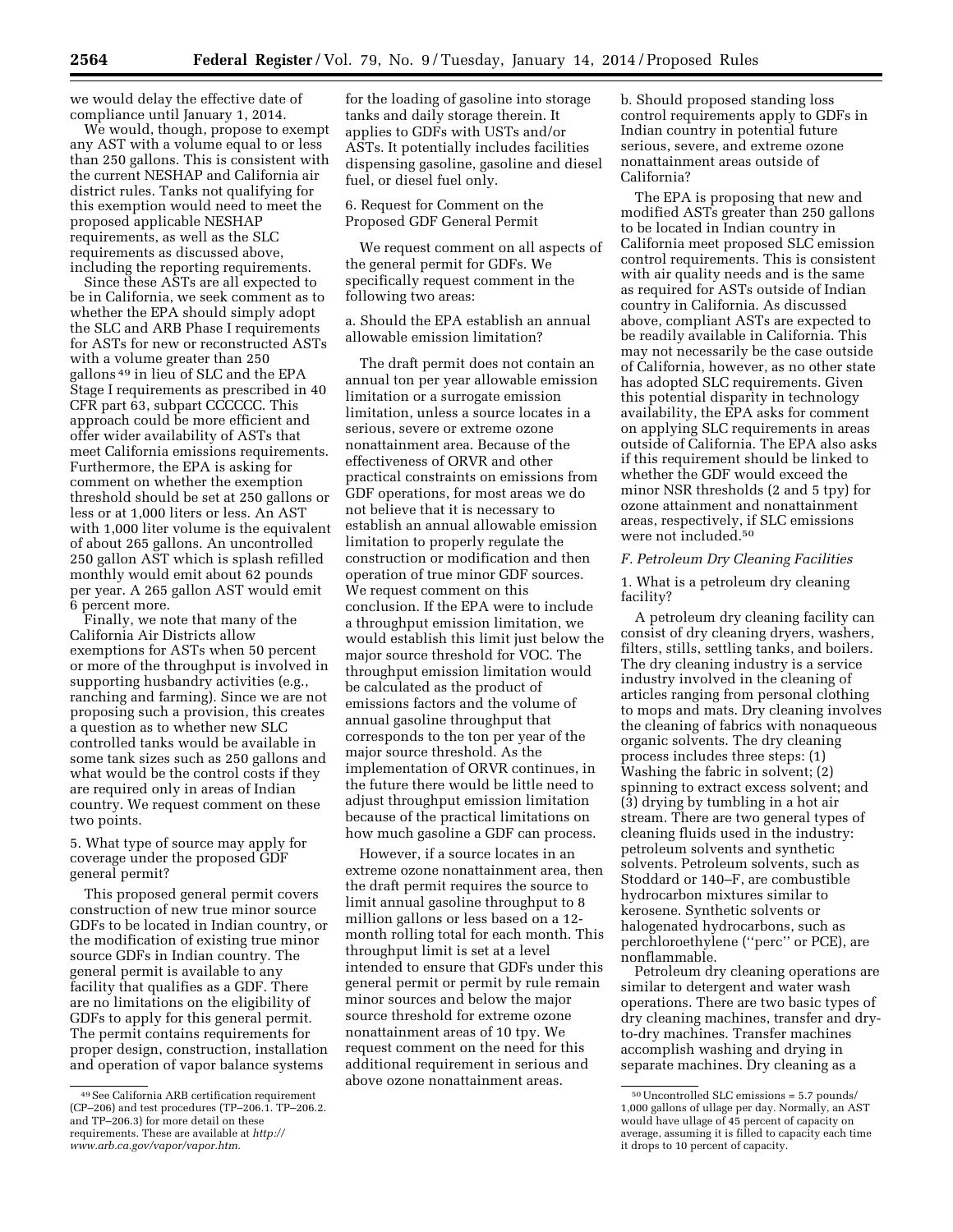we would delay the effective date of compliance until January 1, 2014.

We would, though, propose to exempt any AST with a volume equal to or less than 250 gallons. This is consistent with the current NESHAP and California air district rules. Tanks not qualifying for this exemption would need to meet the proposed applicable NESHAP requirements, as well as the SLC requirements as discussed above, including the reporting requirements.

Since these ASTs are all expected to be in California, we seek comment as to whether the EPA should simply adopt the SLC and ARB Phase I requirements for ASTs for new or reconstructed ASTs with a volume greater than 250 gallons[49] in lieu of SLC and the EPA Stage I requirements as prescribed in 40 CFR part 63, subpart CCCCCC. This approach could be more efficient and offer wider availability of ASTs that meet California emissions requirements. Furthermore, the EPA is asking for comment on whether the exemption threshold should be set at 250 gallons or less or at 1,000 liters or less. An AST with 1,000 liter volume is the equivalent of about 265 gallons. An uncontrolled 250 gallon AST which is splash refilled monthly would emit about 62 pounds per year. A 265 gallon AST would emit 6 percent more.

Finally, we note that many of the California Air Districts allow exemptions for ASTs when 50 percent or more of the throughput is involved in supporting husbandry activities (e.g., ranching and farming). Since we are not proposing such a provision, this creates a question as to whether new SLC controlled tanks would be available in some tank sizes such as 250 gallons and what would be the control costs if they are required only in areas of Indian country. We request comment on these two points.

5. What type of source may apply for coverage under the proposed GDF general permit?

This proposed general permit covers construction of new true minor source GDFs to be located in Indian country, or the modification of existing true minor source GDFs in Indian country. The general permit is available to any facility that qualifies as a GDF. There are no limitations on the eligibility of GDFs to apply for this general permit. The permit contains requirements for proper design, construction, installation and operation of vapor balance systems for the loading of gasoline into storage tanks and daily storage therein. It applies to GDFs with USTs and/or ASTs. It potentially includes facilities dispensing gasoline, gasoline and diesel fuel, or diesel fuel only.

6. Request for Comment on the Proposed GDF General Permit

We request comment on all aspects of the general permit for GDFs. We specifically request comment in the following two areas:

a. Should the EPA establish an annual allowable emission limitation?

The draft permit does not contain an annual ton per year allowable emission limitation or a surrogate emission limitation, unless a source locates in a serious, severe or extreme ozone nonattainment area. Because of the effectiveness of ORVR and other practical constraints on emissions from GDF operations, for most areas we do not believe that it is necessary to establish an annual allowable emission limitation to properly regulate the construction or modification and then operation of true minor GDF sources. We request comment on this conclusion. If the EPA were to include a throughput emission limitation, we would establish this limit just below the major source threshold for VOC. The throughput emission limitation would be calculated as the product of emissions factors and the volume of annual gasoline throughput that corresponds to the ton per year of the major source threshold. As the implementation of ORVR continues, in the future there would be little need to adjust throughput emission limitation because of the practical limitations on how much gasoline a GDF can process.

However, if a source locates in an extreme ozone nonattainment area, then the draft permit requires the source to limit annual gasoline throughput to 8 million gallons or less based on a 12-month rolling total for each month. This throughput limit is set at a level intended to ensure that GDFs under this general permit or permit by rule remain minor sources and below the major source threshold for extreme ozone nonattainment areas of 10 tpy. We request comment on the need for this additional requirement in serious and above ozone nonattainment areas.

b. Should proposed standing loss control requirements apply to GDFs in Indian country in potential future serious, severe, and extreme ozone nonattainment areas outside of California?

The EPA is proposing that new and modified ASTs greater than 250 gallons to be located in Indian country in California meet proposed SLC emission control requirements. This is consistent with air quality needs and is the same as required for ASTs outside of Indian country in California. As discussed above, compliant ASTs are expected to be readily available in California. This may not necessarily be the case outside of California, however, as no other state has adopted SLC requirements. Given this potential disparity in technology availability, the EPA asks for comment on applying SLC requirements in areas outside of California. The EPA also asks if this requirement should be linked to whether the GDF would exceed the minor NSR thresholds (2 and 5 tpy) for ozone attainment and nonattainment areas, respectively, if SLC emissions were not included.[50]

### *F. Petroleum Dry Cleaning Facilities*

1. What is a petroleum dry cleaning facility?

A petroleum dry cleaning facility can consist of dry cleaning dryers, washers, filters, stills, settling tanks, and boilers. The dry cleaning industry is a service industry involved in the cleaning of articles ranging from personal clothing to mops and mats. Dry cleaning involves the cleaning of fabrics with nonaqueous organic solvents. The dry cleaning process includes three steps: (1) Washing the fabric in solvent; (2) spinning to extract excess solvent; and (3) drying by tumbling in a hot air stream. There are two general types of cleaning fluids used in the industry: petroleum solvents and synthetic solvents. Petroleum solvents, such as Stoddard or 140–F, are combustible hydrocarbon mixtures similar to kerosene. Synthetic solvents or halogenated hydrocarbons, such as perchloroethylene (''perc'' or PCE), are nonflammable.

Petroleum dry cleaning operations are similar to detergent and water wash operations. There are two basic types of dry cleaning machines, transfer and dry-to-dry machines. Transfer machines accomplish washing and drying in separate machines. Dry cleaning as a

---

[49] See California ARB certification requirement (CP–206) and test procedures (TP–206.1. TP–206.2. and TP–206.3) for more detail on these requirements. These are available at *http://www.arb.ca.gov/vapor/vapor.htm.*

[50] Uncontrolled SLC emissions = 5.7 pounds/1,000 gallons of ullage per day. Normally, an AST would have ullage of 45 percent of capacity on average, assuming it is filled to capacity each time it drops to 10 percent of capacity.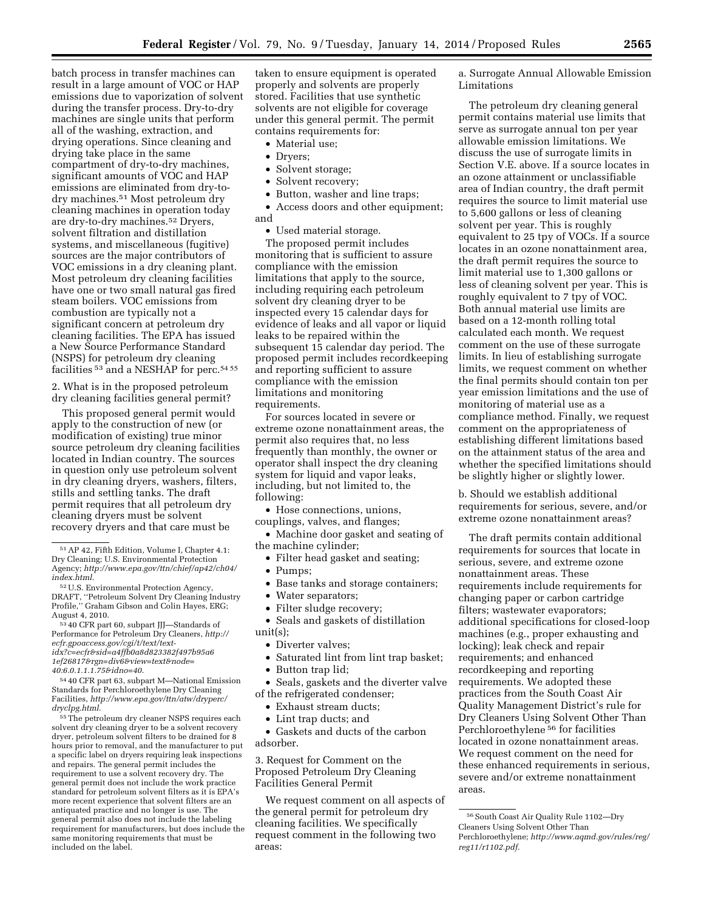batch process in transfer machines can result in a large amount of VOC or HAP emissions due to vaporization of solvent during the transfer process. Dry-to-dry machines are single units that perform all of the washing, extraction, and drying operations. Since cleaning and drying take place in the same compartment of dry-to-dry machines, significant amounts of VOC and HAP emissions are eliminated from dry-to-dry machines.[51] Most petroleum dry cleaning machines in operation today are dry-to-dry machines.[52] Dryers, solvent filtration and distillation systems, and miscellaneous (fugitive) sources are the major contributors of VOC emissions in a dry cleaning plant. Most petroleum dry cleaning facilities have one or two small natural gas fired steam boilers. VOC emissions from combustion are typically not a significant concern at petroleum dry cleaning facilities. The EPA has issued a New Source Performance Standard (NSPS) for petroleum dry cleaning facilities [53] and a NESHAP for perc.[54] [55]

2. What is in the proposed petroleum dry cleaning facilities general permit?

This proposed general permit would apply to the construction of new (or modification of existing) true minor source petroleum dry cleaning facilities located in Indian country. The sources in question only use petroleum solvent in dry cleaning dryers, washers, filters, stills and settling tanks. The draft permit requires that all petroleum dry cleaning dryers must be solvent recovery dryers and that care must be taken to ensure equipment is operated properly and solvents are properly stored. Facilities that use synthetic solvents are not eligible for coverage under this general permit. The permit contains requirements for:

- Material use;
- Dryers;
- Solvent storage;
- Solvent recovery;
- Button, washer and line traps;
- Access doors and other equipment; and
- Used material storage.

The proposed permit includes monitoring that is sufficient to assure compliance with the emission limitations that apply to the source, including requiring each petroleum solvent dry cleaning dryer to be inspected every 15 calendar days for evidence of leaks and all vapor or liquid leaks to be repaired within the subsequent 15 calendar day period. The proposed permit includes recordkeeping and reporting sufficient to assure compliance with the emission limitations and monitoring requirements.

For sources located in severe or extreme ozone nonattainment areas, the permit also requires that, no less frequently than monthly, the owner or operator shall inspect the dry cleaning system for liquid and vapor leaks, including, but not limited to, the following:

- Hose connections, unions, couplings, valves, and flanges;
- Machine door gasket and seating of the machine cylinder;
- Filter head gasket and seating;
- Pumps;
- Base tanks and storage containers;
- Water separators;
- Filter sludge recovery;
- Seals and gaskets of distillation unit(s);
- Diverter valves;
- Saturated lint from lint trap basket;
- Button trap lid;
- Seals, gaskets and the diverter valve of the refrigerated condenser;
- Exhaust stream ducts;
- Lint trap ducts; and
- Gaskets and ducts of the carbon adsorber.

3. Request for Comment on the Proposed Petroleum Dry Cleaning Facilities General Permit

We request comment on all aspects of the general permit for petroleum dry cleaning facilities. We specifically request comment in the following two areas:

a. Surrogate Annual Allowable Emission Limitations

The petroleum dry cleaning general permit contains material use limits that serve as surrogate annual ton per year allowable emission limitations. We discuss the use of surrogate limits in Section V.E. above. If a source locates in an ozone attainment or unclassifiable area of Indian country, the draft permit requires the source to limit material use to 5,600 gallons or less of cleaning solvent per year. This is roughly equivalent to 25 tpy of VOCs. If a source locates in an ozone nonattainment area, the draft permit requires the source to limit material use to 1,300 gallons or less of cleaning solvent per year. This is roughly equivalent to 7 tpy of VOC. Both annual material use limits are based on a 12-month rolling total calculated each month. We request comment on the use of these surrogate limits. In lieu of establishing surrogate limits, we request comment on whether the final permits should contain ton per year emission limitations and the use of monitoring of material use as a compliance method. Finally, we request comment on the appropriateness of establishing different limitations based on the attainment status of the area and whether the specified limitations should be slightly higher or slightly lower.

b. Should we establish additional requirements for serious, severe, and/or extreme ozone nonattainment areas?

The draft permits contain additional requirements for sources that locate in serious, severe, and extreme ozone nonattainment areas. These requirements include requirements for changing paper or carbon cartridge filters; wastewater evaporators; additional specifications for closed-loop machines (e.g., proper exhausting and locking); leak check and repair requirements; and enhanced recordkeeping and reporting requirements. We adopted these practices from the South Coast Air Quality Management District's rule for Dry Cleaners Using Solvent Other Than Perchloroethylene [56] for facilities located in ozone nonattainment areas. We request comment on the need for these enhanced requirements in serious, severe and/or extreme nonattainment areas.

---

[51] AP 42, Fifth Edition, Volume I, Chapter 4.1: Dry Cleaning; U.S. Environmental Protection Agency; *http://www.epa.gov/ttn/chief/ap42/ch04/index.html.*

[52] U.S. Environmental Protection Agency, DRAFT, "Petroleum Solvent Dry Cleaning Industry Profile," Graham Gibson and Colin Hayes, ERG; August 4, 2010.

[53] 40 CFR part 60, subpart JJJ—Standards of Performance for Petroleum Dry Cleaners, *http://ecfr.gpoaccess.gov/cgi/t/text/text-idx?c=ecfr&sid=a4ffb0a8d823382f497b95a61ef26817&rgn=div6&view=text&node=40:6.0.1.1.1.75&idno=40.*

[54] 40 CFR part 63, subpart M—National Emission Standards for Perchloroethylene Dry Cleaning Facilities, *http://www.epa.gov/ttn/atw/dryperc/dryclpg.html.*

[55] The petroleum dry cleaner NSPS requires each solvent dry cleaning dryer to be a solvent recovery dryer, petroleum solvent filters to be drained for 8 hours prior to removal, and the manufacturer to put a specific label on dryers requiring leak inspections and repairs. The general permit includes the requirement to use a solvent recovery dry. The general permit does not include the work practice standard for petroleum solvent filters as it is EPA's more recent experience that solvent filters are an antiquated practice and no longer is use. The general permit also does not include the labeling requirement for manufacturers, but does include the same monitoring requirements that must be included on the label.

[56] South Coast Air Quality Rule 1102—Dry Cleaners Using Solvent Other Than Perchloroethylene; *http://www.aqmd.gov/rules/reg/reg11/r1102.pdf.*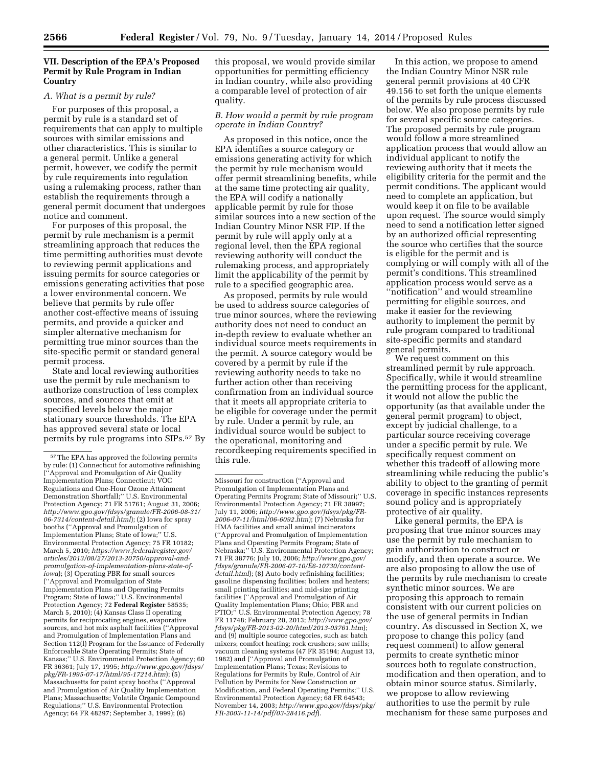## VII. Description of the EPA's Proposed Permit by Rule Program in Indian Country

### A. What is a permit by rule?

For purposes of this proposal, a permit by rule is a standard set of requirements that can apply to multiple sources with similar emissions and other characteristics. This is similar to a general permit. Unlike a general permit, however, we codify the permit by rule requirements into regulation using a rulemaking process, rather than establish the requirements through a general permit document that undergoes notice and comment.

For purposes of this proposal, the permit by rule mechanism is a permit streamlining approach that reduces the time permitting authorities must devote to reviewing permit applications and issuing permits for source categories or emissions generating activities that pose a lower environmental concern. We believe that permits by rule offer another cost-effective means of issuing permits, and provide a quicker and simpler alternative mechanism for permitting true minor sources than the site-specific permit or standard general permit process.

State and local reviewing authorities use the permit by rule mechanism to authorize construction of less complex sources, and sources that emit at specified levels below the major stationary source thresholds. The EPA has approved several state or local permits by rule programs into SIPs.[57] By this proposal, we would provide similar opportunities for permitting efficiency in Indian country, while also providing a comparable level of protection of air quality.

### B. How would a permit by rule program operate in Indian Country?

As proposed in this notice, once the EPA identifies a source category or emissions generating activity for which the permit by rule mechanism would offer permit streamlining benefits, while at the same time protecting air quality, the EPA will codify a nationally applicable permit by rule for those similar sources into a new section of the Indian Country Minor NSR FIP. If the permit by rule will apply only at a regional level, then the EPA regional reviewing authority will conduct the rulemaking process, and appropriately limit the applicability of the permit by rule to a specified geographic area.

As proposed, permits by rule would be used to address source categories of true minor sources, where the reviewing authority does not need to conduct an in-depth review to evaluate whether an individual source meets requirements in the permit. A source category would be covered by a permit by rule if the reviewing authority needs to take no further action other than receiving confirmation from an individual source that it meets all appropriate criteria to be eligible for coverage under the permit by rule. Under a permit by rule, an individual source would be subject to the operational, monitoring and recordkeeping requirements specified in this rule.

In this action, we propose to amend the Indian Country Minor NSR rule general permit provisions at 40 CFR 49.156 to set forth the unique elements of the permits by rule process discussed below. We also propose permits by rule for several specific source categories. The proposed permits by rule program would follow a more streamlined application process that would allow an individual applicant to notify the reviewing authority that it meets the eligibility criteria for the permit and the permit conditions. The applicant would need to complete an application, but would keep it on file to be available upon request. The source would simply need to send a notification letter signed by an authorized official representing the source who certifies that the source is eligible for the permit and is complying or will comply with all of the permit's conditions. This streamlined application process would serve as a "notification" and would streamline permitting for eligible sources, and make it easier for the reviewing authority to implement the permit by rule program compared to traditional site-specific permits and standard general permits.

We request comment on this streamlined permit by rule approach. Specifically, while it would streamline the permitting process for the applicant, it would not allow the public the opportunity (as that available under the general permit program) to object, except by judicial challenge, to a particular source receiving coverage under a specific permit by rule. We specifically request comment on whether this tradeoff of allowing more streamlining while reducing the public's ability to object to the granting of permit coverage in specific instances represents sound policy and is appropriately protective of air quality.

Like general permits, the EPA is proposing that true minor sources may use the permit by rule mechanism to gain authorization to construct or modify, and then operate a source. We are also proposing to allow the use of the permits by rule mechanism to create synthetic minor sources. We are proposing this approach to remain consistent with our current policies on the use of general permits in Indian country. As discussed in Section X, we propose to change this policy (and request comment) to allow general permits to create synthetic minor sources both to regulate construction, modification and then operation, and to obtain minor source status. Similarly, we propose to allow reviewing authorities to use the permit by rule mechanism for these same purposes and

---

[57] The EPA has approved the following permits by rule: (1) Connecticut for automotive refinishing ("Approval and Promulgation of Air Quality Implementation Plans; Connecticut; VOC Regulations and One-Hour Ozone Attainment Demonstration Shortfall;" U.S. Environmental Protection Agency; 71 FR 51761; August 31, 2006; *http://www.gpo.gov/fdsys/granule/FR-2006-08-31/06-7314/content-detail.html*); (2) Iowa for spray booths ("Approval and Promulgation of Implementation Plans; State of Iowa;" U.S. Environmental Protection Agency; 75 FR 10182; March 5, 2010; *https://www.federalregister.gov/articles/2013/08/27/2013-20750/approval-and-promulgation-of-implementation-plans-state-of-iowa*); (3) Operating PBR for small sources ("Approval and Promulgation of State Implementation Plans and Operating Permits Program; State of Iowa;" U.S. Environmental Protection Agency; 72 **Federal Register** 58535; March 5, 2010); (4) Kansas Class II operating permits for reciprocating engines, evaporative sources, and hot mix asphalt facilities ("Approval and Promulgation of Implementation Plans and Section 112(l) Program for the Issuance of Federally Enforceable State Operating Permits; State of Kansas;" U.S. Environmental Protection Agency; 60 FR 36361; July 17, 1995; *http://www.gpo.gov/fdsys/pkg/FR-1995-07-17/html/95-17214.htm*); (5) Massachusetts for paint spray booths ("Approval and Promulgation of Air Quality Implementation Plans; Massachusetts; Volatile Organic Compound Regulations;" U.S. Environmental Protection Agency; 64 FR 48297; September 3, 1999); (6) Missouri for construction ("Approval and Promulgation of Implementation Plans and Operating Permits Program; State of Missouri;" U.S. Environmental Protection Agency; 71 FR 38997; July 11, 2006; *http://www.gpo.gov/fdsys/pkg/FR-2006-07-11/html/06-6092.htm*); (7) Nebraska for HMA facilities and small animal incinerators ("Approval and Promulgation of Implementation Plans and Operating Permits Program; State of Nebraska;" U.S. Environmental Protection Agency; 71 FR 38776; July 10, 2006; *http://www.gpo.gov/fdsys/granule/FR-2006-07-10/E6-10730/content-detail.html*); (8) Auto body refinishing facilities; gasoline dispensing facilities; boilers and heaters; small printing facilities; and mid-size printing facilities ("Approval and Promulgation of Air Quality Implementation Plans; Ohio; PBR and PTIO;" U.S. Environmental Protection Agency; 78 FR 11748; February 20, 2013; *http://www.gpo.gov/fdsys/pkg/FR-2013-02-20/html/2013-03761.htm*); and (9) multiple source categories, such as: batch mixers; comfort heating; rock crushers; saw mills; vacuum cleaning systems (47 FR 35194; August 13, 1982) and ("Approval and Promulgation of Implementation Plans; Texas; Revisions to Regulations for Permits by Rule, Control of Air Pollution by Permits for New Construction or Modification, and Federal Operating Permits;" U.S. Environmental Protection Agency; 68 FR 64543; November 14, 2003; *http://www.gpo.gov/fdsys/pkg/FR-2003-11-14/pdf/03-28416.pdf*).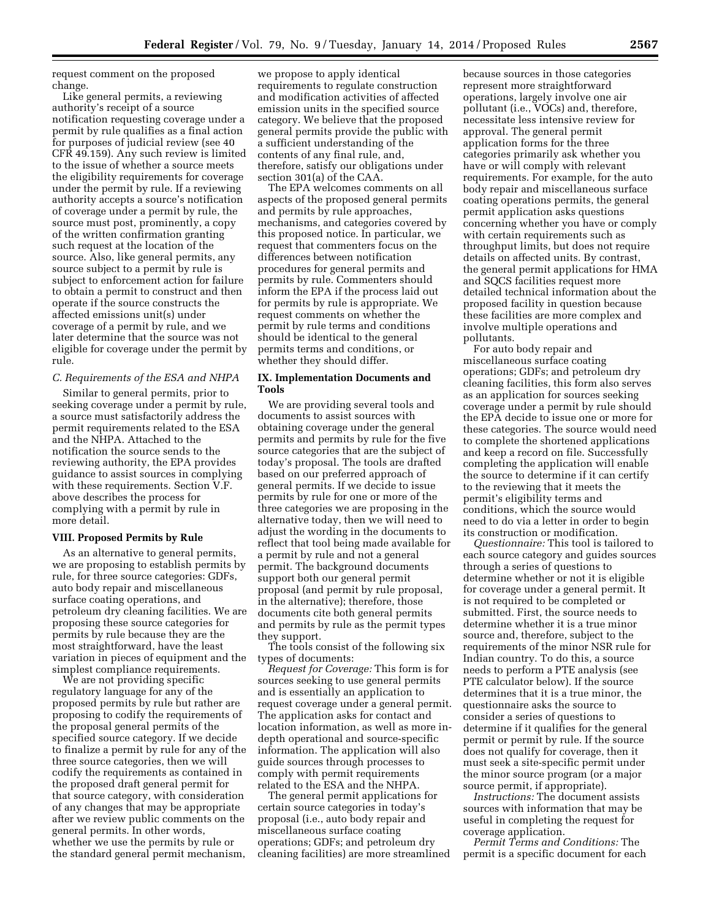request comment on the proposed change.

Like general permits, a reviewing authority's receipt of a source notification requesting coverage under a permit by rule qualifies as a final action for purposes of judicial review (see 40 CFR 49.159). Any such review is limited to the issue of whether a source meets the eligibility requirements for coverage under the permit by rule. If a reviewing authority accepts a source's notification of coverage under a permit by rule, the source must post, prominently, a copy of the written confirmation granting such request at the location of the source. Also, like general permits, any source subject to a permit by rule is subject to enforcement action for failure to obtain a permit to construct and then operate if the source constructs the affected emissions unit(s) under coverage of a permit by rule, and we later determine that the source was not eligible for coverage under the permit by rule.

### C. Requirements of the ESA and NHPA

Similar to general permits, prior to seeking coverage under a permit by rule, a source must satisfactorily address the permit requirements related to the ESA and the NHPA. Attached to the notification the source sends to the reviewing authority, the EPA provides guidance to assist sources in complying with these requirements. Section V.F. above describes the process for complying with a permit by rule in more detail.

## VIII. Proposed Permits by Rule

As an alternative to general permits, we are proposing to establish permits by rule, for three source categories: GDFs, auto body repair and miscellaneous surface coating operations, and petroleum dry cleaning facilities. We are proposing these source categories for permits by rule because they are the most straightforward, have the least variation in pieces of equipment and the simplest compliance requirements.

We are not providing specific regulatory language for any of the proposed permits by rule but rather are proposing to codify the requirements of the proposal general permits of the specified source category. If we decide to finalize a permit by rule for any of the three source categories, then we will codify the requirements as contained in the proposed draft general permit for that source category, with consideration of any changes that may be appropriate after we review public comments on the general permits. In other words, whether we use the permits by rule or the standard general permit mechanism, we propose to apply identical requirements to regulate construction and modification activities of affected emission units in the specified source category. We believe that the proposed general permits provide the public with a sufficient understanding of the contents of any final rule, and, therefore, satisfy our obligations under section 301(a) of the CAA.

The EPA welcomes comments on all aspects of the proposed general permits and permits by rule approaches, mechanisms, and categories covered by this proposed notice. In particular, we request that commenters focus on the differences between notification procedures for general permits and permits by rule. Commenters should inform the EPA if the process laid out for permits by rule is appropriate. We request comments on whether the permit by rule terms and conditions should be identical to the general permits terms and conditions, or whether they should differ.

## IX. Implementation Documents and Tools

We are providing several tools and documents to assist sources with obtaining coverage under the general permits and permits by rule for the five source categories that are the subject of today's proposal. The tools are drafted based on our preferred approach of general permits. If we decide to issue permits by rule for one or more of the three categories we are proposing in the alternative today, then we will need to adjust the wording in the documents to reflect that tool being made available for a permit by rule and not a general permit. The background documents support both our general permit proposal (and permit by rule proposal, in the alternative); therefore, those documents cite both general permits and permits by rule as the permit types they support.

The tools consist of the following six types of documents:

*Request for Coverage:* This form is for sources seeking to use general permits and is essentially an application to request coverage under a general permit. The application asks for contact and location information, as well as more in-depth operational and source-specific information. The application will also guide sources through processes to comply with permit requirements related to the ESA and the NHPA.

The general permit applications for certain source categories in today's proposal (i.e., auto body repair and miscellaneous surface coating operations; GDFs; and petroleum dry cleaning facilities) are more streamlined because sources in those categories represent more straightforward operations, largely involve one air pollutant (i.e., VOCs) and, therefore, necessitate less intensive review for approval. The general permit application forms for the three categories primarily ask whether you have or will comply with relevant requirements. For example, for the auto body repair and miscellaneous surface coating operations permits, the general permit application asks questions concerning whether you have or comply with certain requirements such as throughput limits, but does not require details on affected units. By contrast, the general permit applications for HMA and SQCS facilities request more detailed technical information about the proposed facility in question because these facilities are more complex and involve multiple operations and pollutants.

For auto body repair and miscellaneous surface coating operations; GDFs; and petroleum dry cleaning facilities, this form also serves as an application for sources seeking coverage under a permit by rule should the EPA decide to issue one or more for these categories. The source would need to complete the shortened applications and keep a record on file. Successfully completing the application will enable the source to determine if it can certify to the reviewing that it meets the permit's eligibility terms and conditions, which the source would need to do via a letter in order to begin its construction or modification.

*Questionnaire:* This tool is tailored to each source category and guides sources through a series of questions to determine whether or not it is eligible for coverage under a general permit. It is not required to be completed or submitted. First, the source needs to determine whether it is a true minor source and, therefore, subject to the requirements of the minor NSR rule for Indian country. To do this, a source needs to perform a PTE analysis (see PTE calculator below). If the source determines that it is a true minor, the questionnaire asks the source to consider a series of questions to determine if it qualifies for the general permit or permit by rule. If the source does not qualify for coverage, then it must seek a site-specific permit under the minor source program (or a major source permit, if appropriate).

*Instructions:* The document assists sources with information that may be useful in completing the request for coverage application.

*Permit Terms and Conditions:* The permit is a specific document for each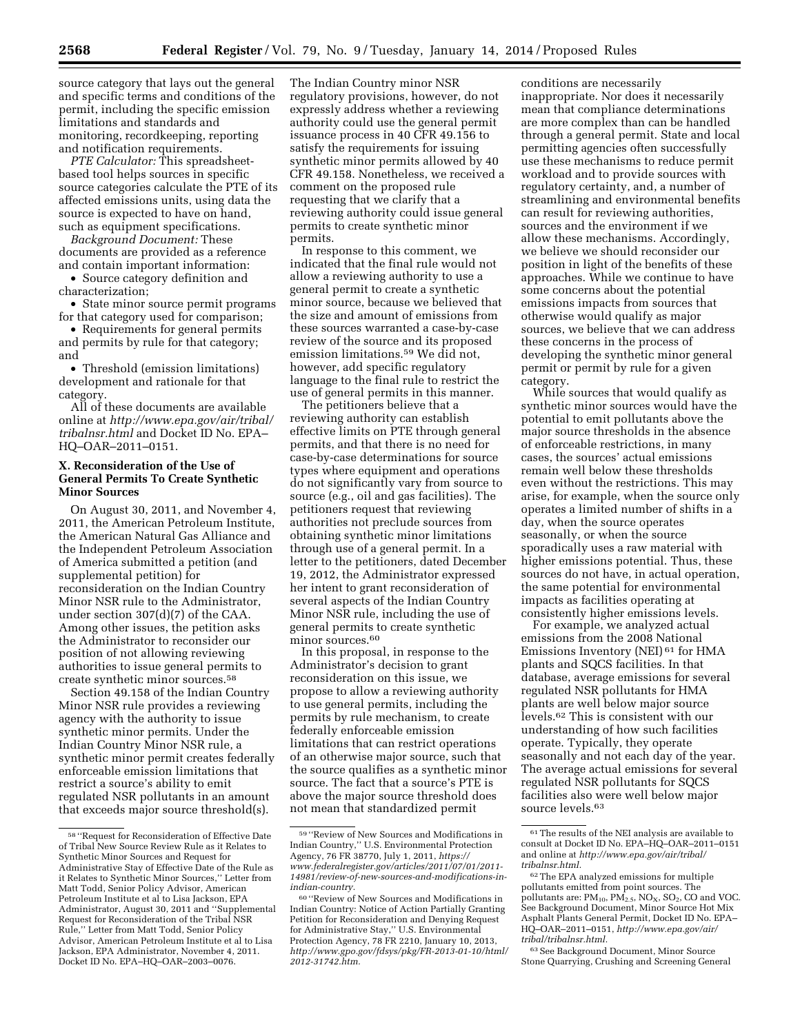source category that lays out the general and specific terms and conditions of the permit, including the specific emission limitations and standards and monitoring, recordkeeping, reporting and notification requirements.

*PTE Calculator:* This spreadsheet-based tool helps sources in specific source categories calculate the PTE of its affected emissions units, using data the source is expected to have on hand, such as equipment specifications.

*Background Document:* These documents are provided as a reference and contain important information:

- Source category definition and characterization;
- State minor source permit programs for that category used for comparison;
- Requirements for general permits and permits by rule for that category; and
- Threshold (emission limitations) development and rationale for that category.

All of these documents are available online at *http://www.epa.gov/air/tribal/tribalnsr.html* and Docket ID No. EPA–HQ–OAR–2011–0151.

## X. Reconsideration of the Use of General Permits To Create Synthetic Minor Sources

On August 30, 2011, and November 4, 2011, the American Petroleum Institute, the American Natural Gas Alliance and the Independent Petroleum Association of America submitted a petition (and supplemental petition) for reconsideration on the Indian Country Minor NSR rule to the Administrator, under section 307(d)(7) of the CAA. Among other issues, the petition asks the Administrator to reconsider our position of not allowing reviewing authorities to issue general permits to create synthetic minor sources.[58]

Section 49.158 of the Indian Country Minor NSR rule provides a reviewing agency with the authority to issue synthetic minor permits. Under the Indian Country Minor NSR rule, a synthetic minor permit creates federally enforceable emission limitations that restrict a source's ability to emit regulated NSR pollutants in an amount that exceeds major source threshold(s). The Indian Country minor NSR regulatory provisions, however, do not expressly address whether a reviewing authority could use the general permit issuance process in 40 CFR 49.156 to satisfy the requirements for issuing synthetic minor permits allowed by 40 CFR 49.158. Nonetheless, we received a comment on the proposed rule requesting that we clarify that a reviewing authority could issue general permits to create synthetic minor permits.

In response to this comment, we indicated that the final rule would not allow a reviewing authority to use a general permit to create a synthetic minor source, because we believed that the size and amount of emissions from these sources warranted a case-by-case review of the source and its proposed emission limitations.[59] We did not, however, add specific regulatory language to the final rule to restrict the use of general permits in this manner.

The petitioners believe that a reviewing authority can establish effective limits on PTE through general permits, and that there is no need for case-by-case determinations for source types where equipment and operations do not significantly vary from source to source (e.g., oil and gas facilities). The petitioners request that reviewing authorities not preclude sources from obtaining synthetic minor limitations through use of a general permit. In a letter to the petitioners, dated December 19, 2012, the Administrator expressed her intent to grant reconsideration of several aspects of the Indian Country Minor NSR rule, including the use of general permits to create synthetic minor sources.[60]

In this proposal, in response to the Administrator's decision to grant reconsideration on this issue, we propose to allow a reviewing authority to use general permits, including the permits by rule mechanism, to create federally enforceable emission limitations that can restrict operations of an otherwise major source, such that the source qualifies as a synthetic minor source. The fact that a source's PTE is above the major source threshold does not mean that standardized permit conditions are necessarily inappropriate. Nor does it necessarily mean that compliance determinations are more complex than can be handled through a general permit. State and local permitting agencies often successfully use these mechanisms to reduce permit workload and to provide sources with regulatory certainty, and, a number of streamlining and environmental benefits can result for reviewing authorities, sources and the environment if we allow these mechanisms. Accordingly, we believe we should reconsider our position in light of the benefits of these approaches. While we continue to have some concerns about the potential emissions impacts from sources that otherwise would qualify as major sources, we believe that we can address these concerns in the process of developing the synthetic minor general permit or permit by rule for a given category.

While sources that would qualify as synthetic minor sources would have the potential to emit pollutants above the major source thresholds in the absence of enforceable restrictions, in many cases, the sources' actual emissions remain well below these thresholds even without the restrictions. This may arise, for example, when the source only operates a limited number of shifts in a day, when the source operates seasonally, or when the source sporadically uses a raw material with higher emissions potential. Thus, these sources do not have, in actual operation, the same potential for environmental impacts as facilities operating at consistently higher emissions levels.

For example, we analyzed actual emissions from the 2008 National Emissions Inventory (NEI)[61] for HMA plants and SQCS facilities. In that database, average emissions for several regulated NSR pollutants for HMA plants are well below major source levels.[62] This is consistent with our understanding of how such facilities operate. Typically, they operate seasonally and not each day of the year. The average actual emissions for several regulated NSR pollutants for SQCS facilities also were well below major source levels.[63]

---

[58] "Request for Reconsideration of Effective Date of Tribal New Source Review Rule as it Relates to Synthetic Minor Sources and Request for Administrative Stay of Effective Date of the Rule as it Relates to Synthetic Minor Sources," Letter from Matt Todd, Senior Policy Advisor, American Petroleum Institute et al to Lisa Jackson, EPA Administrator, August 30, 2011 and "Supplemental Request for Reconsideration of the Tribal NSR Rule," Letter from Matt Todd, Senior Policy Advisor, American Petroleum Institute et al to Lisa Jackson, EPA Administrator, November 4, 2011. Docket ID No. EPA–HQ–OAR–2003–0076.

[59] "Review of New Sources and Modifications in Indian Country," U.S. Environmental Protection Agency, 76 FR 38770, July 1, 2011, *https://www.federalregister.gov/articles/2011/07/01/2011-14981/review-of-new-sources-and-modifications-in-indian-country.*

[60] "Review of New Sources and Modifications in Indian Country: Notice of Action Partially Granting Petition for Reconsideration and Denying Request for Administrative Stay," U.S. Environmental Protection Agency, 78 FR 2210, January 10, 2013, *http://www.gpo.gov/fdsys/pkg/FR-2013-01-10/html/2012-31742.htm.*

[61] The results of the NEI analysis are available to consult at Docket ID No. EPA–HQ–OAR–2011–0151 and online at *http://www.epa.gov/air/tribal/tribalnsr.html.*

[62] The EPA analyzed emissions for multiple pollutants emitted from point sources. The pollutants are: $PM_{10}$, $PM_{2.5}$, $NO_X$, $SO_2$, CO and VOC. See Background Document, Minor Source Hot Mix Asphalt Plants General Permit, Docket ID No. EPA–HQ–OAR–2011–0151, *http://www.epa.gov/air/tribal/tribalnsr.html.*

[63] See Background Document, Minor Source Stone Quarrying, Crushing and Screening General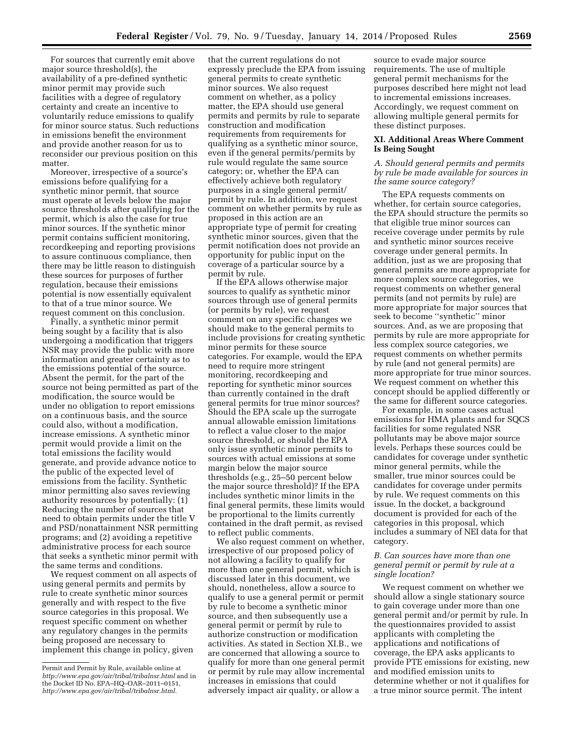For sources that currently emit above major source threshold(s), the availability of a pre-defined synthetic minor permit may provide such facilities with a degree of regulatory certainty and create an incentive to voluntarily reduce emissions to qualify for minor source status. Such reductions in emissions benefit the environment and provide another reason for us to reconsider our previous position on this matter.

Moreover, irrespective of a source's emissions before qualifying for a synthetic minor permit, that source must operate at levels below the major source thresholds after qualifying for the permit, which is also the case for true minor sources. If the synthetic minor permit contains sufficient monitoring, recordkeeping and reporting provisions to assure continuous compliance, then there may be little reason to distinguish these sources for purposes of further regulation, because their emissions potential is now essentially equivalent to that of a true minor source. We request comment on this conclusion.

Finally, a synthetic minor permit being sought by a facility that is also undergoing a modification that triggers NSR may provide the public with more information and greater certainty as to the emissions potential of the source. Absent the permit, for the part of the source not being permitted as part of the modification, the source would be under no obligation to report emissions on a continuous basis, and the source could also, without a modification, increase emissions. A synthetic minor permit would provide a limit on the total emissions the facility would generate, and provide advance notice to the public of the expected level of emissions from the facility. Synthetic minor permitting also saves reviewing authority resources by potentially: (1) Reducing the number of sources that need to obtain permits under the title V and PSD/nonattainment NSR permitting programs; and (2) avoiding a repetitive administrative process for each source that seeks a synthetic minor permit with the same terms and conditions.

We request comment on all aspects of using general permits and permits by rule to create synthetic minor sources generally and with respect to the five source categories in this proposal. We request specific comment on whether any regulatory changes in the permits being proposed are necessary to implement this change in policy, given that the current regulations do not expressly preclude the EPA from issuing general permits to create synthetic minor sources. We also request comment on whether, as a policy matter, the EPA should use general permits and permits by rule to separate construction and modification requirements from requirements for qualifying as a synthetic minor source, even if the general permits/permits by rule would regulate the same source category; or, whether the EPA can effectively achieve both regulatory purposes in a single general permit/permit by rule. In addition, we request comment on whether permits by rule as proposed in this action are an appropriate type of permit for creating synthetic minor sources, given that the permit notification does not provide an opportunity for public input on the coverage of a particular source by a permit by rule.

If the EPA allows otherwise major sources to qualify as synthetic minor sources through use of general permits (or permits by rule), we request comment on any specific changes we should make to the general permits to include provisions for creating synthetic minor permits for these source categories. For example, would the EPA need to require more stringent monitoring, recordkeeping and reporting for synthetic minor sources than currently contained in the draft general permits for true minor sources? Should the EPA scale up the surrogate annual allowable emission limitations to reflect a value closer to the major source threshold, or should the EPA only issue synthetic minor permits to sources with actual emissions at some margin below the major source thresholds (e.g., 25–50 percent below the major source threshold)? If the EPA includes synthetic minor limits in the final general permits, these limits would be proportional to the limits currently contained in the draft permit, as revised to reflect public comments.

We also request comment on whether, irrespective of our proposed policy of not allowing a facility to qualify for more than one general permit, which is discussed later in this document, we should, nonetheless, allow a source to qualify to use a general permit or permit by rule to become a synthetic minor source, and then subsequently use a general permit or permit by rule to authorize construction or modification activities. As stated in Section XI.B., we are concerned that allowing a source to qualify for more than one general permit or permit by rule may allow incremental increases in emissions that could adversely impact air quality, or allow a source to evade major source requirements. The use of multiple general permit mechanisms for the purposes described here might not lead to incremental emissions increases. Accordingly, we request comment on allowing multiple general permits for these distinct purposes.

## XI. Additional Areas Where Comment Is Being Sought

### *A. Should general permits and permits by rule be made available for sources in the same source category?*

The EPA requests comments on whether, for certain source categories, the EPA should structure the permits so that eligible true minor sources can receive coverage under permits by rule and synthetic minor sources receive coverage under general permits. In addition, just as we are proposing that general permits are more appropriate for more complex source categories, we request comments on whether general permits (and not permits by rule) are more appropriate for major sources that seek to become "synthetic" minor sources. And, as we are proposing that permits by rule are more appropriate for less complex source categories, we request comments on whether permits by rule (and not general permits) are more appropriate for true minor sources. We request comment on whether this concept should be applied differently or the same for different source categories.

For example, in some cases actual emissions for HMA plants and for SQCS facilities for some regulated NSR pollutants may be above major source levels. Perhaps these sources could be candidates for coverage under synthetic minor general permits, while the smaller, true minor sources could be candidates for coverage under permits by rule. We request comments on this issue. In the docket, a background document is provided for each of the categories in this proposal, which includes a summary of NEI data for that category.

### *B. Can sources have more than one general permit or permit by rule at a single location?*

We request comment on whether we should allow a single stationary source to gain coverage under more than one general permit and/or permit by rule. In the questionnaires provided to assist applicants with completing the applications and notifications of coverage, the EPA asks applicants to provide PTE emissions for existing, new and modified emission units to determine whether or not it qualifies for a true minor source permit. The intent

---

Permit and Permit by Rule, available online at *http://www.epa.gov/air/tribal/tribalnsr.html* and in the Docket ID No. EPA–HQ–OAR–2011–0151, *http://www.epa.gov/air/tribal/tribalnsr.html.*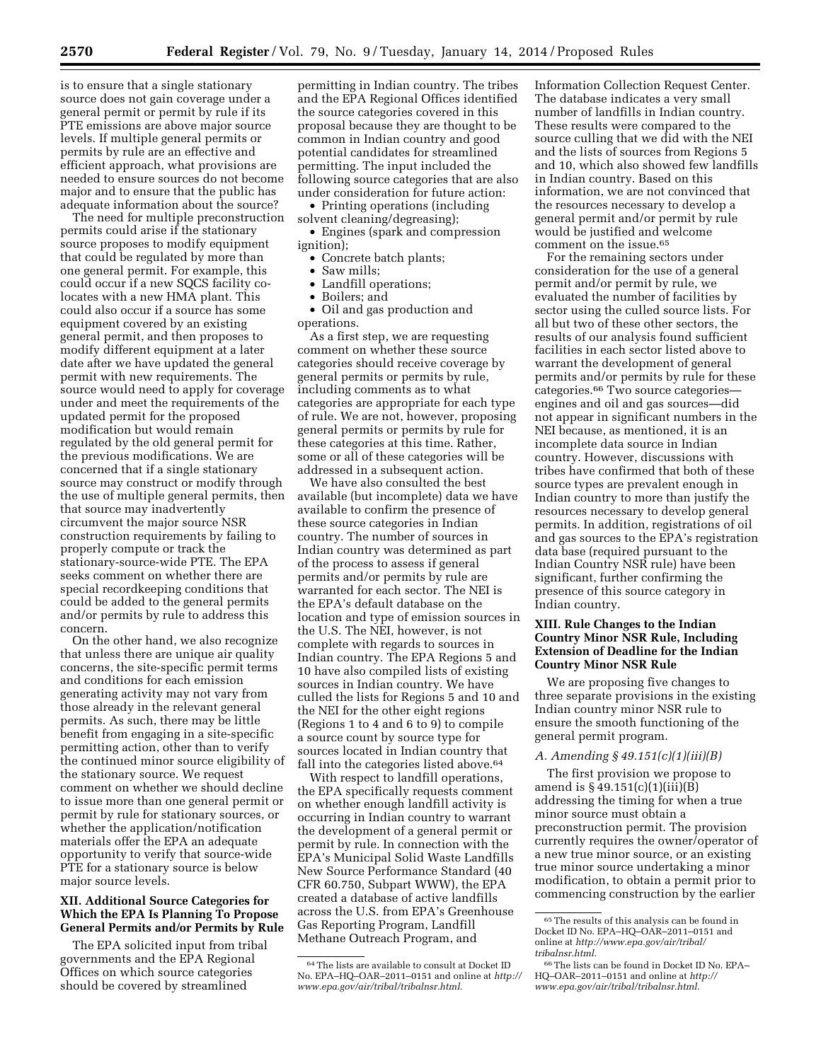is to ensure that a single stationary source does not gain coverage under a general permit or permit by rule if its PTE emissions are above major source levels. If multiple general permits or permits by rule are an effective and efficient approach, what provisions are needed to ensure sources do not become major and to ensure that the public has adequate information about the source?

The need for multiple preconstruction permits could arise if the stationary source proposes to modify equipment that could be regulated by more than one general permit. For example, this could occur if a new SQCS facility co-locates with a new HMA plant. This could also occur if a source has some equipment covered by an existing general permit, and then proposes to modify different equipment at a later date after we have updated the general permit with new requirements. The source would need to apply for coverage under and meet the requirements of the updated permit for the proposed modification but would remain regulated by the old general permit for the previous modifications. We are concerned that if a single stationary source may construct or modify through the use of multiple general permits, then that source may inadvertently circumvent the major source NSR construction requirements by failing to properly compute or track the stationary-source-wide PTE. The EPA seeks comment on whether there are special recordkeeping conditions that could be added to the general permits and/or permits by rule to address this concern.

On the other hand, we also recognize that unless there are unique air quality concerns, the site-specific permit terms and conditions for each emission generating activity may not vary from those already in the relevant general permits. As such, there may be little benefit from engaging in a site-specific permitting action, other than to verify the continued minor source eligibility of the stationary source. We request comment on whether we should decline to issue more than one general permit or permit by rule for stationary sources, or whether the application/notification materials offer the EPA an adequate opportunity to verify that source-wide PTE for a stationary source is below major source levels.

## XII. Additional Source Categories for Which the EPA Is Planning To Propose General Permits and/or Permits by Rule

The EPA solicited input from tribal governments and the EPA Regional Offices on which source categories should be covered by streamlined permitting in Indian country. The tribes and the EPA Regional Offices identified the source categories covered in this proposal because they are thought to be common in Indian country and good potential candidates for streamlined permitting. The input included the following source categories that are also under consideration for future action:

- Printing operations (including solvent cleaning/degreasing);
- Engines (spark and compression ignition);
- Concrete batch plants;
- Saw mills;
- Landfill operations;
- Boilers; and
- Oil and gas production and operations.

As a first step, we are requesting comment on whether these source categories should receive coverage by general permits or permits by rule, including comments as to what categories are appropriate for each type of rule. We are not, however, proposing general permits or permits by rule for these categories at this time. Rather, some or all of these categories will be addressed in a subsequent action.

We have also consulted the best available (but incomplete) data we have available to confirm the presence of these source categories in Indian country. The number of sources in Indian country was determined as part of the process to assess if general permits and/or permits by rule are warranted for each sector. The NEI is the EPA's default database on the location and type of emission sources in the U.S. The NEI, however, is not complete with regards to sources in Indian country. The EPA Regions 5 and 10 have also compiled lists of existing sources in Indian country. We have culled the lists for Regions 5 and 10 and the NEI for the other eight regions (Regions 1 to 4 and 6 to 9) to compile a source count by source type for sources located in Indian country that fall into the categories listed above.[64]

With respect to landfill operations, the EPA specifically requests comment on whether enough landfill activity is occurring in Indian country to warrant the development of a general permit or permit by rule. In connection with the EPA's Municipal Solid Waste Landfills New Source Performance Standard (40 CFR 60.750, Subpart WWW), the EPA created a database of active landfills across the U.S. from EPA's Greenhouse Gas Reporting Program, Landfill Methane Outreach Program, and Information Collection Request Center. The database indicates a very small number of landfills in Indian country. These results were compared to the source culling that we did with the NEI and the lists of sources from Regions 5 and 10, which also showed few landfills in Indian country. Based on this information, we are not convinced that the resources necessary to develop a general permit and/or permit by rule would be justified and welcome comment on the issue.[65]

For the remaining sectors under consideration for the use of a general permit and/or permit by rule, we evaluated the number of facilities by sector using the culled source lists. For all but two of these other sectors, the results of our analysis found sufficient facilities in each sector listed above to warrant the development of general permits and/or permits by rule for these categories.[66] Two source categories—engines and oil and gas sources—did not appear in significant numbers in the NEI because, as mentioned, it is an incomplete data source in Indian country. However, discussions with tribes have confirmed that both of these source types are prevalent enough in Indian country to more than justify the resources necessary to develop general permits. In addition, registrations of oil and gas sources to the EPA's registration data base (required pursuant to the Indian Country NSR rule) have been significant, further confirming the presence of this source category in Indian country.

## XIII. Rule Changes to the Indian Country Minor NSR Rule, Including Extension of Deadline for the Indian Country Minor NSR Rule

We are proposing five changes to three separate provisions in the existing Indian country minor NSR rule to ensure the smooth functioning of the general permit program.

### A. Amending § 49.151(c)(1)(iii)(B)

The first provision we propose to amend is § 49.151(c)(1)(iii)(B) addressing the timing for when a true minor source must obtain a preconstruction permit. The provision currently requires the owner/operator of a new true minor source, or an existing true minor source undertaking a minor modification, to obtain a permit prior to commencing construction by the earlier

---

[64] The lists are available to consult at Docket ID No. EPA–HQ–OAR–2011–0151 and online at *http://www.epa.gov/air/tribal/tribalnsr.html*.

[65] The results of this analysis can be found in Docket ID No. EPA–HQ–OAR–2011–0151 and online at *http://www.epa.gov/air/tribal/tribalnsr.html*.

[66] The lists can be found in Docket ID No. EPA–HQ–OAR–2011–0151 and online at *http://www.epa.gov/air/tribal/tribalnsr.html*.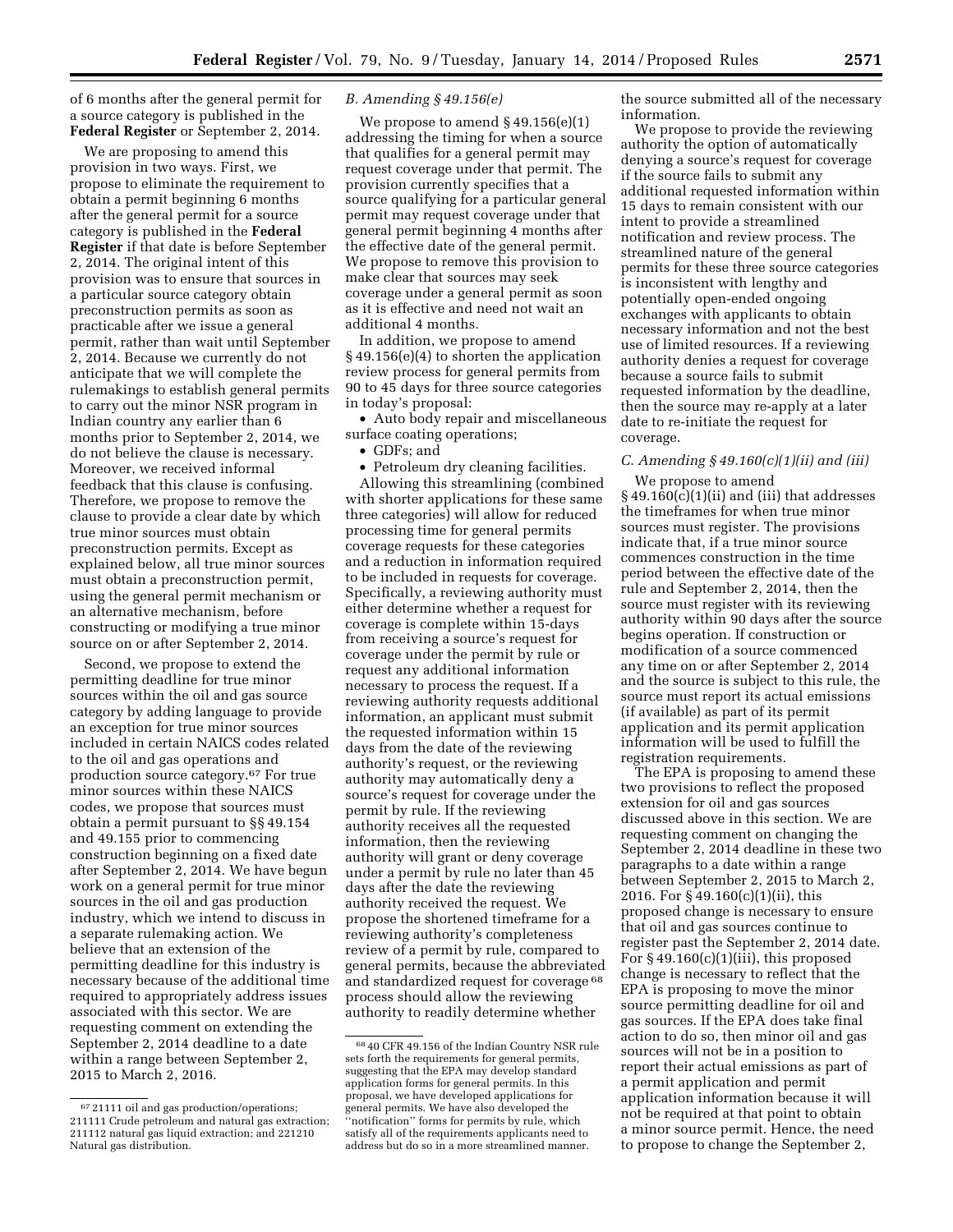of 6 months after the general permit for a source category is published in the **Federal Register** or September 2, 2014.

We are proposing to amend this provision in two ways. First, we propose to eliminate the requirement to obtain a permit beginning 6 months after the general permit for a source category is published in the **Federal Register** if that date is before September 2, 2014. The original intent of this provision was to ensure that sources in a particular source category obtain preconstruction permits as soon as practicable after we issue a general permit, rather than wait until September 2, 2014. Because we currently do not anticipate that we will complete the rulemakings to establish general permits to carry out the minor NSR program in Indian country any earlier than 6 months prior to September 2, 2014, we do not believe the clause is necessary. Moreover, we received informal feedback that this clause is confusing. Therefore, we propose to remove the clause to provide a clear date by which true minor sources must obtain preconstruction permits. Except as explained below, all true minor sources must obtain a preconstruction permit, using the general permit mechanism or an alternative mechanism, before constructing or modifying a true minor source on or after September 2, 2014.

Second, we propose to extend the permitting deadline for true minor sources within the oil and gas source category by adding language to provide an exception for true minor sources included in certain NAICS codes related to the oil and gas operations and production source category.[67] For true minor sources within these NAICS codes, we propose that sources must obtain a permit pursuant to §§ 49.154 and 49.155 prior to commencing construction beginning on a fixed date after September 2, 2014. We have begun work on a general permit for true minor sources in the oil and gas production industry, which we intend to discuss in a separate rulemaking action. We believe that an extension of the permitting deadline for this industry is necessary because of the additional time required to appropriately address issues associated with this sector. We are requesting comment on extending the September 2, 2014 deadline to a date within a range between September 2, 2015 to March 2, 2016.

### *B. Amending § 49.156(e)*

We propose to amend § 49.156(e)(1) addressing the timing for when a source that qualifies for a general permit may request coverage under that permit. The provision currently specifies that a source qualifying for a particular general permit may request coverage under that general permit beginning 4 months after the effective date of the general permit. We propose to remove this provision to make clear that sources may seek coverage under a general permit as soon as it is effective and need not wait an additional 4 months.

In addition, we propose to amend § 49.156(e)(4) to shorten the application review process for general permits from 90 to 45 days for three source categories in today's proposal:

- Auto body repair and miscellaneous surface coating operations;
- GDFs; and
- Petroleum dry cleaning facilities.

Allowing this streamlining (combined with shorter applications for these same three categories) will allow for reduced processing time for general permits coverage requests for these categories and a reduction in information required to be included in requests for coverage. Specifically, a reviewing authority must either determine whether a request for coverage is complete within 15-days from receiving a source's request for coverage under the permit by rule or request any additional information necessary to process the request. If a reviewing authority requests additional information, an applicant must submit the requested information within 15 days from the date of the reviewing authority's request, or the reviewing authority may automatically deny a source's request for coverage under the permit by rule. If the reviewing authority receives all the requested information, then the reviewing authority will grant or deny coverage under a permit by rule no later than 45 days after the date the reviewing authority received the request. We propose the shortened timeframe for a reviewing authority's completeness review of a permit by rule, compared to general permits, because the abbreviated and standardized request for coverage[68] process should allow the reviewing authority to readily determine whether the source submitted all of the necessary information.

We propose to provide the reviewing authority the option of automatically denying a source's request for coverage if the source fails to submit any additional requested information within 15 days to remain consistent with our intent to provide a streamlined notification and review process. The streamlined nature of the general permits for these three source categories is inconsistent with lengthy and potentially open-ended ongoing exchanges with applicants to obtain necessary information and not the best use of limited resources. If a reviewing authority denies a request for coverage because a source fails to submit requested information by the deadline, then the source may re-apply at a later date to re-initiate the request for coverage.

### *C. Amending § 49.160(c)(1)(ii) and (iii)*

We propose to amend § 49.160(c)(1)(ii) and (iii) that addresses the timeframes for when true minor sources must register. The provisions indicate that, if a true minor source commences construction in the time period between the effective date of the rule and September 2, 2014, then the source must register with its reviewing authority within 90 days after the source begins operation. If construction or modification of a source commenced any time on or after September 2, 2014 and the source is subject to this rule, the source must report its actual emissions (if available) as part of its permit application and its permit application information will be used to fulfill the registration requirements.

The EPA is proposing to amend these two provisions to reflect the proposed extension for oil and gas sources discussed above in this section. We are requesting comment on changing the September 2, 2014 deadline in these two paragraphs to a date within a range between September 2, 2015 to March 2, 2016. For § 49.160(c)(1)(ii), this proposed change is necessary to ensure that oil and gas sources continue to register past the September 2, 2014 date. For § 49.160(c)(1)(iii), this proposed change is necessary to reflect that the EPA is proposing to move the minor source permitting deadline for oil and gas sources. If the EPA does take final action to do so, then minor oil and gas sources will not be in a position to report their actual emissions as part of a permit application and permit application information because it will not be required at that point to obtain a minor source permit. Hence, the need to propose to change the September 2,

---

[67] 21111 oil and gas production/operations; 211111 Crude petroleum and natural gas extraction; 211112 natural gas liquid extraction; and 221210 Natural gas distribution.

[68] 40 CFR 49.156 of the Indian Country NSR rule sets forth the requirements for general permits, suggesting that the EPA may develop standard application forms for general permits. In this proposal, we have developed applications for general permits. We have also developed the "notification" forms for permits by rule, which satisfy all of the requirements applicants need to address but do so in a more streamlined manner.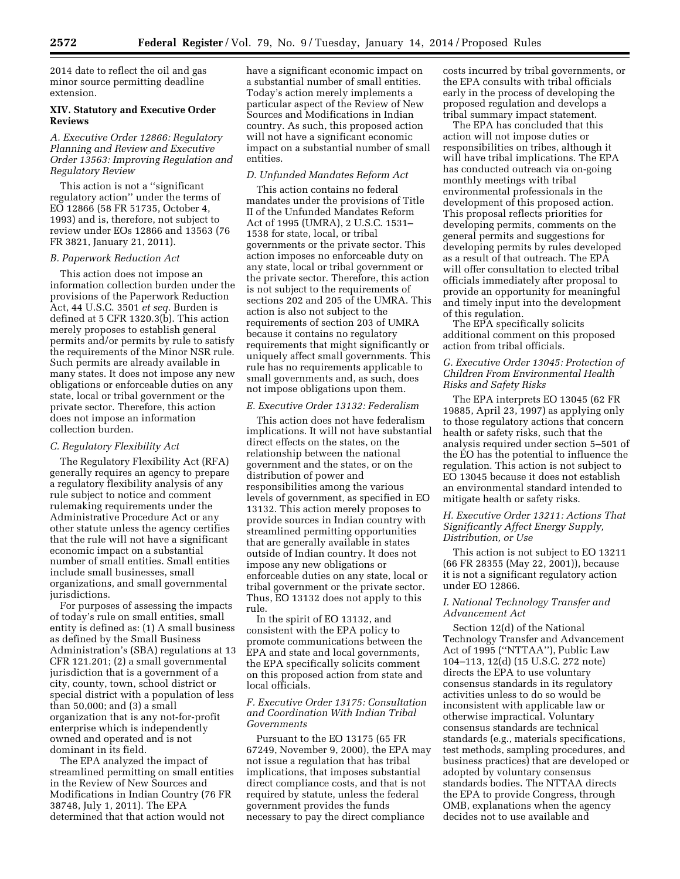2014 date to reflect the oil and gas minor source permitting deadline extension.

## XIV. Statutory and Executive Order Reviews

### *A. Executive Order 12866: Regulatory Planning and Review and Executive Order 13563: Improving Regulation and Regulatory Review*

This action is not a ''significant regulatory action'' under the terms of EO 12866 (58 FR 51735, October 4, 1993) and is, therefore, not subject to review under EOs 12866 and 13563 (76 FR 3821, January 21, 2011).

### *B. Paperwork Reduction Act*

This action does not impose an information collection burden under the provisions of the Paperwork Reduction Act, 44 U.S.C. 3501 *et seq.* Burden is defined at 5 CFR 1320.3(b). This action merely proposes to establish general permits and/or permits by rule to satisfy the requirements of the Minor NSR rule. Such permits are already available in many states. It does not impose any new obligations or enforceable duties on any state, local or tribal government or the private sector. Therefore, this action does not impose an information collection burden.

### *C. Regulatory Flexibility Act*

The Regulatory Flexibility Act (RFA) generally requires an agency to prepare a regulatory flexibility analysis of any rule subject to notice and comment rulemaking requirements under the Administrative Procedure Act or any other statute unless the agency certifies that the rule will not have a significant economic impact on a substantial number of small entities. Small entities include small businesses, small organizations, and small governmental jurisdictions.

For purposes of assessing the impacts of today's rule on small entities, small entity is defined as: (1) A small business as defined by the Small Business Administration's (SBA) regulations at 13 CFR 121.201; (2) a small governmental jurisdiction that is a government of a city, county, town, school district or special district with a population of less than 50,000; and (3) a small organization that is any not-for-profit enterprise which is independently owned and operated and is not dominant in its field.

The EPA analyzed the impact of streamlined permitting on small entities in the Review of New Sources and Modifications in Indian Country (76 FR 38748, July 1, 2011). The EPA determined that that action would not have a significant economic impact on a substantial number of small entities. Today's action merely implements a particular aspect of the Review of New Sources and Modifications in Indian country. As such, this proposed action will not have a significant economic impact on a substantial number of small entities.

### *D. Unfunded Mandates Reform Act*

This action contains no federal mandates under the provisions of Title II of the Unfunded Mandates Reform Act of 1995 (UMRA), 2 U.S.C. 1531–1538 for state, local, or tribal governments or the private sector. This action imposes no enforceable duty on any state, local or tribal government or the private sector. Therefore, this action is not subject to the requirements of sections 202 and 205 of the UMRA. This action is also not subject to the requirements of section 203 of UMRA because it contains no regulatory requirements that might significantly or uniquely affect small governments. This rule has no requirements applicable to small governments and, as such, does not impose obligations upon them.

### *E. Executive Order 13132: Federalism*

This action does not have federalism implications. It will not have substantial direct effects on the states, on the relationship between the national government and the states, or on the distribution of power and responsibilities among the various levels of government, as specified in EO 13132. This action merely proposes to provide sources in Indian country with streamlined permitting opportunities that are generally available in states outside of Indian country. It does not impose any new obligations or enforceable duties on any state, local or tribal government or the private sector. Thus, EO 13132 does not apply to this rule.

In the spirit of EO 13132, and consistent with the EPA policy to promote communications between the EPA and state and local governments, the EPA specifically solicits comment on this proposed action from state and local officials.

### *F. Executive Order 13175: Consultation and Coordination With Indian Tribal Governments*

Pursuant to the EO 13175 (65 FR 67249, November 9, 2000), the EPA may not issue a regulation that has tribal implications, that imposes substantial direct compliance costs, and that is not required by statute, unless the federal government provides the funds necessary to pay the direct compliance costs incurred by tribal governments, or the EPA consults with tribal officials early in the process of developing the proposed regulation and develops a tribal summary impact statement.

The EPA has concluded that this action will not impose duties or responsibilities on tribes, although it will have tribal implications. The EPA has conducted outreach via on-going monthly meetings with tribal environmental professionals in the development of this proposed action. This proposal reflects priorities for developing permits, comments on the general permits and suggestions for developing permits by rules developed as a result of that outreach. The EPA will offer consultation to elected tribal officials immediately after proposal to provide an opportunity for meaningful and timely input into the development of this regulation.

The EPA specifically solicits additional comment on this proposed action from tribal officials.

### *G. Executive Order 13045: Protection of Children From Environmental Health Risks and Safety Risks*

The EPA interprets EO 13045 (62 FR 19885, April 23, 1997) as applying only to those regulatory actions that concern health or safety risks, such that the analysis required under section 5–501 of the EO has the potential to influence the regulation. This action is not subject to EO 13045 because it does not establish an environmental standard intended to mitigate health or safety risks.

### *H. Executive Order 13211: Actions That Significantly Affect Energy Supply, Distribution, or Use*

This action is not subject to EO 13211 (66 FR 28355 (May 22, 2001)), because it is not a significant regulatory action under EO 12866.

### *I. National Technology Transfer and Advancement Act*

Section 12(d) of the National Technology Transfer and Advancement Act of 1995 (''NTTAA''), Public Law 104–113, 12(d) (15 U.S.C. 272 note) directs the EPA to use voluntary consensus standards in its regulatory activities unless to do so would be inconsistent with applicable law or otherwise impractical. Voluntary consensus standards are technical standards (e.g., materials specifications, test methods, sampling procedures, and business practices) that are developed or adopted by voluntary consensus standards bodies. The NTTAA directs the EPA to provide Congress, through OMB, explanations when the agency decides not to use available and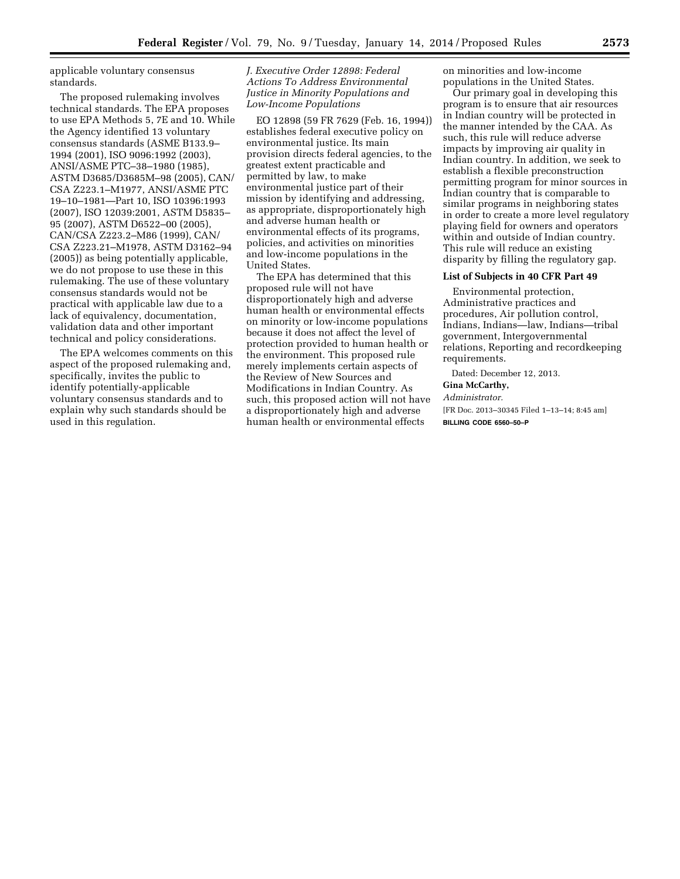applicable voluntary consensus standards.

The proposed rulemaking involves technical standards. The EPA proposes to use EPA Methods 5, 7E and 10. While the Agency identified 13 voluntary consensus standards (ASME B133.9–1994 (2001), ISO 9096:1992 (2003), ANSI/ASME PTC–38–1980 (1985), ASTM D3685/D3685M–98 (2005), CAN/CSA Z223.1–M1977, ANSI/ASME PTC 19–10–1981—Part 10, ISO 10396:1993 (2007), ISO 12039:2001, ASTM D5835–95 (2007), ASTM D6522–00 (2005), CAN/CSA Z223.2–M86 (1999), CAN/CSA Z223.21–M1978, ASTM D3162–94 (2005)) as being potentially applicable, we do not propose to use these in this rulemaking. The use of these voluntary consensus standards would not be practical with applicable law due to a lack of equivalency, documentation, validation data and other important technical and policy considerations.

The EPA welcomes comments on this aspect of the proposed rulemaking and, specifically, invites the public to identify potentially-applicable voluntary consensus standards and to explain why such standards should be used in this regulation.

*J. Executive Order 12898: Federal Actions To Address Environmental Justice in Minority Populations and Low-Income Populations*

EO 12898 (59 FR 7629 (Feb. 16, 1994)) establishes federal executive policy on environmental justice. Its main provision directs federal agencies, to the greatest extent practicable and permitted by law, to make environmental justice part of their mission by identifying and addressing, as appropriate, disproportionately high and adverse human health or environmental effects of its programs, policies, and activities on minorities and low-income populations in the United States.

The EPA has determined that this proposed rule will not have disproportionately high and adverse human health or environmental effects on minority or low-income populations because it does not affect the level of protection provided to human health or the environment. This proposed rule merely implements certain aspects of the Review of New Sources and Modifications in Indian Country. As such, this proposed action will not have a disproportionately high and adverse human health or environmental effects on minorities and low-income populations in the United States.

Our primary goal in developing this program is to ensure that air resources in Indian country will be protected in the manner intended by the CAA. As such, this rule will reduce adverse impacts by improving air quality in Indian country. In addition, we seek to establish a flexible preconstruction permitting program for minor sources in Indian country that is comparable to similar programs in neighboring states in order to create a more level regulatory playing field for owners and operators within and outside of Indian country. This rule will reduce an existing disparity by filling the regulatory gap.

**List of Subjects in 40 CFR Part 49**

Environmental protection, Administrative practices and procedures, Air pollution control, Indians, Indians—law, Indians—tribal government, Intergovernmental relations, Reporting and recordkeeping requirements.

Dated: December 12, 2013.

**Gina McCarthy,**

*Administrator.*

[FR Doc. 2013–30345 Filed 1–13–14; 8:45 am]

**BILLING CODE 6560–50–P**